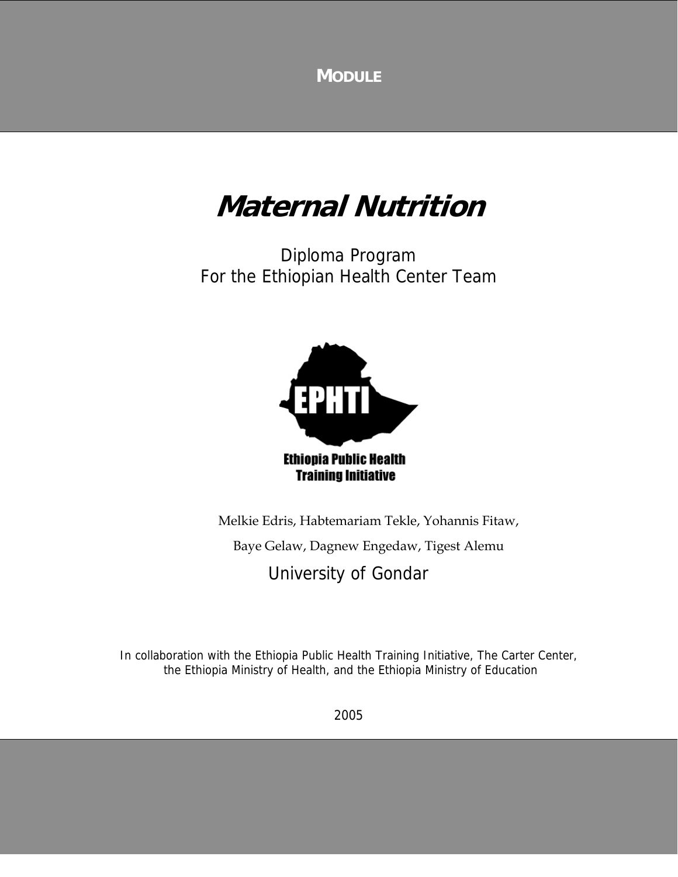**MODULE**

# *Maternal Nutrition*

Diploma Program
For the Ethiopian Health Center Team

**EPHTI**

**Ethiopia Public Health Training Initiative**

Melkie Edris, Habtemariam Tekle, Yohannis Fitaw,

Baye Gelaw, Dagnew Engedaw, Tigest Alemu

University of Gondar

In collaboration with the Ethiopia Public Health Training Initiative, The Carter Center, the Ethiopia Ministry of Health, and the Ethiopia Ministry of Education

2005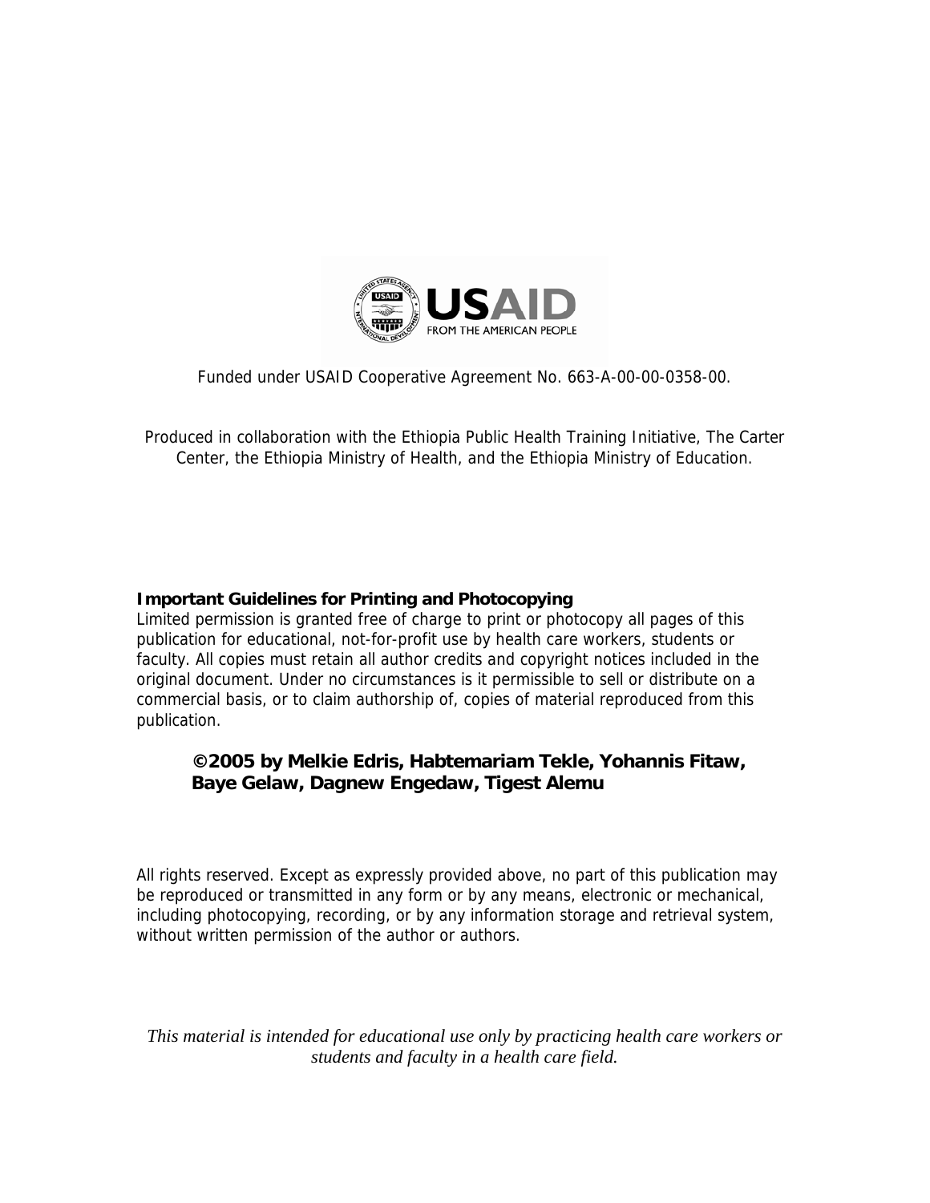Funded under USAID Cooperative Agreement No. 663-A-00-00-0358-00.

Produced in collaboration with the Ethiopia Public Health Training Initiative, The Carter Center, the Ethiopia Ministry of Health, and the Ethiopia Ministry of Education.

**Important Guidelines for Printing and Photocopying**
Limited permission is granted free of charge to print or photocopy all pages of this publication for educational, not-for-profit use by health care workers, students or faculty. All copies must retain all author credits and copyright notices included in the original document. Under no circumstances is it permissible to sell or distribute on a commercial basis, or to claim authorship of, copies of material reproduced from this publication.

**©2005 by Melkie Edris, Habtemariam Tekle, Yohannis Fitaw, Baye Gelaw, Dagnew Engedaw, Tigest Alemu**

All rights reserved. Except as expressly provided above, no part of this publication may be reproduced or transmitted in any form or by any means, electronic or mechanical, including photocopying, recording, or by any information storage and retrieval system, without written permission of the author or authors.

*This material is intended for educational use only by practicing health care workers or students and faculty in a health care field.*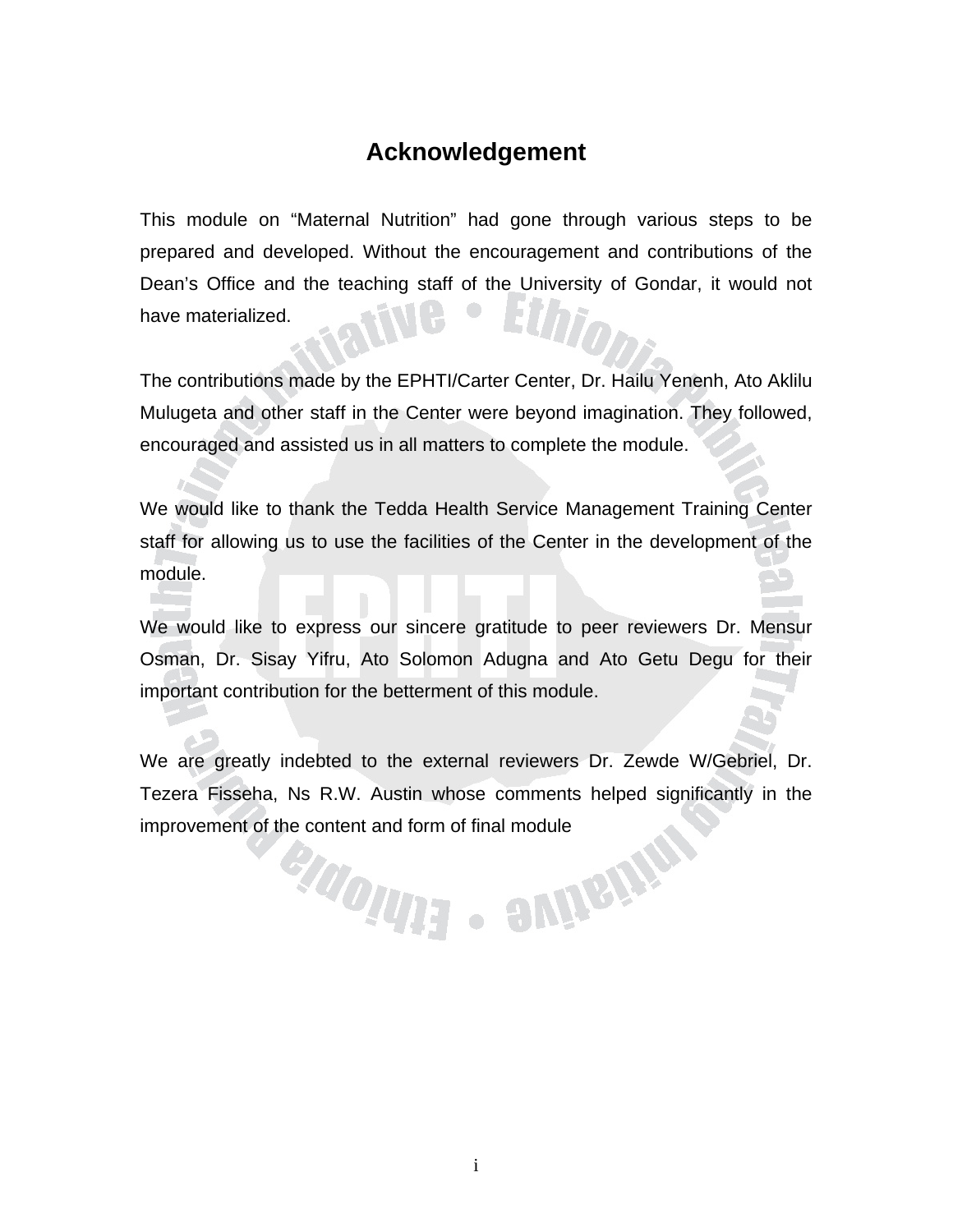# Acknowledgement

This module on "Maternal Nutrition" had gone through various steps to be prepared and developed. Without the encouragement and contributions of the Dean's Office and the teaching staff of the University of Gondar, it would not have materialized.

The contributions made by the EPHTI/Carter Center, Dr. Hailu Yenenh, Ato Aklilu Mulugeta and other staff in the Center were beyond imagination. They followed, encouraged and assisted us in all matters to complete the module.

We would like to thank the Tedda Health Service Management Training Center staff for allowing us to use the facilities of the Center in the development of the module.

We would like to express our sincere gratitude to peer reviewers Dr. Mensur Osman, Dr. Sisay Yifru, Ato Solomon Adugna and Ato Getu Degu for their important contribution for the betterment of this module.

We are greatly indebted to the external reviewers Dr. Zewde W/Gebriel, Dr. Tezera Fisseha, Ns R.W. Austin whose comments helped significantly in the improvement of the content and form of final module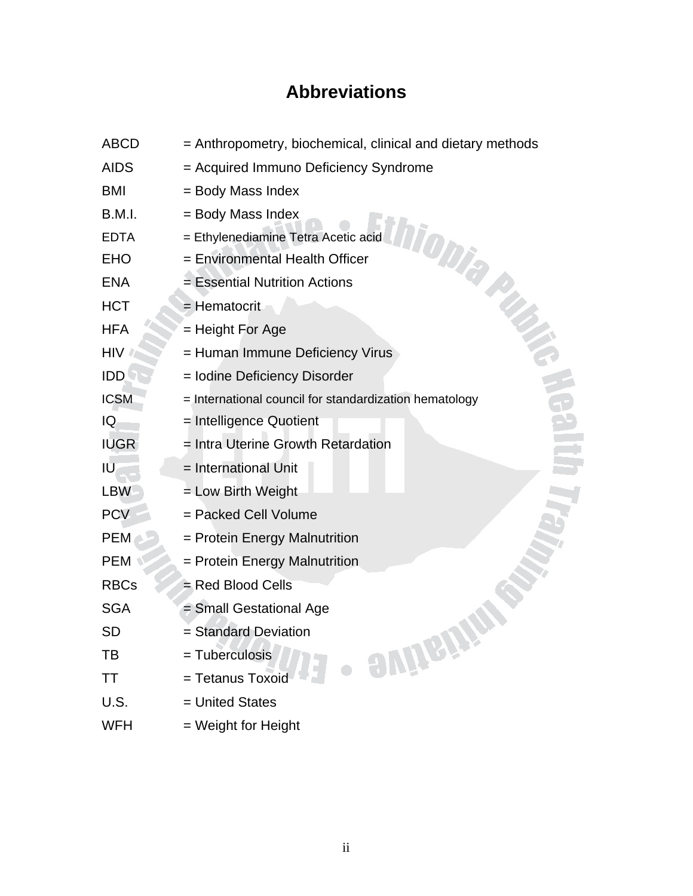# Abbreviations

ABCD = Anthropometry, biochemical, clinical and dietary methods
AIDS = Acquired Immuno Deficiency Syndrome
BMI = Body Mass Index
B.M.I. = Body Mass Index
EDTA = Ethylenediamine Tetra Acetic acid
EHO = Environmental Health Officer
ENA = Essential Nutrition Actions
HCT = Hematocrit
HFA = Height For Age
HIV = Human Immune Deficiency Virus
IDD = Iodine Deficiency Disorder
ICSM = International council for standardization hematology
IQ = Intelligence Quotient
IUGR = Intra Uterine Growth Retardation
IU = International Unit
LBW = Low Birth Weight
PCV = Packed Cell Volume
PEM = Protein Energy Malnutrition
PEM = Protein Energy Malnutrition
RBCs = Red Blood Cells
SGA = Small Gestational Age
SD = Standard Deviation
TB = Tuberculosis
TT = Tetanus Toxoid
U.S. = United States
WFH = Weight for Height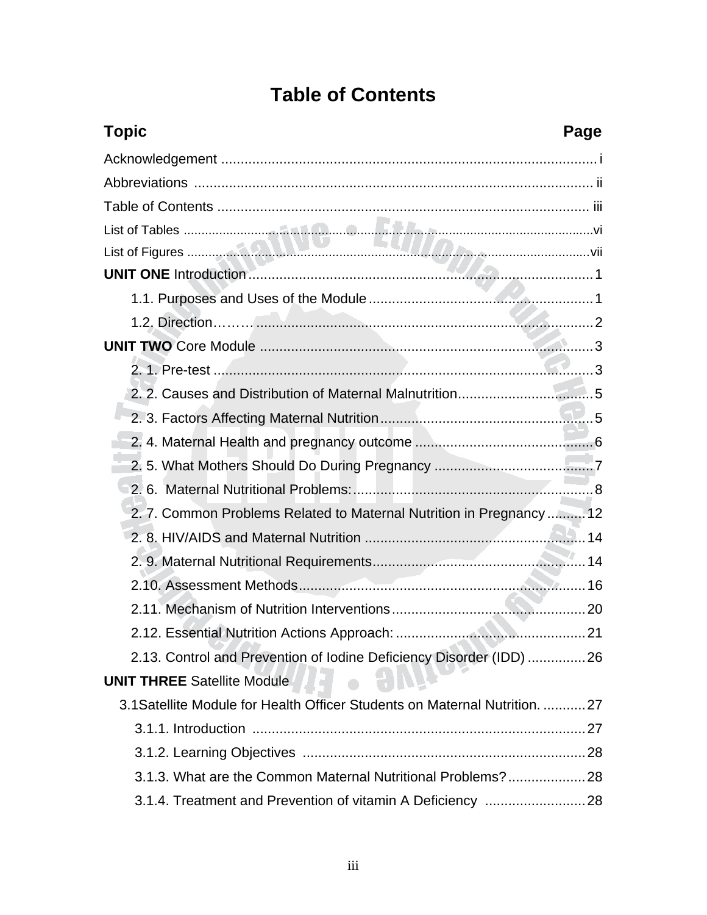# Table of Contents

| Topic | Page |
|---|---|
| Acknowledgement | i |
| Abbreviations | ii |
| Table of Contents | iii |
| List of Tables | vi |
| List of Figures | vii |
| **UNIT ONE** Introduction | 1 |
| 1.1. Purposes and Uses of the Module | 1 |
| 1.2. Direction……… | 2 |
| **UNIT TWO** Core Module | 3 |
| 2. 1. Pre-test | 3 |
| 2. 2. Causes and Distribution of Maternal Malnutrition | 5 |
| 2. 3. Factors Affecting Maternal Nutrition | 5 |
| 2. 4. Maternal Health and pregnancy outcome | 6 |
| 2. 5. What Mothers Should Do During Pregnancy | 7 |
| 2. 6. Maternal Nutritional Problems: | 8 |
| 2. 7. Common Problems Related to Maternal Nutrition in Pregnancy | 12 |
| 2. 8. HIV/AIDS and Maternal Nutrition | 14 |
| 2. 9. Maternal Nutritional Requirements | 14 |
| 2.10. Assessment Methods | 16 |
| 2.11. Mechanism of Nutrition Interventions | 20 |
| 2.12. Essential Nutrition Actions Approach: | 21 |
| 2.13. Control and Prevention of Iodine Deficiency Disorder (IDD) | 26 |
| **UNIT THREE** Satellite Module | |
| 3.1Satellite Module for Health Officer Students on Maternal Nutrition. | 27 |
| 3.1.1. Introduction | 27 |
| 3.1.2. Learning Objectives | 28 |
| 3.1.3. What are the Common Maternal Nutritional Problems? | 28 |
| 3.1.4. Treatment and Prevention of vitamin A Deficiency | 28 |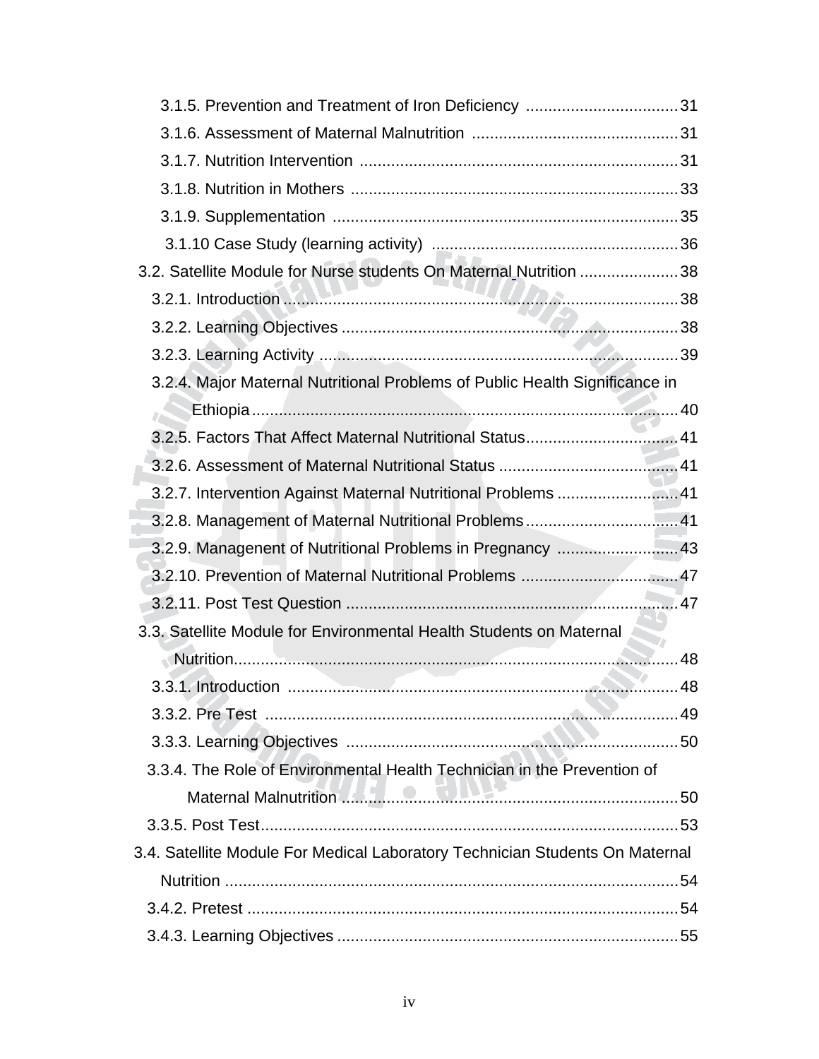3.1.5. Prevention and Treatment of Iron Deficiency .................................. 31

3.1.6. Assessment of Maternal Malnutrition .............................................. 31

3.1.7. Nutrition Intervention ....................................................................... 31

3.1.8. Nutrition in Mothers ......................................................................... 33

3.1.9. Supplementation ............................................................................. 35

3.1.10 Case Study (learning activity) ....................................................... 36

3.2. Satellite Module for Nurse students On Maternal Nutrition ...................... 38

3.2.1. Introduction ........................................................................................ 38

3.2.2. Learning Objectives ........................................................................... 38

3.2.3. Learning Activity ................................................................................ 39

3.2.4. Major Maternal Nutritional Problems of Public Health Significance in Ethiopia ................................................................................................ 40

3.2.5. Factors That Affect Maternal Nutritional Status.................................. 41

3.2.6. Assessment of Maternal Nutritional Status ........................................ 41

3.2.7. Intervention Against Maternal Nutritional Problems ........................... 41

3.2.8. Management of Maternal Nutritional Problems.................................. 41

3.2.9. Managenent of Nutritional Problems in Pregnancy ........................... 43

3.2.10. Prevention of Maternal Nutritional Problems ................................... 47

3.2.11. Post Test Question .......................................................................... 47

3.3. Satellite Module for Environmental Health Students on Maternal Nutrition.................................................................................................... 48

3.3.1. Introduction ....................................................................................... 48

3.3.2. Pre Test ............................................................................................. 49

3.3.3. Learning Objectives .......................................................................... 50

3.3.4. The Role of Environmental Health Technician in the Prevention of Maternal Malnutrition ........................................................................... 50

3.3.5. Post Test............................................................................................. 53

3.4. Satellite Module For Medical Laboratory Technician Students On Maternal Nutrition ..................................................................................................... 54

3.4.2. Pretest ................................................................................................ 54

3.4.3. Learning Objectives ............................................................................ 55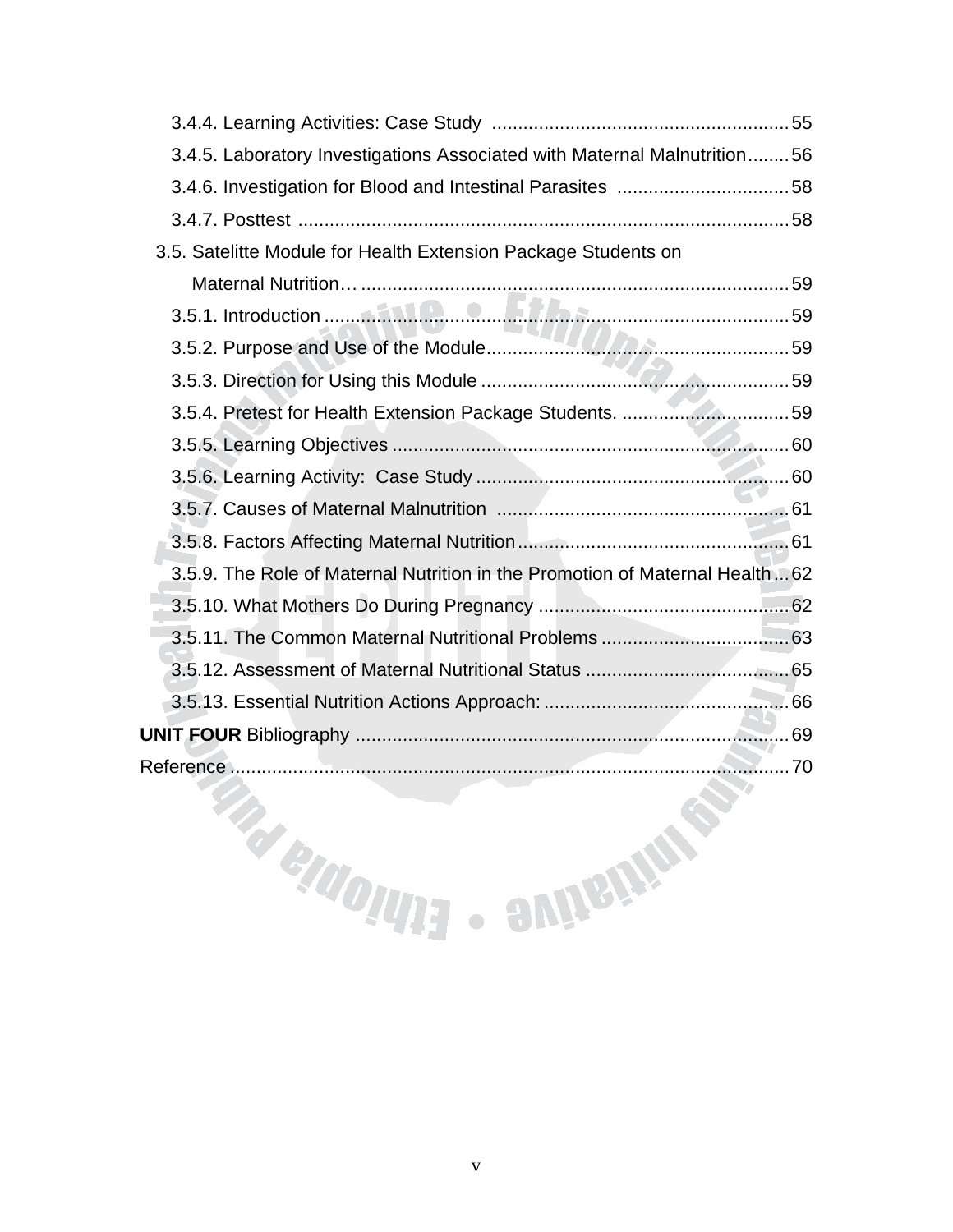3.4.4. Learning Activities: Case Study ........................................................55

3.4.5. Laboratory Investigations Associated with Maternal Malnutrition........56

3.4.6. Investigation for Blood and Intestinal Parasites .................................58

3.4.7. Posttest ............................................................................................58

3.5. Satelitte Module for Health Extension Package Students on Maternal Nutrition… .................................................................................59

3.5.1. Introduction ......................................................................................59

3.5.2. Purpose and Use of the Module.........................................................59

3.5.3. Direction for Using this Module ..........................................................59

3.5.4. Pretest for Health Extension Package Students. ................................59

3.5.5. Learning Objectives ..........................................................................60

3.5.6. Learning Activity: Case Study ...........................................................60

3.5.7. Causes of Maternal Malnutrition .......................................................61

3.5.8. Factors Affecting Maternal Nutrition...................................................61

3.5.9. The Role of Maternal Nutrition in the Promotion of Maternal Health...62

3.5.10. What Mothers Do During Pregnancy ...............................................62

3.5.11. The Common Maternal Nutritional Problems ...................................63

3.5.12. Assessment of Maternal Nutritional Status ......................................65

3.5.13. Essential Nutrition Actions Approach: ..............................................66

**UNIT FOUR** Bibliography .................................................................................69

Reference .........................................................................................................70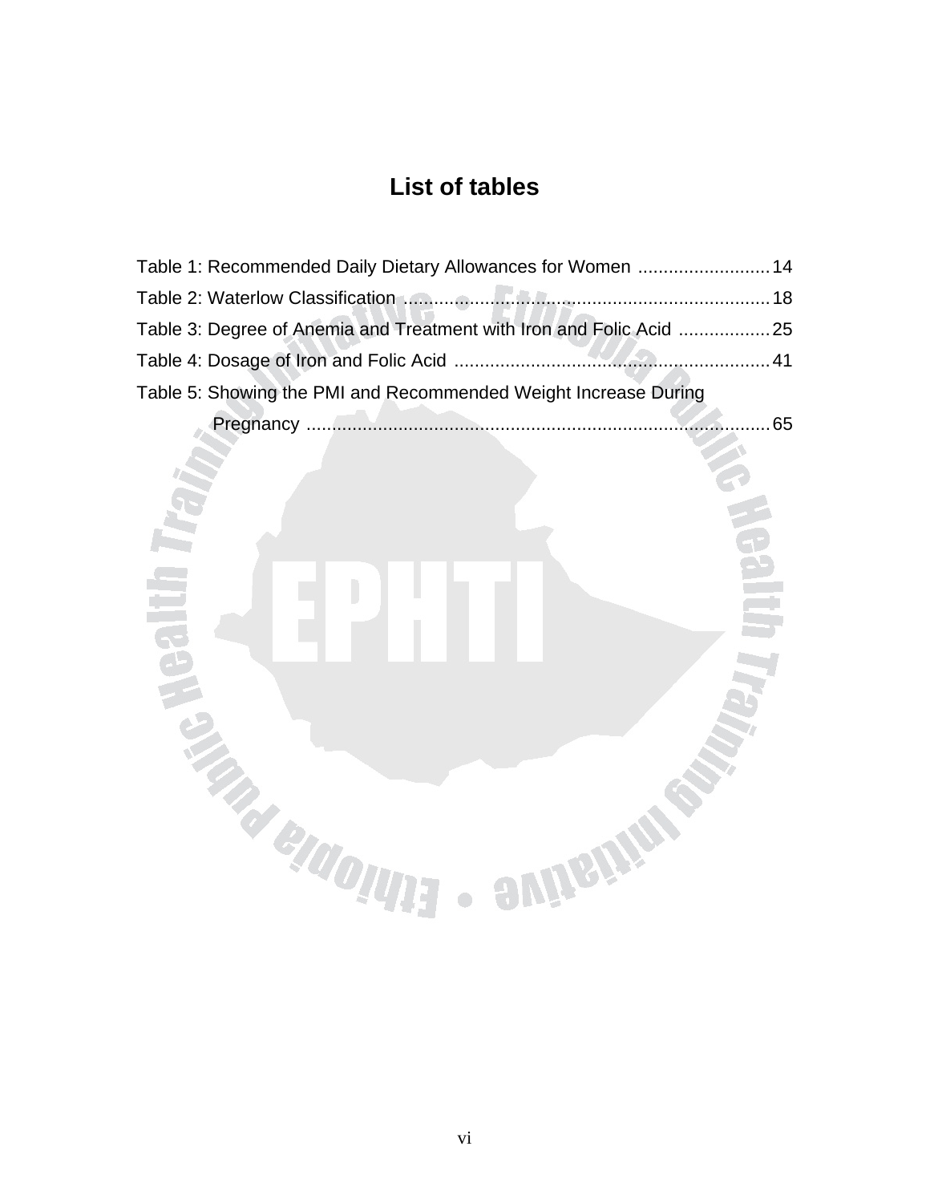# List of tables

Table 1: Recommended Daily Dietary Allowances for Women .......................... 14

Table 2: Waterlow Classification ........................................................................ 18

Table 3: Degree of Anemia and Treatment with Iron and Folic Acid .................. 25

Table 4: Dosage of Iron and Folic Acid .............................................................. 41

Table 5: Showing the PMI and Recommended Weight Increase During Pregnancy ........................................................................................... 65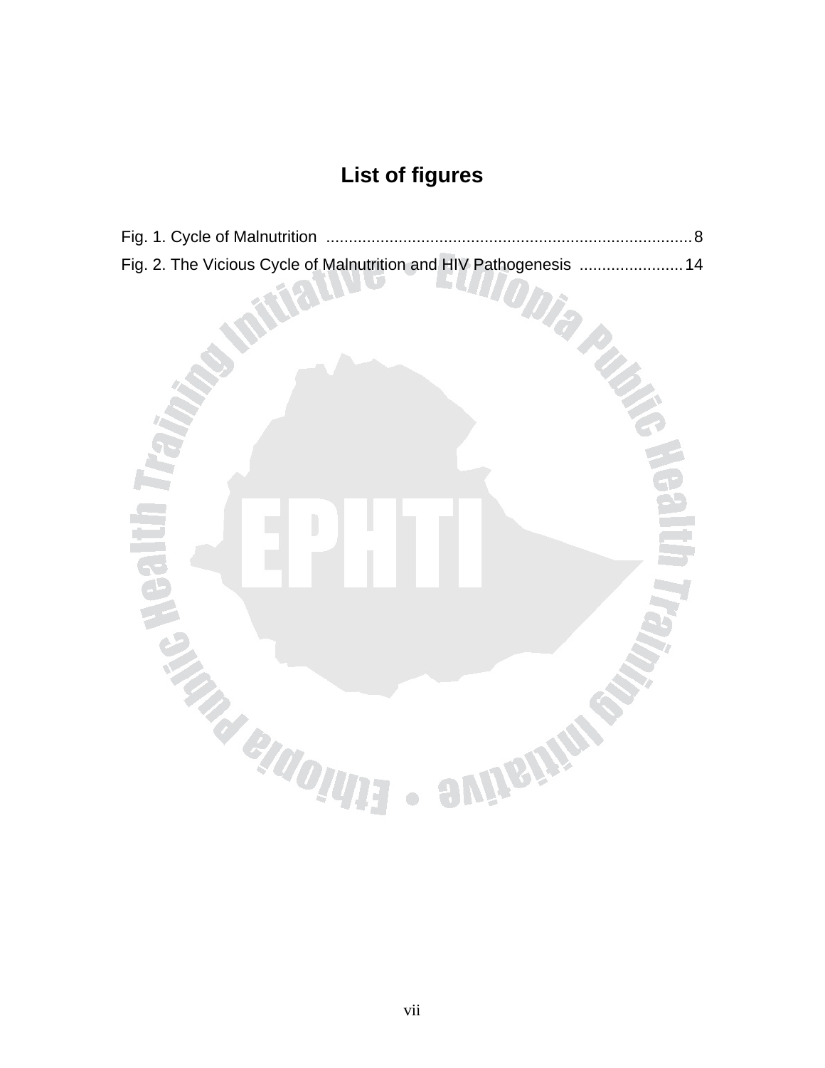# List of figures

Fig. 1. Cycle of Malnutrition ................................................................................. 8

Fig. 2. The Vicious Cycle of Malnutrition and HIV Pathogenesis ....................... 14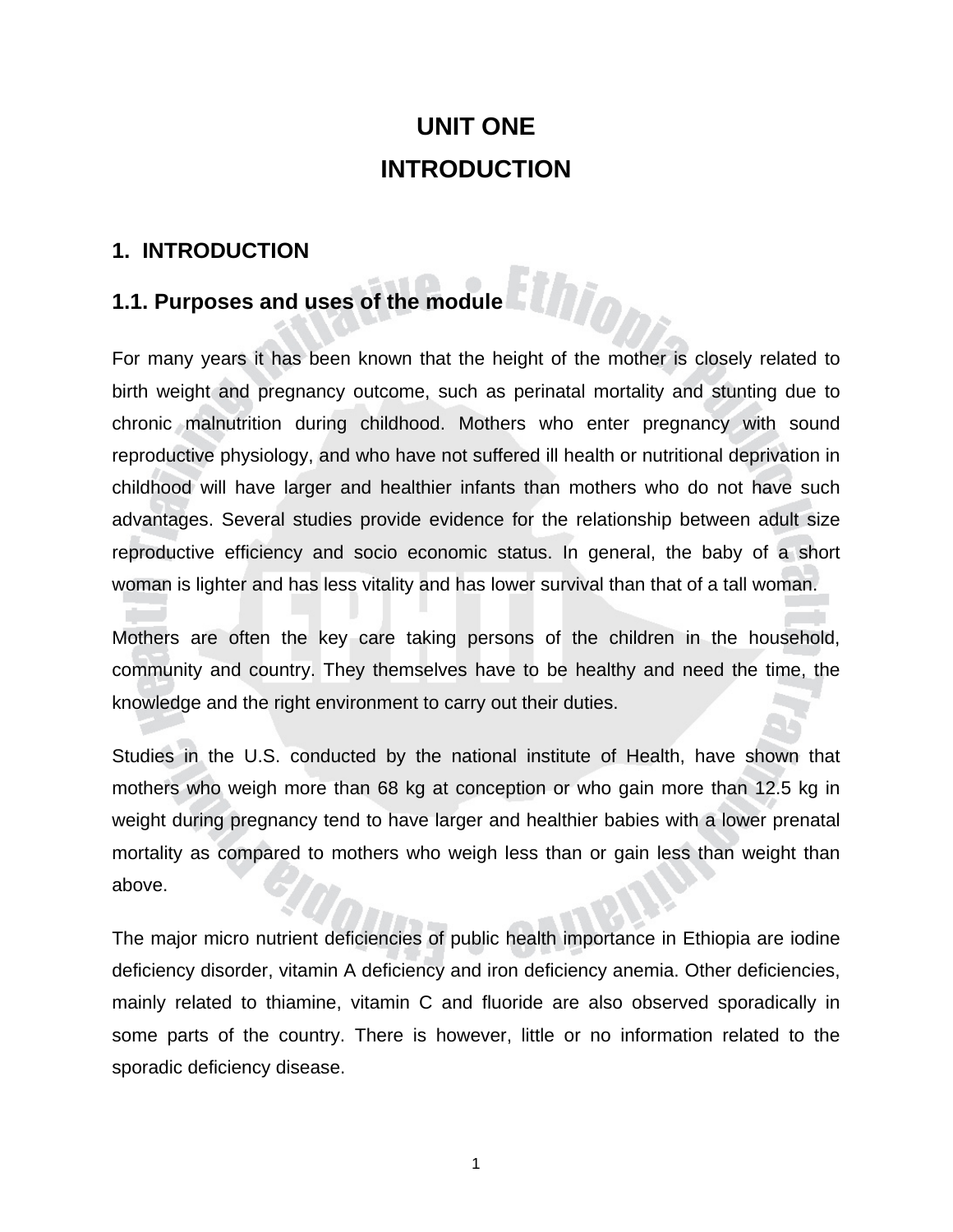# UNIT ONE
# INTRODUCTION

## 1. INTRODUCTION

### 1.1. Purposes and uses of the module

For many years it has been known that the height of the mother is closely related to birth weight and pregnancy outcome, such as perinatal mortality and stunting due to chronic malnutrition during childhood. Mothers who enter pregnancy with sound reproductive physiology, and who have not suffered ill health or nutritional deprivation in childhood will have larger and healthier infants than mothers who do not have such advantages. Several studies provide evidence for the relationship between adult size reproductive efficiency and socio economic status. In general, the baby of a short woman is lighter and has less vitality and has lower survival than that of a tall woman.

Mothers are often the key care taking persons of the children in the household, community and country. They themselves have to be healthy and need the time, the knowledge and the right environment to carry out their duties.

Studies in the U.S. conducted by the national institute of Health, have shown that mothers who weigh more than 68 kg at conception or who gain more than 12.5 kg in weight during pregnancy tend to have larger and healthier babies with a lower prenatal mortality as compared to mothers who weigh less than or gain less than weight than above.

The major micro nutrient deficiencies of public health importance in Ethiopia are iodine deficiency disorder, vitamin A deficiency and iron deficiency anemia. Other deficiencies, mainly related to thiamine, vitamin C and fluoride are also observed sporadically in some parts of the country. There is however, little or no information related to the sporadic deficiency disease.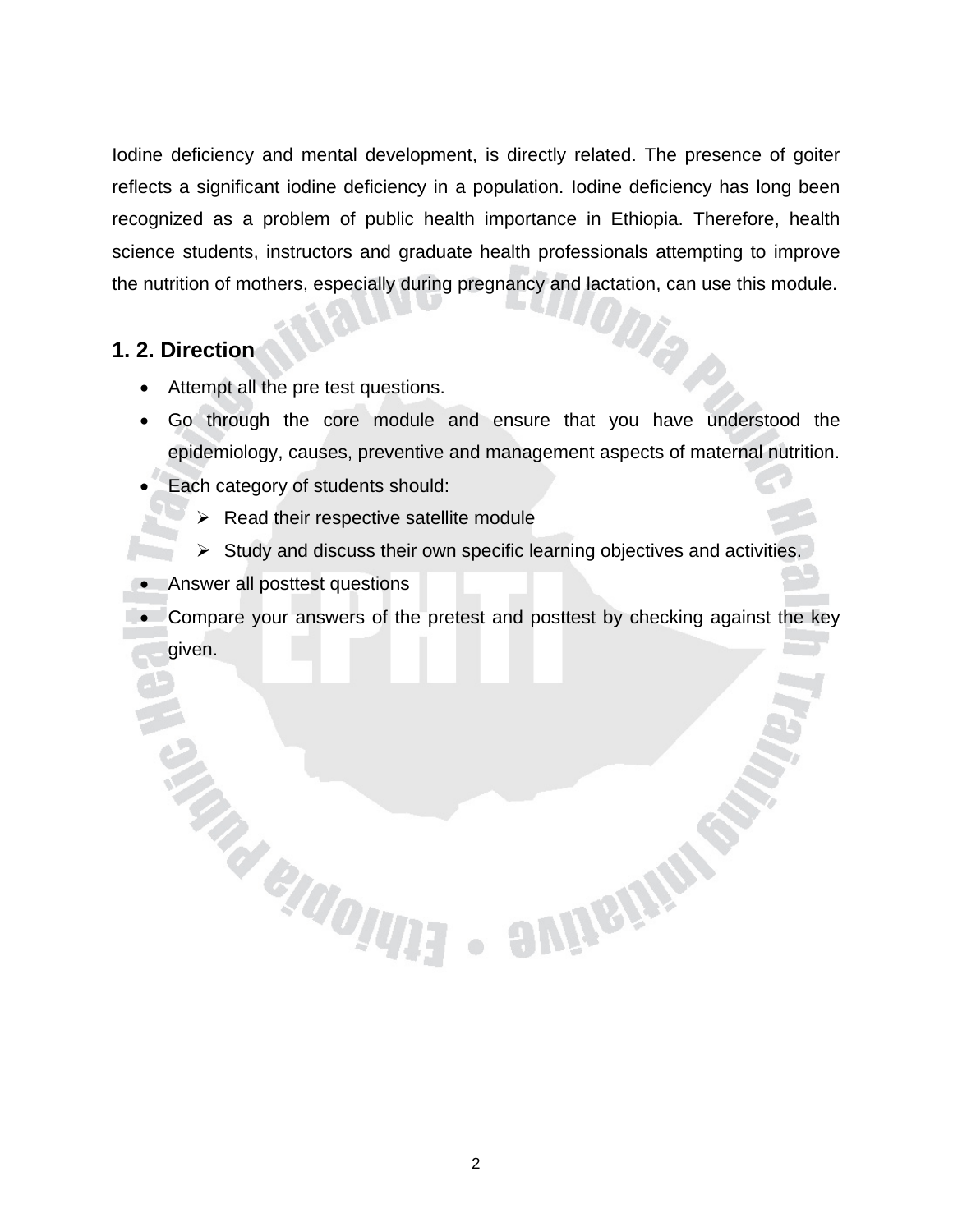Iodine deficiency and mental development, is directly related. The presence of goiter reflects a significant iodine deficiency in a population. Iodine deficiency has long been recognized as a problem of public health importance in Ethiopia. Therefore, health science students, instructors and graduate health professionals attempting to improve the nutrition of mothers, especially during pregnancy and lactation, can use this module.

## 1. 2. Direction

- Attempt all the pre test questions.
- Go through the core module and ensure that you have understood the epidemiology, causes, preventive and management aspects of maternal nutrition.
- Each category of students should:
  - Read their respective satellite module
  - Study and discuss their own specific learning objectives and activities.
- Answer all posttest questions
- Compare your answers of the pretest and posttest by checking against the key given.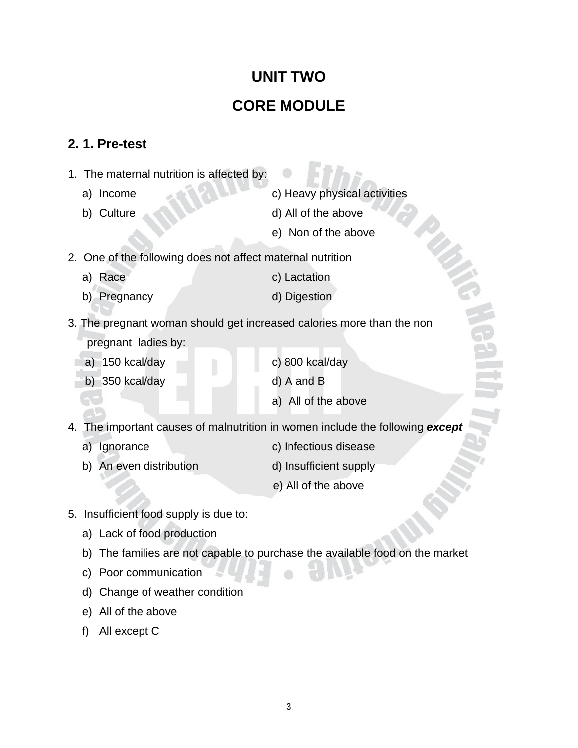# UNIT TWO

# CORE MODULE

## 2. 1. Pre-test

1. The maternal nutrition is affected by:
   a) Income
   b) Culture
   c) Heavy physical activities
   d) All of the above
   e) Non of the above

2. One of the following does not affect maternal nutrition
   a) Race
   b) Pregnancy
   c) Lactation
   d) Digestion

3. The pregnant woman should get increased calories more than the non pregnant ladies by:
   a) 150 kcal/day
   b) 350 kcal/day
   c) 800 kcal/day
   d) A and B
   a) All of the above

4. The important causes of malnutrition in women include the following ***except***
   a) Ignorance
   b) An even distribution
   c) Infectious disease
   d) Insufficient supply
   e) All of the above

5. Insufficient food supply is due to:
   a) Lack of food production
   b) The families are not capable to purchase the available food on the market
   c) Poor communication
   d) Change of weather condition
   e) All of the above
   f) All except C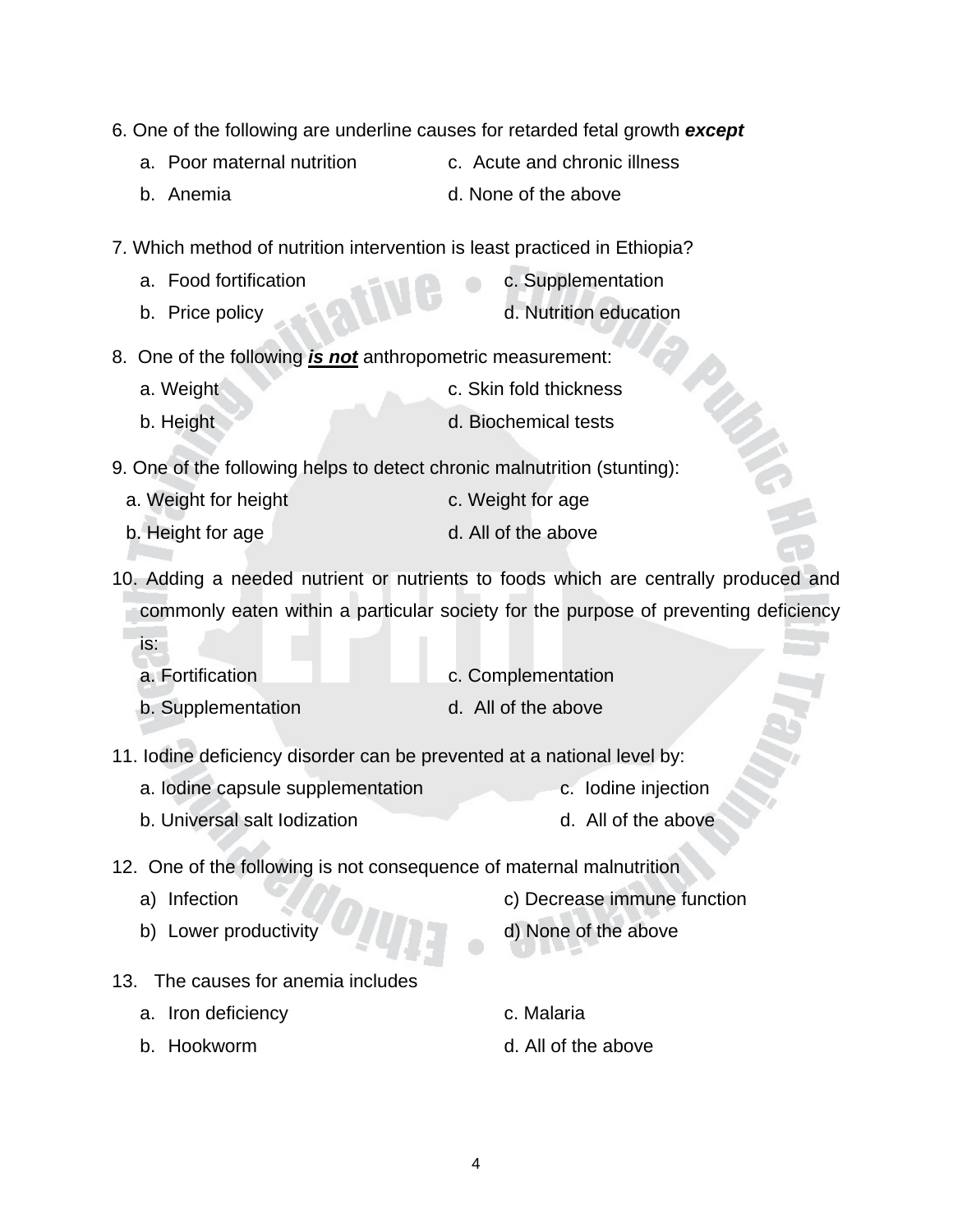6. One of the following are underline causes for retarded fetal growth ***except***

   a. Poor maternal nutrition
   b. Anemia
   c. Acute and chronic illness
   d. None of the above

7. Which method of nutrition intervention is least practiced in Ethiopia?

   a. Food fortification
   b. Price policy
   c. Supplementation
   d. Nutrition education

8. One of the following ***is not*** anthropometric measurement:

   a. Weight
   b. Height
   c. Skin fold thickness
   d. Biochemical tests

9. One of the following helps to detect chronic malnutrition (stunting):

   a. Weight for height
   b. Height for age
   c. Weight for age
   d. All of the above

10. Adding a needed nutrient or nutrients to foods which are centrally produced and commonly eaten within a particular society for the purpose of preventing deficiency is:

    a. Fortification
    b. Supplementation
    c. Complementation
    d. All of the above

11. Iodine deficiency disorder can be prevented at a national level by:

    a. Iodine capsule supplementation
    b. Universal salt Iodization
    c. Iodine injection
    d. All of the above

12. One of the following is not consequence of maternal malnutrition

    a) Infection
    b) Lower productivity
    c) Decrease immune function
    d) None of the above

13. The causes for anemia includes

    a. Iron deficiency
    b. Hookworm
    c. Malaria
    d. All of the above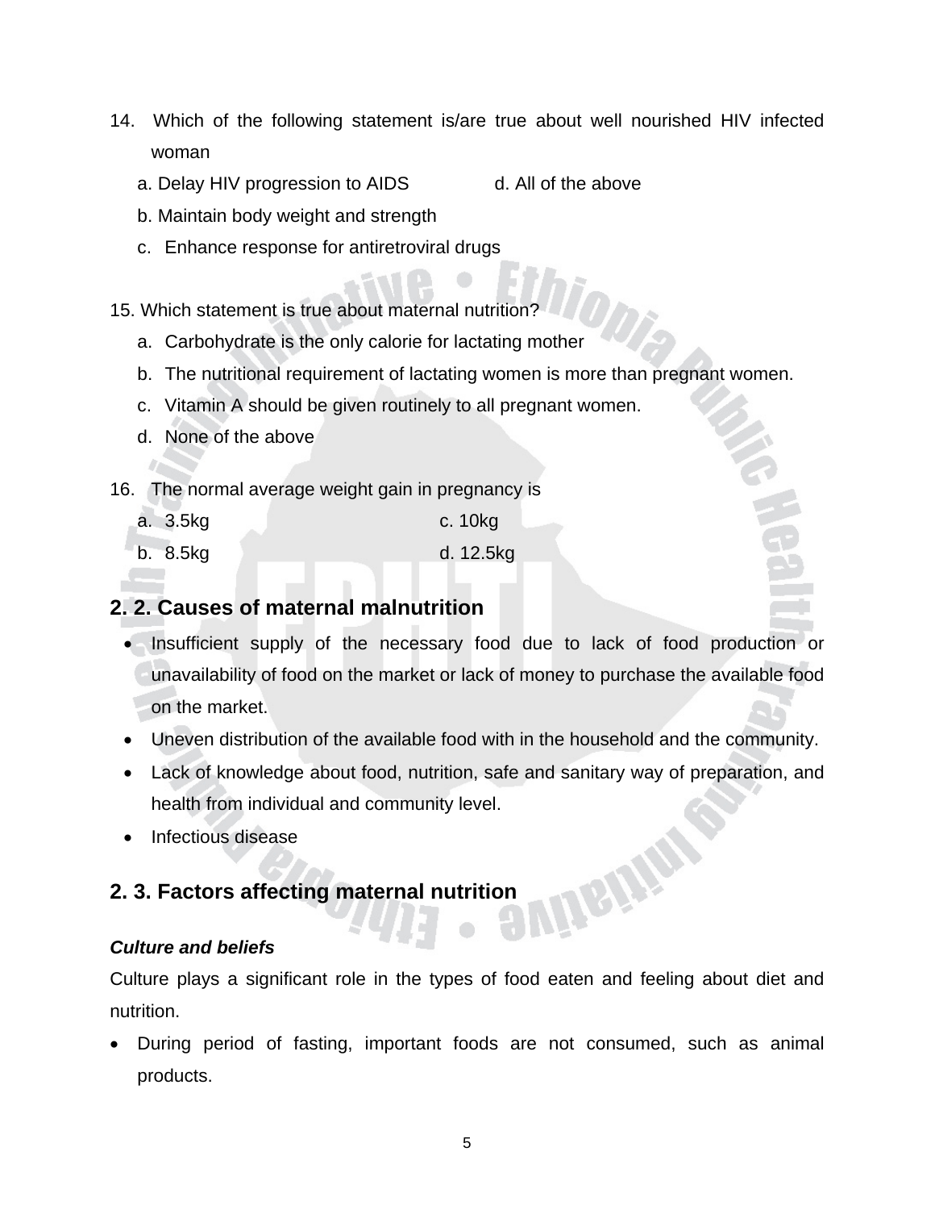14. Which of the following statement is/are true about well nourished HIV infected woman

   a. Delay HIV progression to AIDS
   b. Maintain body weight and strength
   c. Enhance response for antiretroviral drugs
   d. All of the above

15. Which statement is true about maternal nutrition?

   a. Carbohydrate is the only calorie for lactating mother
   b. The nutritional requirement of lactating women is more than pregnant women.
   c. Vitamin A should be given routinely to all pregnant women.
   d. None of the above

16. The normal average weight gain in pregnancy is

   a. 3.5kg
   b. 8.5kg
   c. 10kg
   d. 12.5kg

## 2. 2. Causes of maternal malnutrition

- Insufficient supply of the necessary food due to lack of food production or unavailability of food on the market or lack of money to purchase the available food on the market.
- Uneven distribution of the available food with in the household and the community.
- Lack of knowledge about food, nutrition, safe and sanitary way of preparation, and health from individual and community level.
- Infectious disease

## 2. 3. Factors affecting maternal nutrition

***Culture and beliefs***

Culture plays a significant role in the types of food eaten and feeling about diet and nutrition.

- During period of fasting, important foods are not consumed, such as animal products.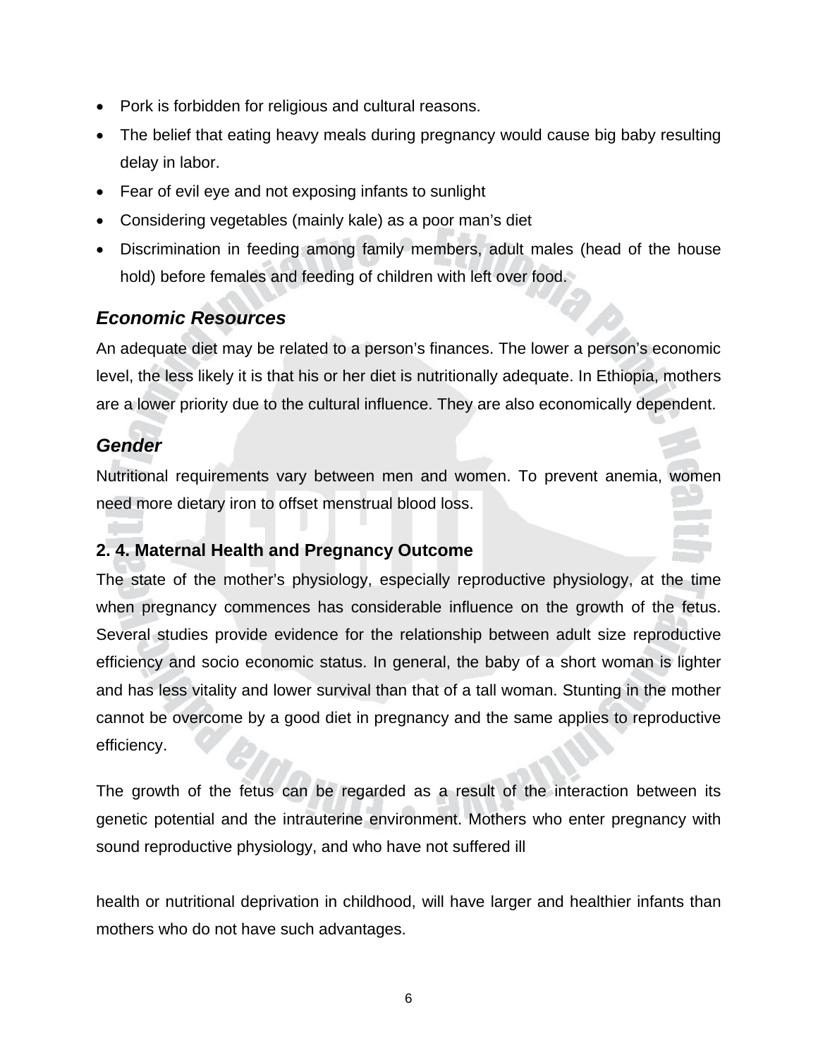- Pork is forbidden for religious and cultural reasons.
- The belief that eating heavy meals during pregnancy would cause big baby resulting delay in labor.
- Fear of evil eye and not exposing infants to sunlight
- Considering vegetables (mainly kale) as a poor man's diet
- Discrimination in feeding among family members, adult males (head of the house hold) before females and feeding of children with left over food.

### *Economic Resources*

An adequate diet may be related to a person's finances. The lower a person's economic level, the less likely it is that his or her diet is nutritionally adequate. In Ethiopia, mothers are a lower priority due to the cultural influence. They are also economically dependent.

### *Gender*

Nutritional requirements vary between men and women. To prevent anemia, women need more dietary iron to offset menstrual blood loss.

## 2. 4. Maternal Health and Pregnancy Outcome

The state of the mother's physiology, especially reproductive physiology, at the time when pregnancy commences has considerable influence on the growth of the fetus. Several studies provide evidence for the relationship between adult size reproductive efficiency and socio economic status. In general, the baby of a short woman is lighter and has less vitality and lower survival than that of a tall woman. Stunting in the mother cannot be overcome by a good diet in pregnancy and the same applies to reproductive efficiency.

The growth of the fetus can be regarded as a result of the interaction between its genetic potential and the intrauterine environment. Mothers who enter pregnancy with sound reproductive physiology, and who have not suffered ill health or nutritional deprivation in childhood, will have larger and healthier infants than mothers who do not have such advantages.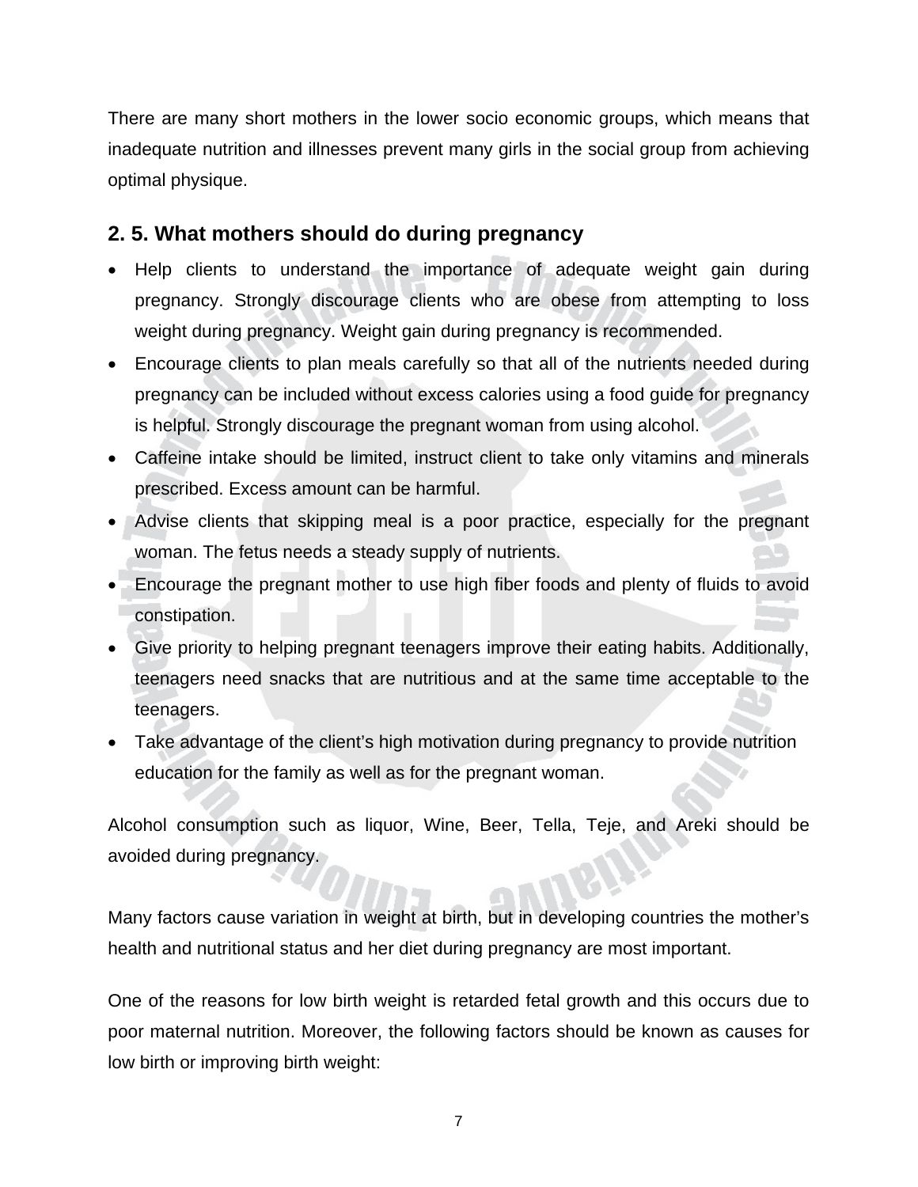There are many short mothers in the lower socio economic groups, which means that inadequate nutrition and illnesses prevent many girls in the social group from achieving optimal physique.

## 2. 5. What mothers should do during pregnancy

- Help clients to understand the importance of adequate weight gain during pregnancy. Strongly discourage clients who are obese from attempting to loss weight during pregnancy. Weight gain during pregnancy is recommended.
- Encourage clients to plan meals carefully so that all of the nutrients needed during pregnancy can be included without excess calories using a food guide for pregnancy is helpful. Strongly discourage the pregnant woman from using alcohol.
- Caffeine intake should be limited, instruct client to take only vitamins and minerals prescribed. Excess amount can be harmful.
- Advise clients that skipping meal is a poor practice, especially for the pregnant woman. The fetus needs a steady supply of nutrients.
- Encourage the pregnant mother to use high fiber foods and plenty of fluids to avoid constipation.
- Give priority to helping pregnant teenagers improve their eating habits. Additionally, teenagers need snacks that are nutritious and at the same time acceptable to the teenagers.
- Take advantage of the client's high motivation during pregnancy to provide nutrition education for the family as well as for the pregnant woman.

Alcohol consumption such as liquor, Wine, Beer, Tella, Teje, and Areki should be avoided during pregnancy.

Many factors cause variation in weight at birth, but in developing countries the mother's health and nutritional status and her diet during pregnancy are most important.

One of the reasons for low birth weight is retarded fetal growth and this occurs due to poor maternal nutrition. Moreover, the following factors should be known as causes for low birth or improving birth weight: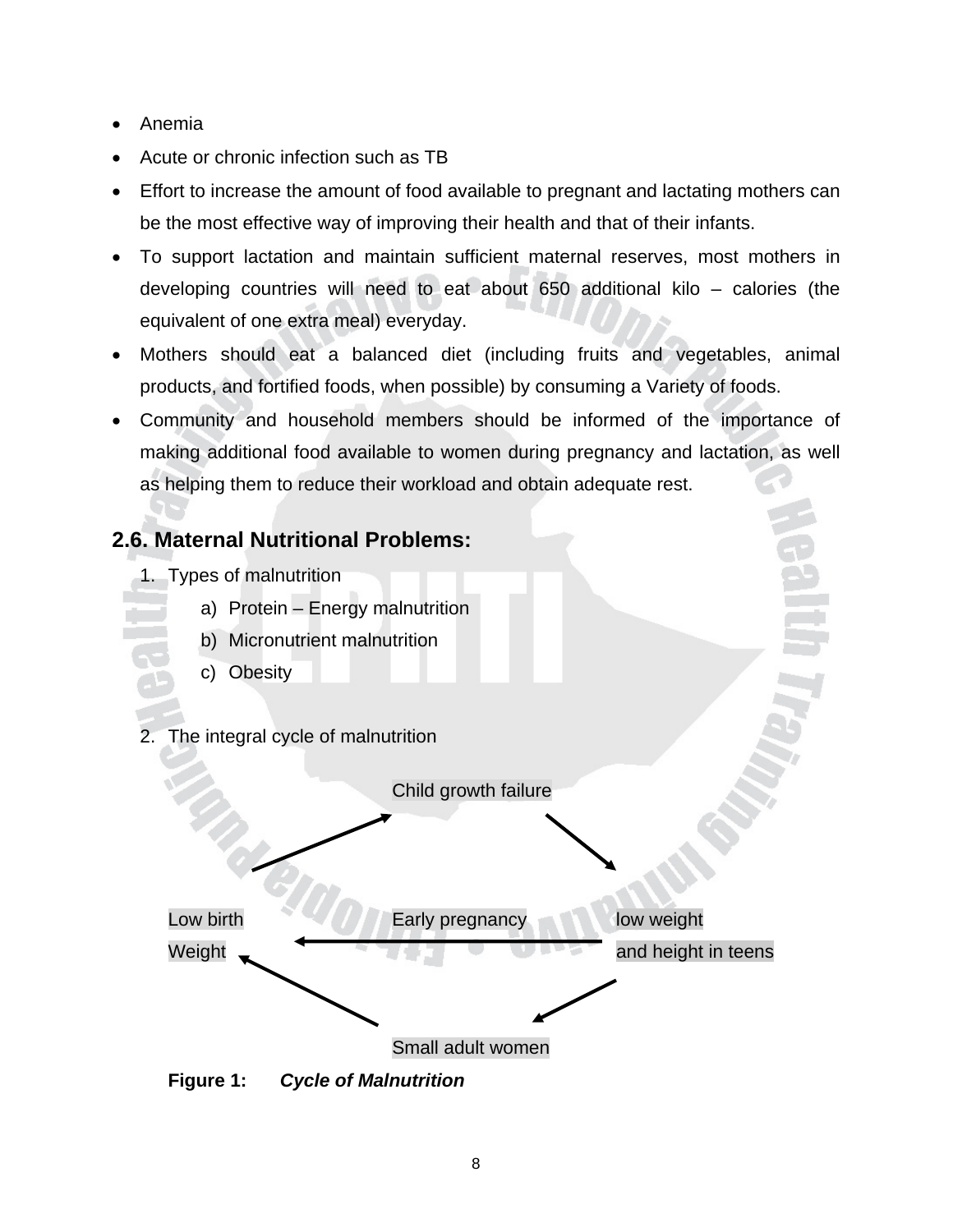- Anemia
- Acute or chronic infection such as TB
- Effort to increase the amount of food available to pregnant and lactating mothers can be the most effective way of improving their health and that of their infants.
- To support lactation and maintain sufficient maternal reserves, most mothers in developing countries will need to eat about 650 additional kilo – calories (the equivalent of one extra meal) everyday.
- Mothers should eat a balanced diet (including fruits and vegetables, animal products, and fortified foods, when possible) by consuming a Variety of foods.
- Community and household members should be informed of the importance of making additional food available to women during pregnancy and lactation, as well as helping them to reduce their workload and obtain adequate rest.

## 2.6. Maternal Nutritional Problems:

1. Types of malnutrition
   a) Protein – Energy malnutrition
   b) Micronutrient malnutrition
   c) Obesity

2. The integral cycle of malnutrition

Child growth failure

Low birth Weight

Early pregnancy

low weight and height in teens

Small adult women

**Figure 1:** ***Cycle of Malnutrition***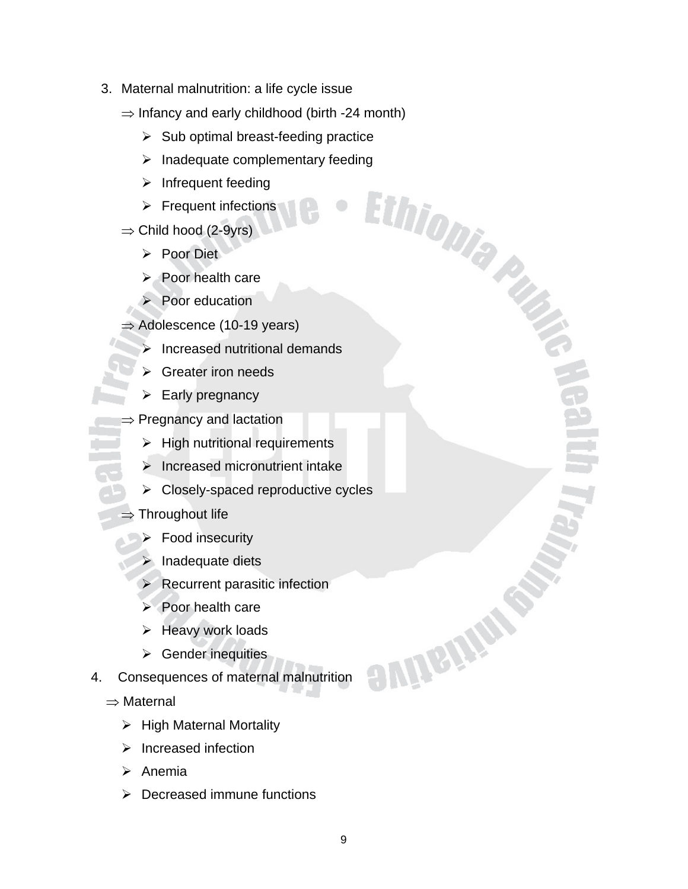3. Maternal malnutrition: a life cycle issue

   ⇒ Infancy and early childhood (birth -24 month)

   - Sub optimal breast-feeding practice
   - Inadequate complementary feeding
   - Infrequent feeding
   - Frequent infections

   ⇒ Child hood (2-9yrs)

   - Poor Diet
   - Poor health care
   - Poor education

   ⇒ Adolescence (10-19 years)

   - Increased nutritional demands
   - Greater iron needs
   - Early pregnancy

   ⇒ Pregnancy and lactation

   - High nutritional requirements
   - Increased micronutrient intake
   - Closely-spaced reproductive cycles

   ⇒ Throughout life

   - Food insecurity
   - Inadequate diets
   - Recurrent parasitic infection
   - Poor health care
   - Heavy work loads
   - Gender inequities

4. Consequences of maternal malnutrition

   ⇒ Maternal

   - High Maternal Mortality
   - Increased infection
   - Anemia
   - Decreased immune functions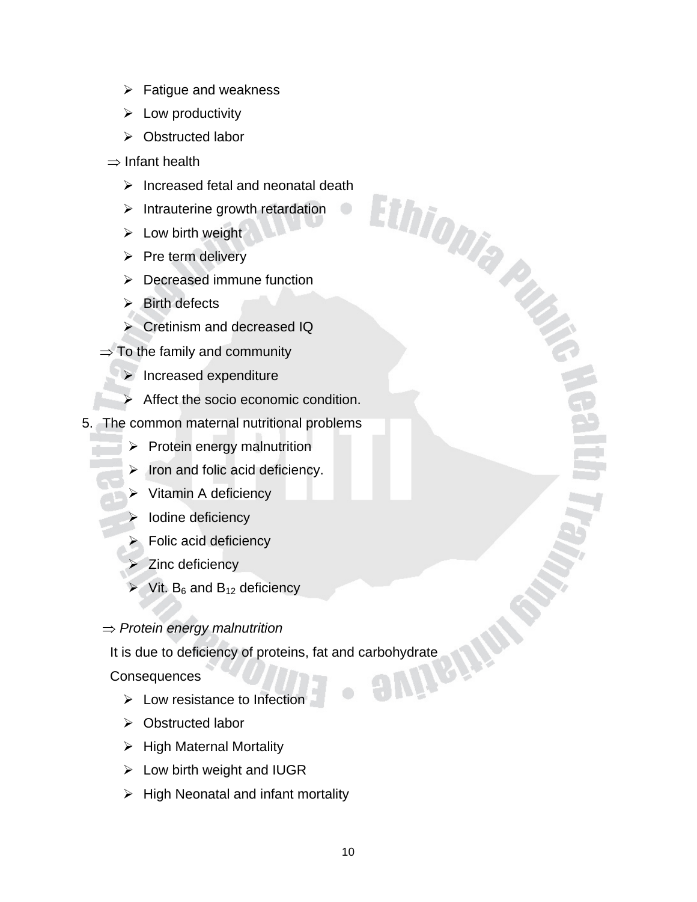- ➢ Fatigue and weakness
- ➢ Low productivity
- ➢ Obstructed labor

⇒ Infant health

- ➢ Increased fetal and neonatal death
- ➢ Intrauterine growth retardation
- ➢ Low birth weight
- ➢ Pre term delivery
- ➢ Decreased immune function
- ➢ Birth defects
- ➢ Cretinism and decreased IQ

⇒ To the family and community

- ➢ Increased expenditure
- ➢ Affect the socio economic condition.

5. The common maternal nutritional problems
   - ➢ Protein energy malnutrition
   - ➢ Iron and folic acid deficiency.
   - ➢ Vitamin A deficiency
   - ➢ Iodine deficiency
   - ➢ Folic acid deficiency
   - ➢ Zinc deficiency
   - ➢ Vit. $B_6$ and $B_{12}$ deficiency

⇒ *Protein energy malnutrition*

It is due to deficiency of proteins, fat and carbohydrate

Consequences

- ➢ Low resistance to Infection
- ➢ Obstructed labor
- ➢ High Maternal Mortality
- ➢ Low birth weight and IUGR
- ➢ High Neonatal and infant mortality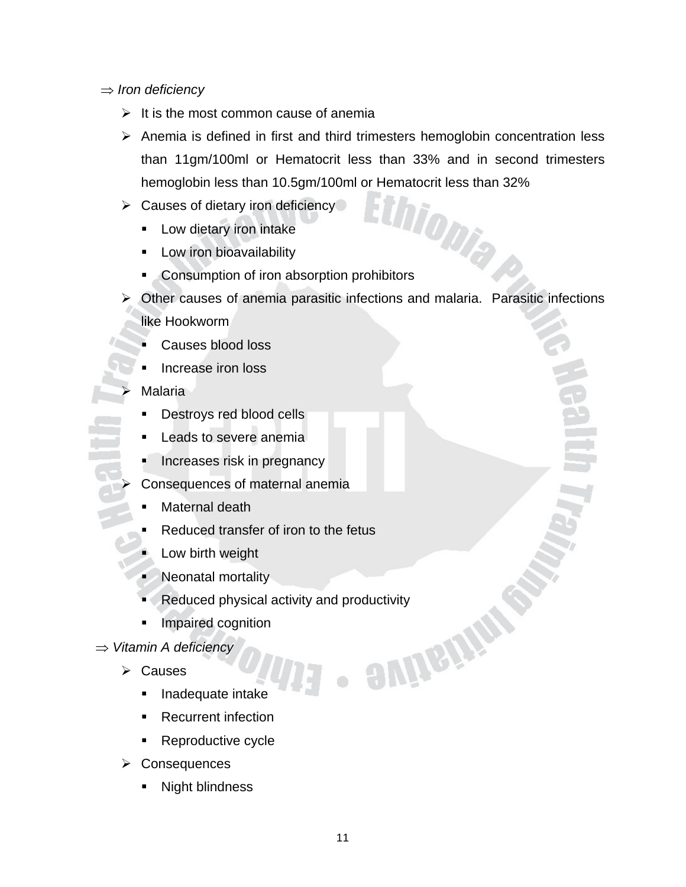⇒ *Iron deficiency*

- It is the most common cause of anemia
- Anemia is defined in first and third trimesters hemoglobin concentration less than 11gm/100ml or Hematocrit less than 33% and in second trimesters hemoglobin less than 10.5gm/100ml or Hematocrit less than 32%
- Causes of dietary iron deficiency
  - Low dietary iron intake
  - Low iron bioavailability
  - Consumption of iron absorption prohibitors
- Other causes of anemia parasitic infections and malaria. Parasitic infections like Hookworm
  - Causes blood loss
  - Increase iron loss
- Malaria
  - Destroys red blood cells
  - Leads to severe anemia
  - Increases risk in pregnancy
- Consequences of maternal anemia
  - Maternal death
  - Reduced transfer of iron to the fetus
  - Low birth weight
  - Neonatal mortality
  - Reduced physical activity and productivity
  - Impaired cognition

⇒ *Vitamin A deficiency*

- Causes
  - Inadequate intake
  - Recurrent infection
  - Reproductive cycle
- Consequences
  - Night blindness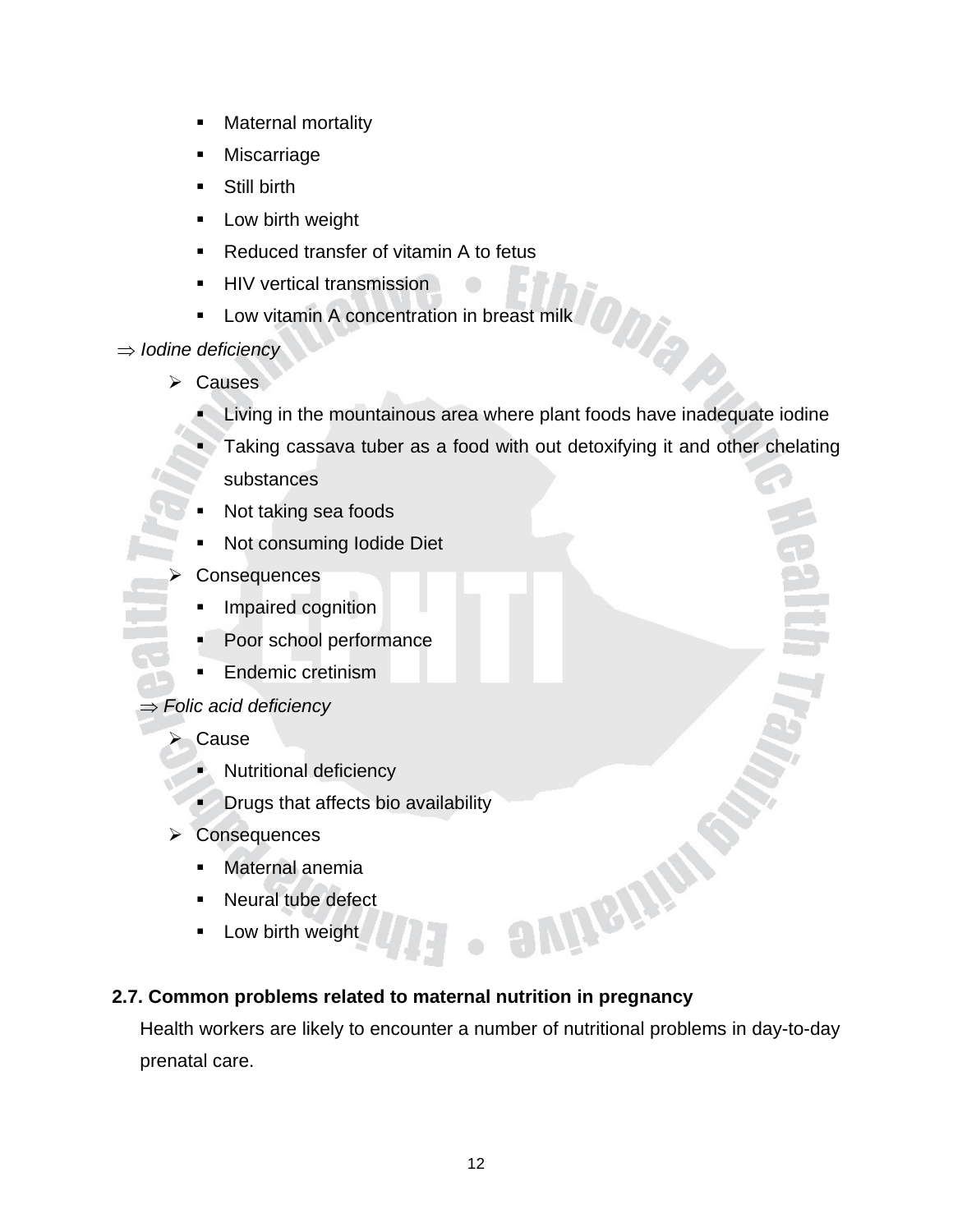- Maternal mortality
  - Miscarriage
  - Still birth
  - Low birth weight
  - Reduced transfer of vitamin A to fetus
  - HIV vertical transmission
  - Low vitamin A concentration in breast milk

⇒ *Iodine deficiency*

- Causes
  - Living in the mountainous area where plant foods have inadequate iodine
  - Taking cassava tuber as a food with out detoxifying it and other chelating substances
  - Not taking sea foods
  - Not consuming Iodide Diet
- Consequences
  - Impaired cognition
  - Poor school performance
  - Endemic cretinism

⇒ *Folic acid deficiency*

- Cause
  - Nutritional deficiency
  - Drugs that affects bio availability
- Consequences
  - Maternal anemia
  - Neural tube defect
  - Low birth weight

**2.7. Common problems related to maternal nutrition in pregnancy**

Health workers are likely to encounter a number of nutritional problems in day-to-day prenatal care.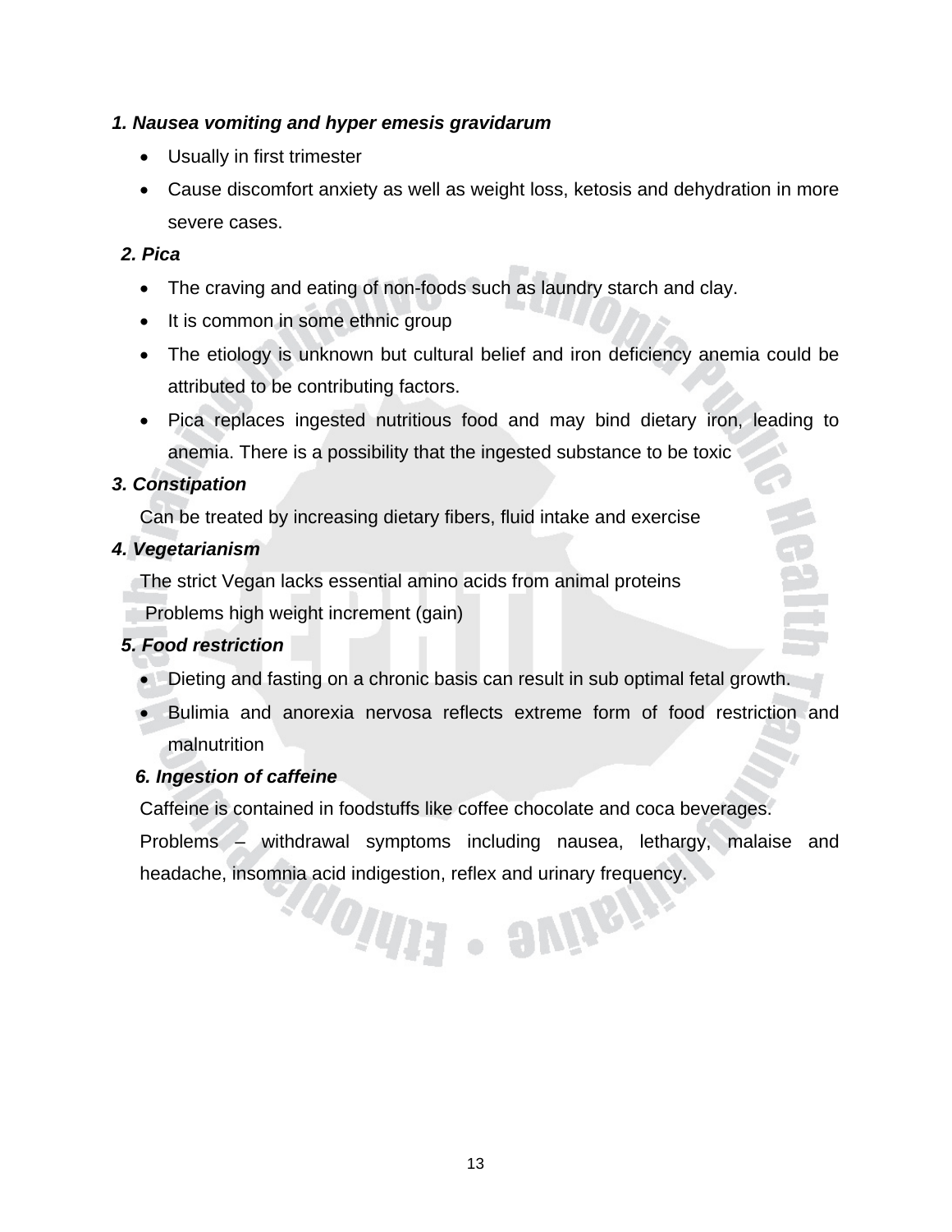*__1. Nausea vomiting and hyper emesis gravidarum__*

- Usually in first trimester
- Cause discomfort anxiety as well as weight loss, ketosis and dehydration in more severe cases.

*__2. Pica__*

- The craving and eating of non-foods such as laundry starch and clay.
- It is common in some ethnic group
- The etiology is unknown but cultural belief and iron deficiency anemia could be attributed to be contributing factors.
- Pica replaces ingested nutritious food and may bind dietary iron, leading to anemia. There is a possibility that the ingested substance to be toxic

*__3. Constipation__*

Can be treated by increasing dietary fibers, fluid intake and exercise

*__4. Vegetarianism__*

The strict Vegan lacks essential amino acids from animal proteins

Problems high weight increment (gain)

*__5. Food restriction__*

- Dieting and fasting on a chronic basis can result in sub optimal fetal growth.
- Bulimia and anorexia nervosa reflects extreme form of food restriction and malnutrition

*__6. Ingestion of caffeine__*

Caffeine is contained in foodstuffs like coffee chocolate and coca beverages.

Problems – withdrawal symptoms including nausea, lethargy, malaise and headache, insomnia acid indigestion, reflex and urinary frequency.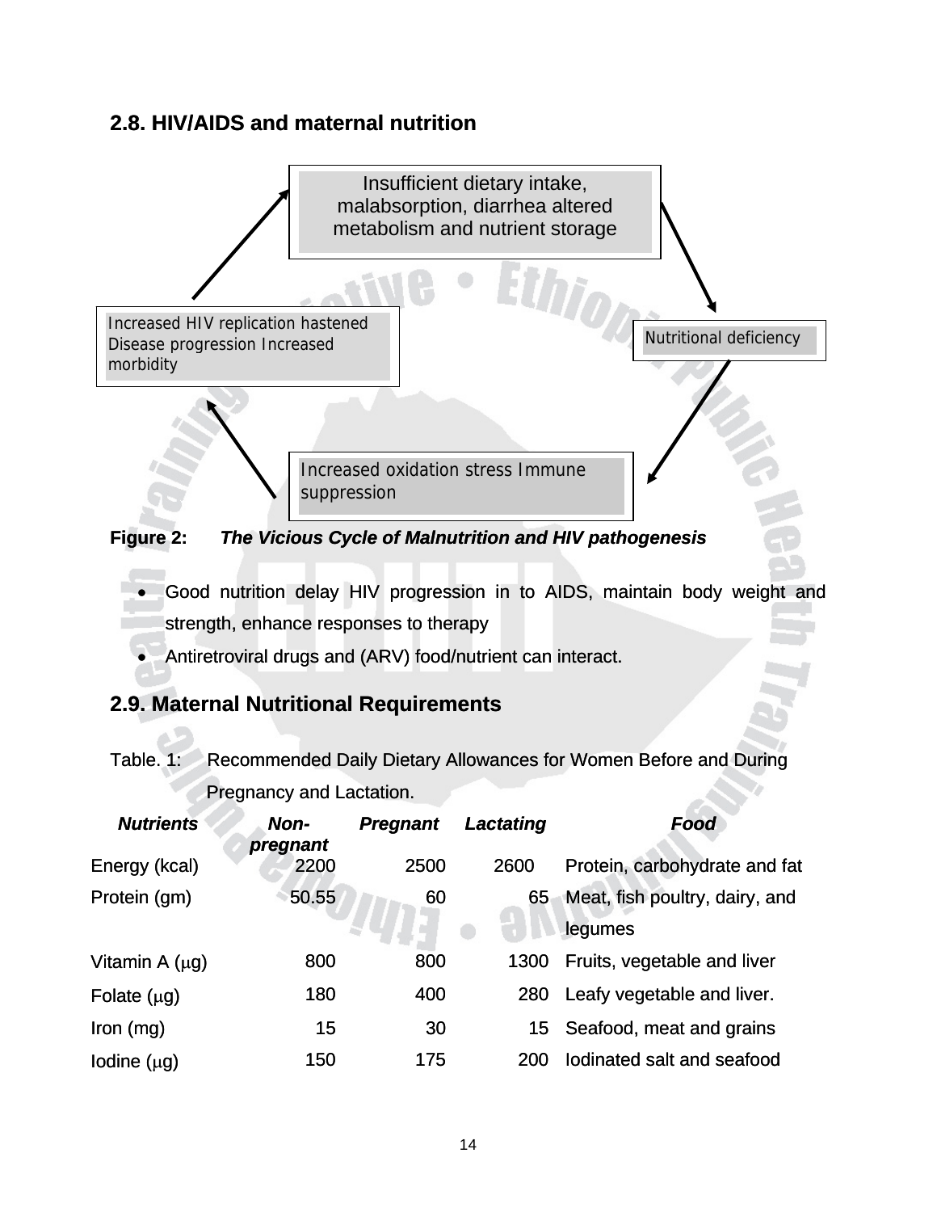## 2.8. HIV/AIDS and maternal nutrition

Insufficient dietary intake, malabsorption, diarrhea altered metabolism and nutrient storage

Nutritional deficiency

Increased oxidation stress Immune suppression

Increased HIV replication hastened Disease progression Increased morbidity

**Figure 2:** ***The Vicious Cycle of Malnutrition and HIV pathogenesis***

- Good nutrition delay HIV progression in to AIDS, maintain body weight and strength, enhance responses to therapy
- Antiretroviral drugs and (ARV) food/nutrient can interact.

## 2.9. Maternal Nutritional Requirements

Table. 1: Recommended Daily Dietary Allowances for Women Before and During Pregnancy and Lactation.

| ***Nutrients*** | ***Non-pregnant*** | ***Pregnant*** | ***Lactating*** | ***Food*** |
|---|---|---|---|---|
| Energy (kcal) | 2200 | 2500 | 2600 | Protein, carbohydrate and fat |
| Protein (gm) | 50.55 | 60 | 65 | Meat, fish poultry, dairy, and legumes |
| Vitamin A (μg) | 800 | 800 | 1300 | Fruits, vegetable and liver |
| Folate (μg) | 180 | 400 | 280 | Leafy vegetable and liver. |
| Iron (mg) | 15 | 30 | 15 | Seafood, meat and grains |
| Iodine (μg) | 150 | 175 | 200 | Iodinated salt and seafood |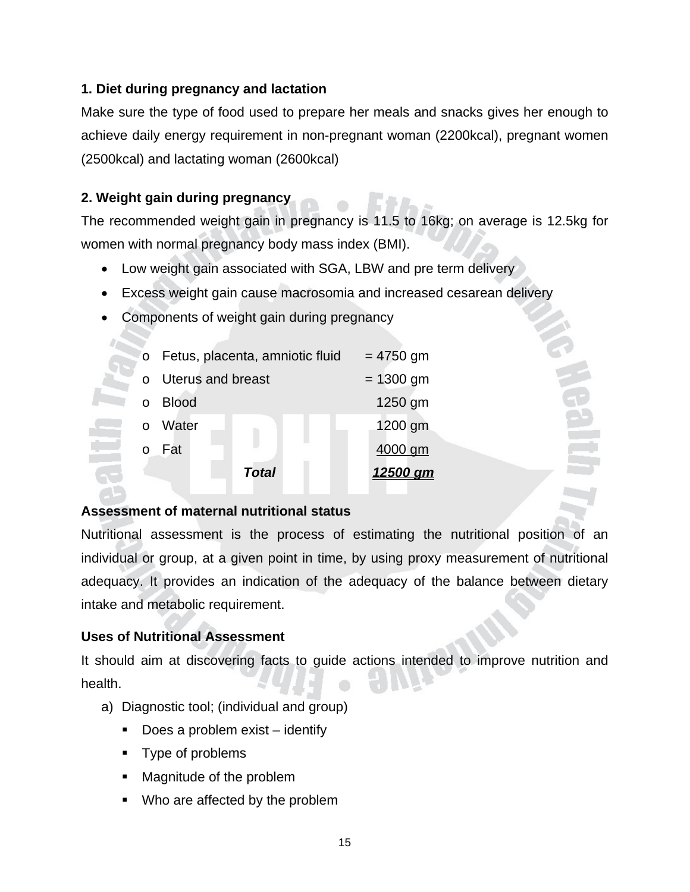### 1. Diet during pregnancy and lactation

Make sure the type of food used to prepare her meals and snacks gives her enough to achieve daily energy requirement in non-pregnant woman (2200kcal), pregnant women (2500kcal) and lactating woman (2600kcal)

### 2. Weight gain during pregnancy

The recommended weight gain in pregnancy is 11.5 to 16kg; on average is 12.5kg for women with normal pregnancy body mass index (BMI).

- Low weight gain associated with SGA, LBW and pre term delivery
- Excess weight gain cause macrosomia and increased cesarean delivery
- Components of weight gain during pregnancy

| Component | Weight |
|---|---|
| Fetus, placenta, amniotic fluid | = 4750 gm |
| Uterus and breast | = 1300 gm |
| Blood | 1250 gm |
| Water | 1200 gm |
| Fat | 4000 gm |
| ***Total*** | ***12500 gm*** |

### Assessment of maternal nutritional status

Nutritional assessment is the process of estimating the nutritional position of an individual or group, at a given point in time, by using proxy measurement of nutritional adequacy. It provides an indication of the adequacy of the balance between dietary intake and metabolic requirement.

### Uses of Nutritional Assessment

It should aim at discovering facts to guide actions intended to improve nutrition and health.

a) Diagnostic tool; (individual and group)
   - Does a problem exist – identify
   - Type of problems
   - Magnitude of the problem
   - Who are affected by the problem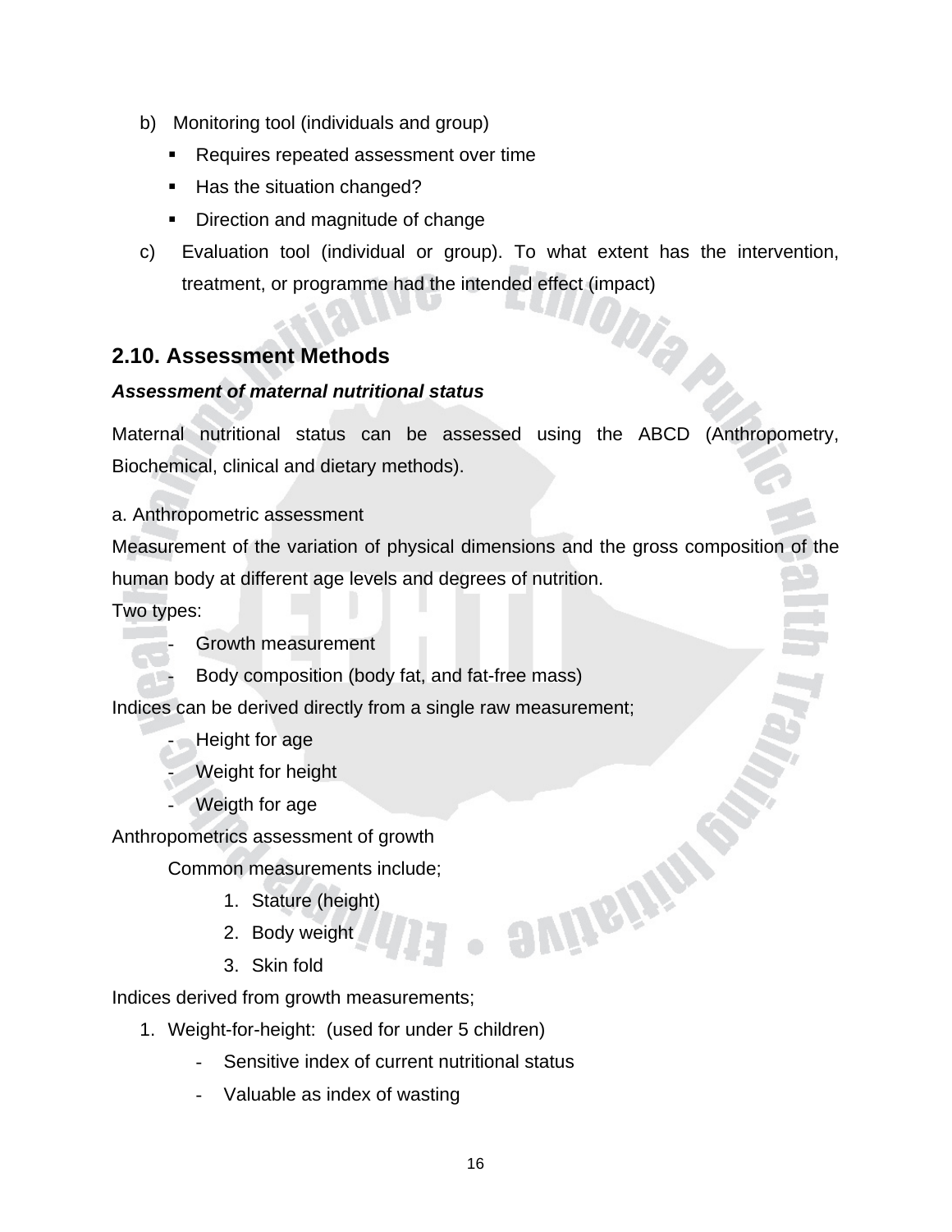b) Monitoring tool (individuals and group)
   - Requires repeated assessment over time
   - Has the situation changed?
   - Direction and magnitude of change

c) Evaluation tool (individual or group). To what extent has the intervention, treatment, or programme had the intended effect (impact)

## 2.10. Assessment Methods

***Assessment of maternal nutritional status***

Maternal nutritional status can be assessed using the ABCD (Anthropometry, Biochemical, clinical and dietary methods).

a. Anthropometric assessment

Measurement of the variation of physical dimensions and the gross composition of the human body at different age levels and degrees of nutrition.

Two types:

- Growth measurement
- Body composition (body fat, and fat-free mass)

Indices can be derived directly from a single raw measurement;

- Height for age
- Weight for height
- Weigth for age

Anthropometrics assessment of growth

Common measurements include;

1. Stature (height)
2. Body weight
3. Skin fold

Indices derived from growth measurements;

1. Weight-for-height: (used for under 5 children)
   - Sensitive index of current nutritional status
   - Valuable as index of wasting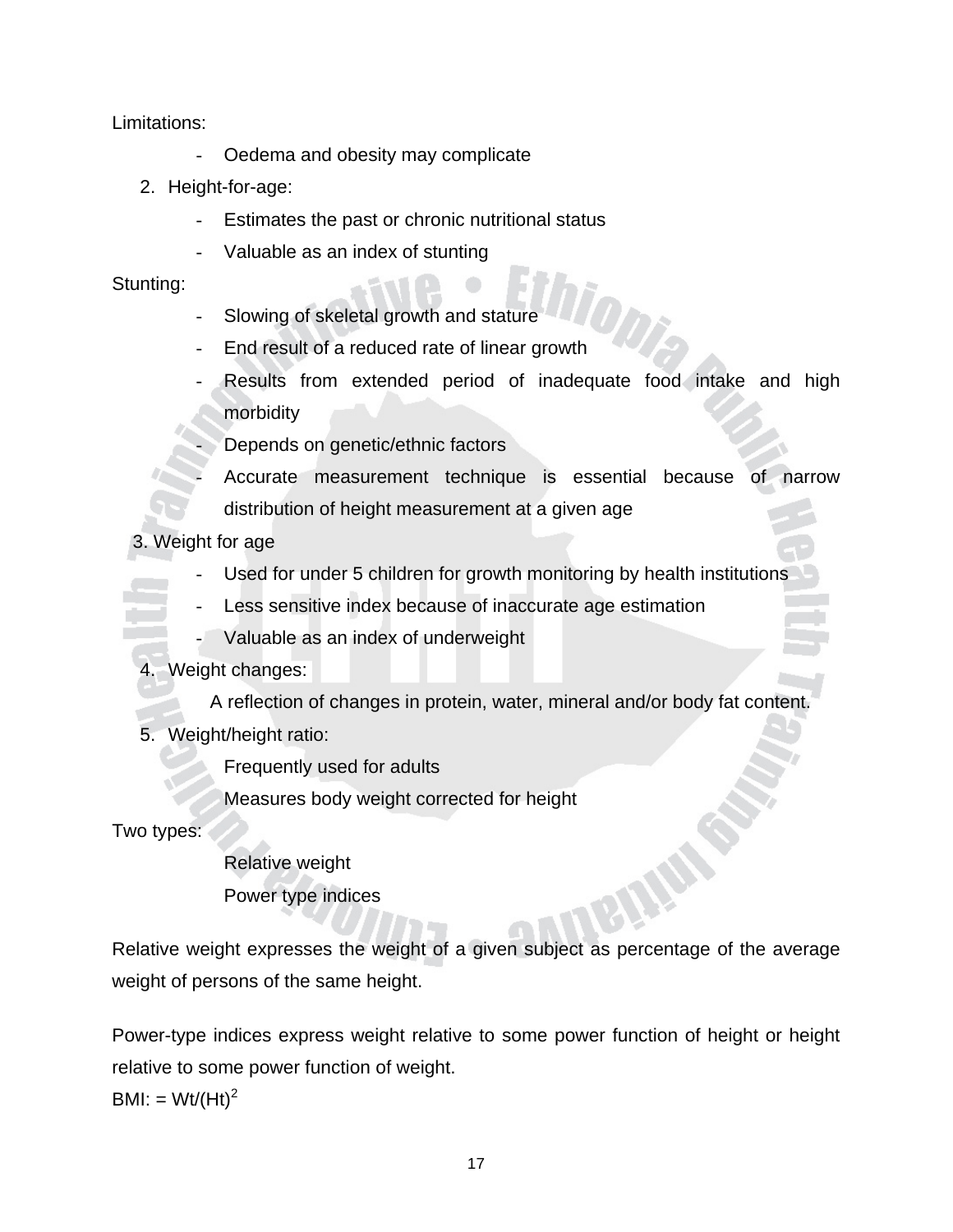Limitations:

- Oedema and obesity may complicate

2. Height-for-age:
    - Estimates the past or chronic nutritional status
    - Valuable as an index of stunting

Stunting:

- Slowing of skeletal growth and stature
- End result of a reduced rate of linear growth
- Results from extended period of inadequate food intake and high morbidity
- Depends on genetic/ethnic factors
- Accurate measurement technique is essential because of narrow distribution of height measurement at a given age

3. Weight for age
    - Used for under 5 children for growth monitoring by health institutions
    - Less sensitive index because of inaccurate age estimation
    - Valuable as an index of underweight
4. Weight changes:

    A reflection of changes in protein, water, mineral and/or body fat content.
5. Weight/height ratio:

    Frequently used for adults

    Measures body weight corrected for height

Two types:

Relative weight

Power type indices

Relative weight expresses the weight of a given subject as percentage of the average weight of persons of the same height.

Power-type indices express weight relative to some power function of height or height relative to some power function of weight.

BMI: = $Wt/(Ht)^2$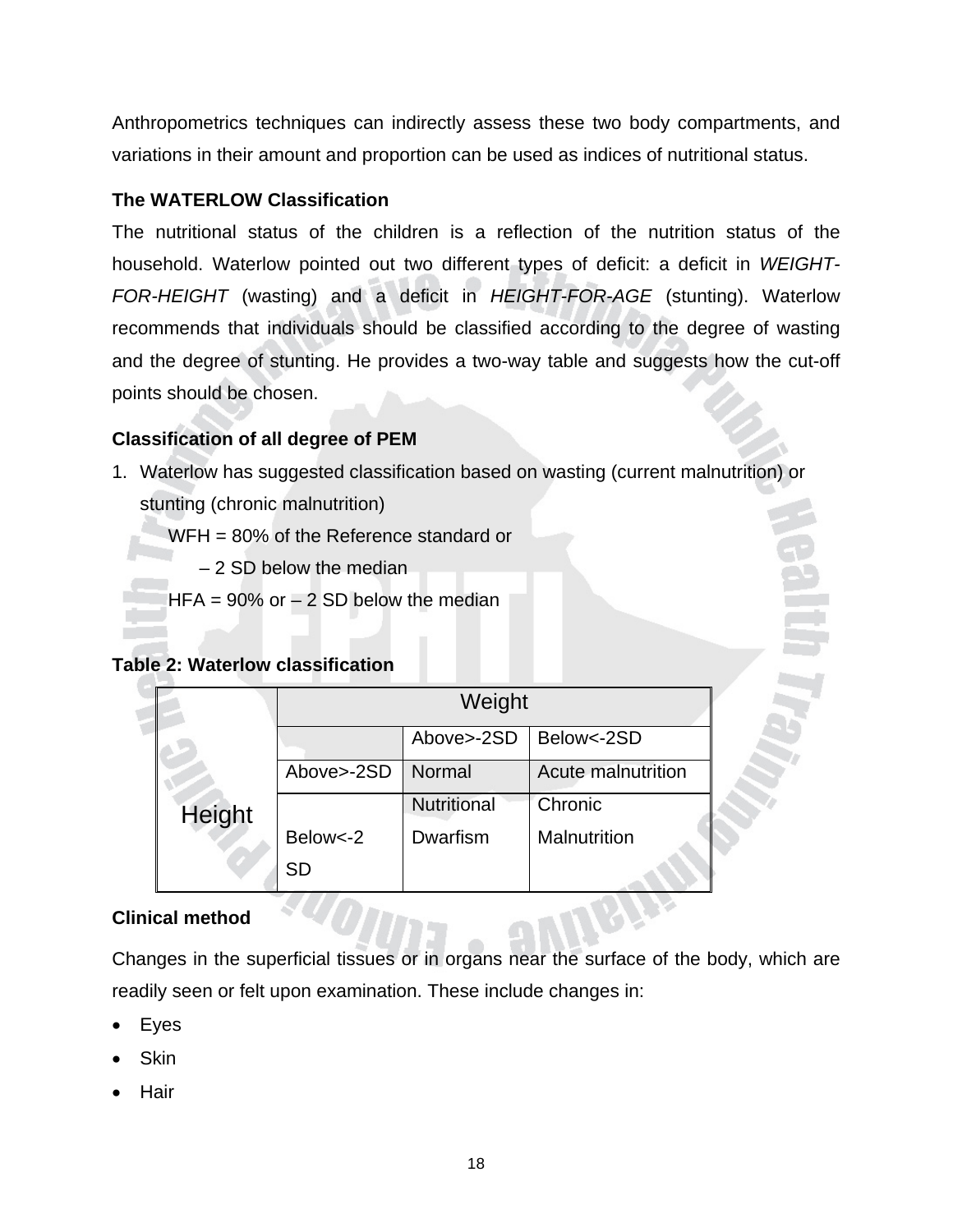Anthropometrics techniques can indirectly assess these two body compartments, and variations in their amount and proportion can be used as indices of nutritional status.

**The WATERLOW Classification**

The nutritional status of the children is a reflection of the nutrition status of the household. Waterlow pointed out two different types of deficit: a deficit in *WEIGHT-FOR-HEIGHT* (wasting) and a deficit in *HEIGHT-FOR-AGE* (stunting). Waterlow recommends that individuals should be classified according to the degree of wasting and the degree of stunting. He provides a two-way table and suggests how the cut-off points should be chosen.

**Classification of all degree of PEM**

1. Waterlow has suggested classification based on wasting (current malnutrition) or stunting (chronic malnutrition)

   WFH = 80% of the Reference standard or

   – 2 SD below the median

   HFA = 90% or – 2 SD below the median

**Table 2: Waterlow classification**

| | Weight | | |
|---|---|---|---|
| Height | | Above>-2SD | Below<-2SD |
| | Above>-2SD | Normal | Acute malnutrition |
| | Below<-2 SD | Nutritional Dwarfism | Chronic Malnutrition |

**Clinical method**

Changes in the superficial tissues or in organs near the surface of the body, which are readily seen or felt upon examination. These include changes in:

- Eyes
- Skin
- Hair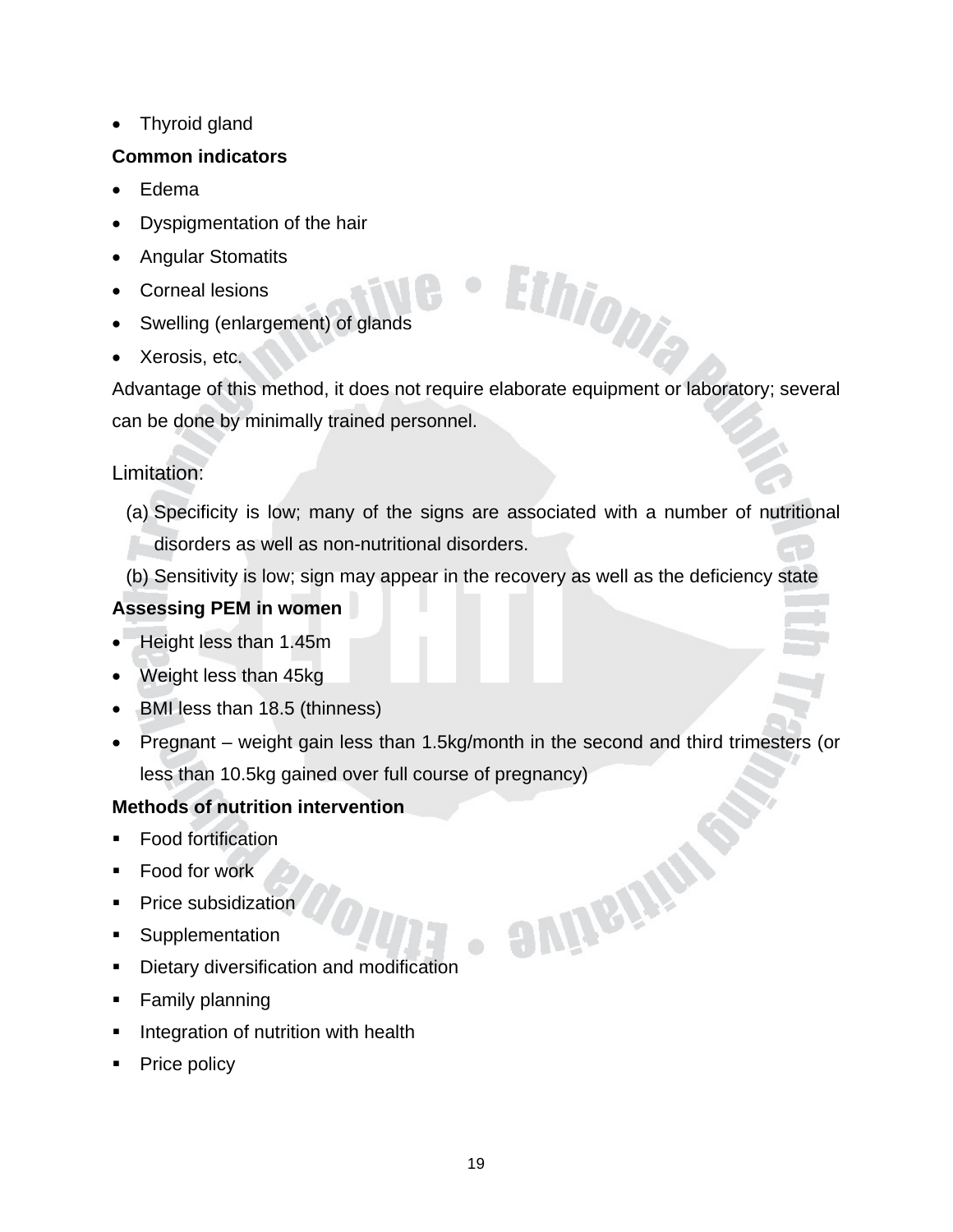- Thyroid gland

**Common indicators**

- Edema
- Dyspigmentation of the hair
- Angular Stomatits
- Corneal lesions
- Swelling (enlargement) of glands
- Xerosis, etc.

Advantage of this method, it does not require elaborate equipment or laboratory; several can be done by minimally trained personnel.

Limitation:

(a) Specificity is low; many of the signs are associated with a number of nutritional disorders as well as non-nutritional disorders.

(b) Sensitivity is low; sign may appear in the recovery as well as the deficiency state

**Assessing PEM in women**

- Height less than 1.45m
- Weight less than 45kg
- BMI less than 18.5 (thinness)
- Pregnant – weight gain less than 1.5kg/month in the second and third trimesters (or less than 10.5kg gained over full course of pregnancy)

**Methods of nutrition intervention**

- Food fortification
- Food for work
- Price subsidization
- Supplementation
- Dietary diversification and modification
- Family planning
- Integration of nutrition with health
- Price policy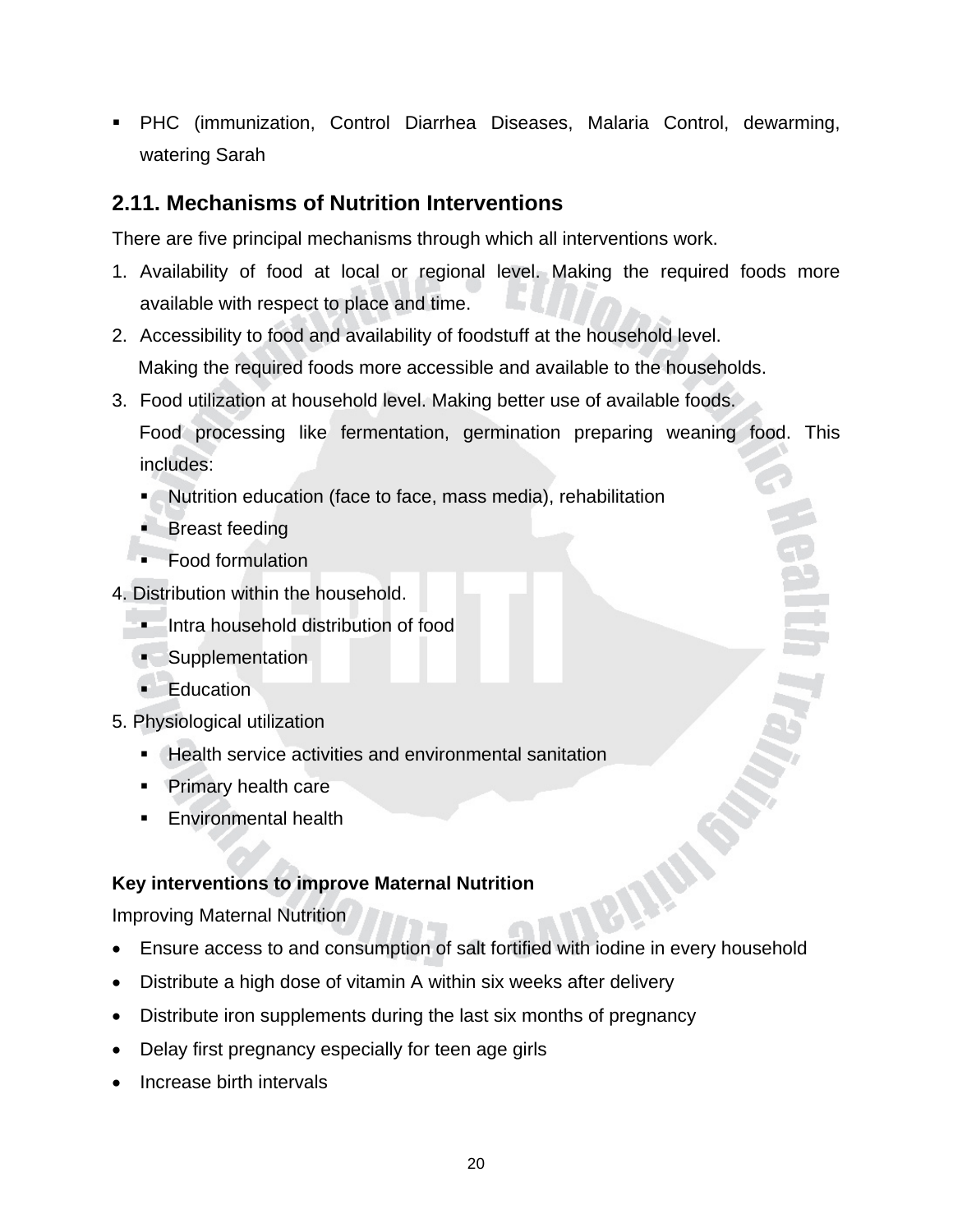- PHC (immunization, Control Diarrhea Diseases, Malaria Control, dewarming, watering Sarah

## 2.11. Mechanisms of Nutrition Interventions

There are five principal mechanisms through which all interventions work.

1. Availability of food at local or regional level. Making the required foods more available with respect to place and time.
2. Accessibility to food and availability of foodstuff at the household level. Making the required foods more accessible and available to the households.
3. Food utilization at household level. Making better use of available foods. Food processing like fermentation, germination preparing weaning food. This includes:
   - Nutrition education (face to face, mass media), rehabilitation
   - Breast feeding
   - Food formulation
4. Distribution within the household.
   - Intra household distribution of food
   - Supplementation
   - Education
5. Physiological utilization
   - Health service activities and environmental sanitation
   - Primary health care
   - Environmental health

**Key interventions to improve Maternal Nutrition**

Improving Maternal Nutrition

- Ensure access to and consumption of salt fortified with iodine in every household
- Distribute a high dose of vitamin A within six weeks after delivery
- Distribute iron supplements during the last six months of pregnancy
- Delay first pregnancy especially for teen age girls
- Increase birth intervals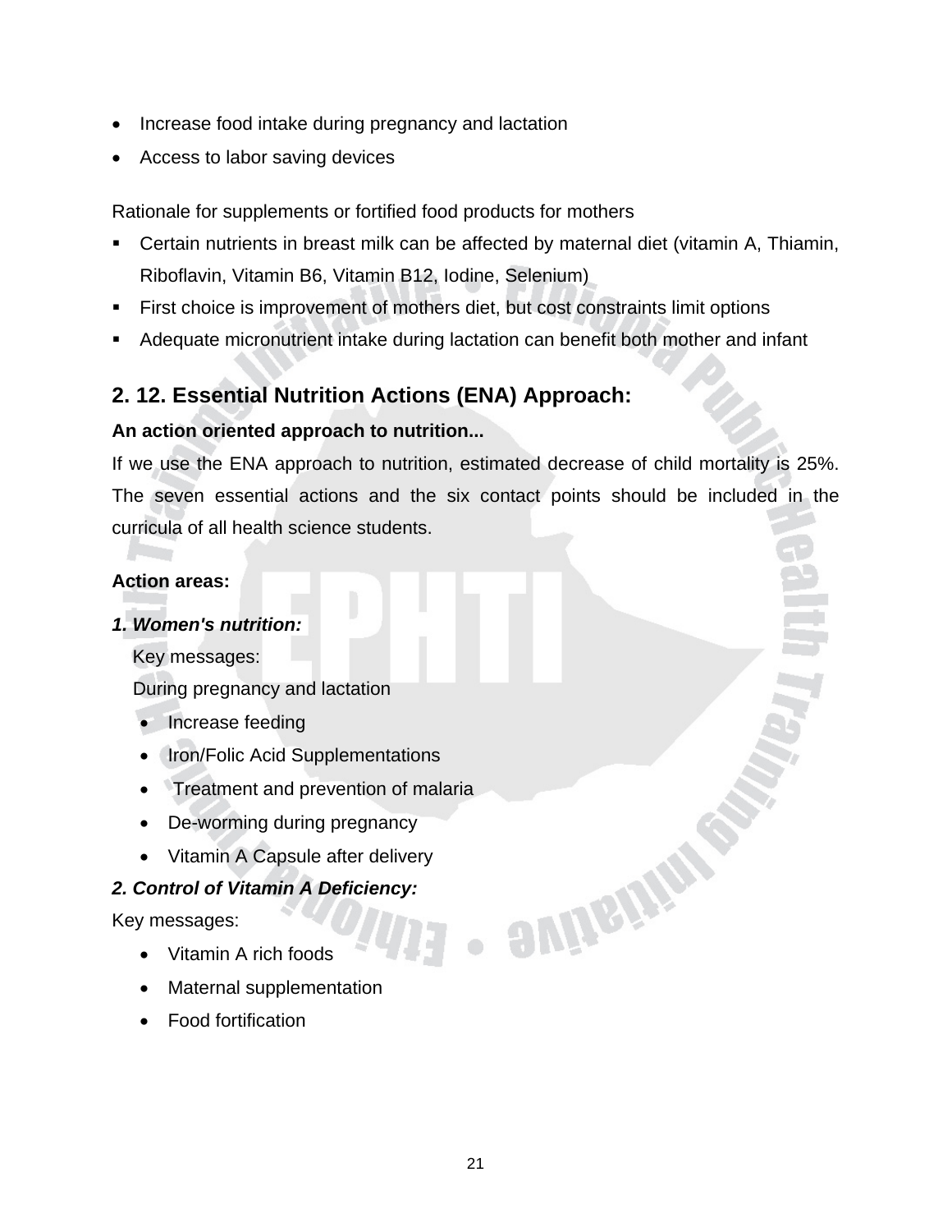- Increase food intake during pregnancy and lactation
- Access to labor saving devices

Rationale for supplements or fortified food products for mothers

- Certain nutrients in breast milk can be affected by maternal diet (vitamin A, Thiamin, Riboflavin, Vitamin B6, Vitamin B12, Iodine, Selenium)
- First choice is improvement of mothers diet, but cost constraints limit options
- Adequate micronutrient intake during lactation can benefit both mother and infant

## 2. 12. Essential Nutrition Actions (ENA) Approach:

**An action oriented approach to nutrition...**

If we use the ENA approach to nutrition, estimated decrease of child mortality is 25%. The seven essential actions and the six contact points should be included in the curricula of all health science students.

**Action areas:**

***1. Women's nutrition:***

Key messages:

During pregnancy and lactation

- Increase feeding
- Iron/Folic Acid Supplementations
- Treatment and prevention of malaria
- De-worming during pregnancy
- Vitamin A Capsule after delivery

***2. Control of Vitamin A Deficiency:***

Key messages:

- Vitamin A rich foods
- Maternal supplementation
- Food fortification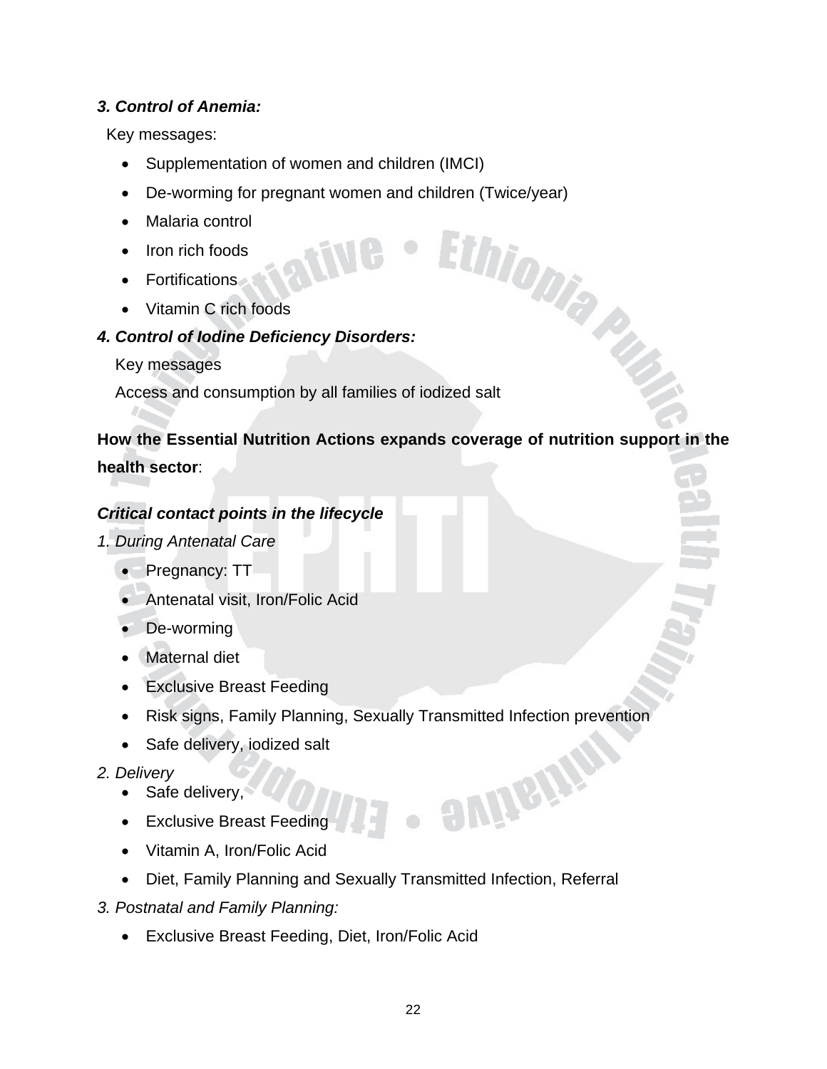***3. Control of Anemia:***

Key messages:

- Supplementation of women and children (IMCI)
- De-worming for pregnant women and children (Twice/year)
- Malaria control
- Iron rich foods
- Fortifications
- Vitamin C rich foods

***4. Control of Iodine Deficiency Disorders:***

Key messages

Access and consumption by all families of iodized salt

**How the Essential Nutrition Actions expands coverage of nutrition support in the health sector**:

***Critical contact points in the lifecycle***

*1. During Antenatal Care*

- Pregnancy: TT
- Antenatal visit, Iron/Folic Acid
- De-worming
- Maternal diet
- Exclusive Breast Feeding
- Risk signs, Family Planning, Sexually Transmitted Infection prevention
- Safe delivery, iodized salt

*2. Delivery*

- Safe delivery,
- Exclusive Breast Feeding
- Vitamin A, Iron/Folic Acid
- Diet, Family Planning and Sexually Transmitted Infection, Referral

*3. Postnatal and Family Planning:*

- Exclusive Breast Feeding, Diet, Iron/Folic Acid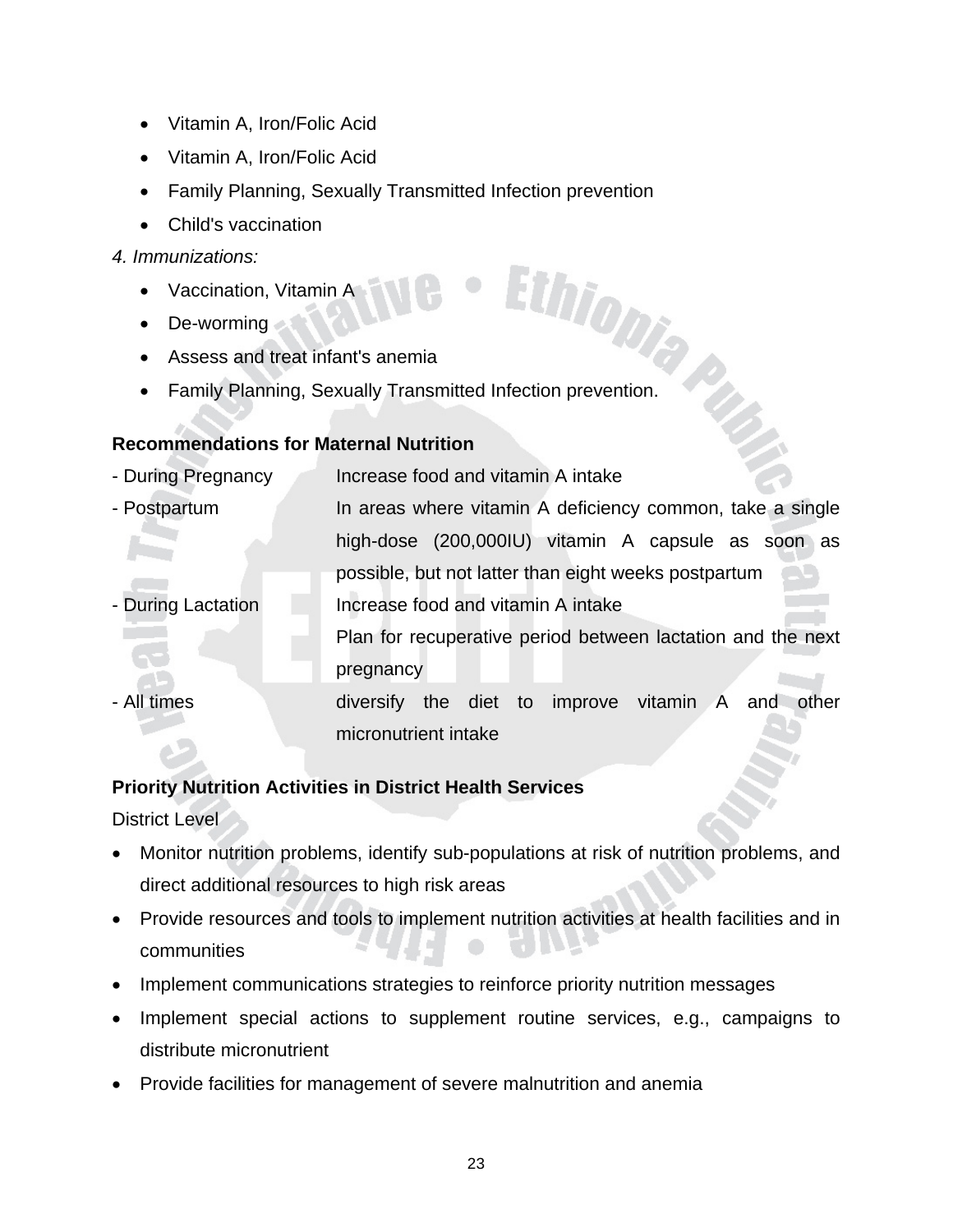- Vitamin A, Iron/Folic Acid
- Vitamin A, Iron/Folic Acid
- Family Planning, Sexually Transmitted Infection prevention
- Child's vaccination

*4. Immunizations:*

- Vaccination, Vitamin A
- De-worming
- Assess and treat infant's anemia
- Family Planning, Sexually Transmitted Infection prevention.

**Recommendations for Maternal Nutrition**

| | |
|---|---|
| - During Pregnancy | Increase food and vitamin A intake |
| - Postpartum | In areas where vitamin A deficiency common, take a single high-dose (200,000IU) vitamin A capsule as soon as possible, but not latter than eight weeks postpartum |
| - During Lactation | Increase food and vitamin A intake<br>Plan for recuperative period between lactation and the next pregnancy |
| - All times | diversify the diet to improve vitamin A and other micronutrient intake |

**Priority Nutrition Activities in District Health Services**

District Level

- Monitor nutrition problems, identify sub-populations at risk of nutrition problems, and direct additional resources to high risk areas
- Provide resources and tools to implement nutrition activities at health facilities and in communities
- Implement communications strategies to reinforce priority nutrition messages
- Implement special actions to supplement routine services, e.g., campaigns to distribute micronutrient
- Provide facilities for management of severe malnutrition and anemia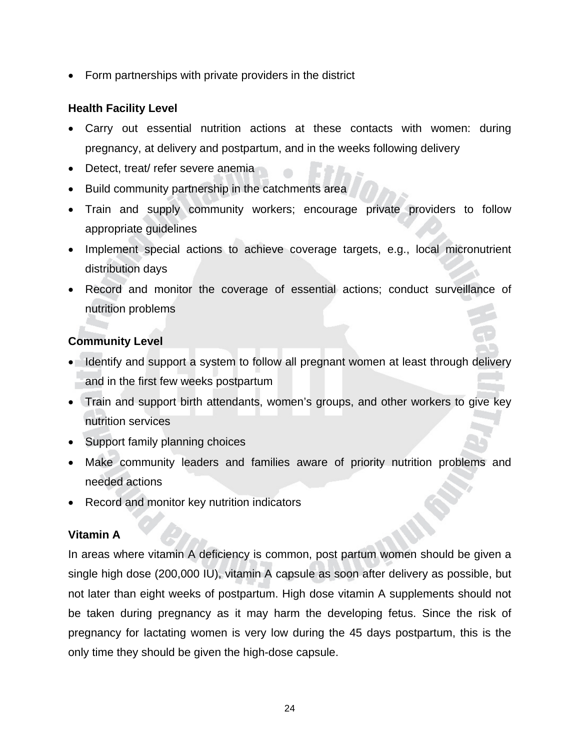- Form partnerships with private providers in the district

**Health Facility Level**

- Carry out essential nutrition actions at these contacts with women: during pregnancy, at delivery and postpartum, and in the weeks following delivery
- Detect, treat/ refer severe anemia
- Build community partnership in the catchments area
- Train and supply community workers; encourage private providers to follow appropriate guidelines
- Implement special actions to achieve coverage targets, e.g., local micronutrient distribution days
- Record and monitor the coverage of essential actions; conduct surveillance of nutrition problems

**Community Level**

- Identify and support a system to follow all pregnant women at least through delivery and in the first few weeks postpartum
- Train and support birth attendants, women's groups, and other workers to give key nutrition services
- Support family planning choices
- Make community leaders and families aware of priority nutrition problems and needed actions
- Record and monitor key nutrition indicators

**Vitamin A**

In areas where vitamin A deficiency is common, post partum women should be given a single high dose (200,000 IU), vitamin A capsule as soon after delivery as possible, but not later than eight weeks of postpartum. High dose vitamin A supplements should not be taken during pregnancy as it may harm the developing fetus. Since the risk of pregnancy for lactating women is very low during the 45 days postpartum, this is the only time they should be given the high-dose capsule.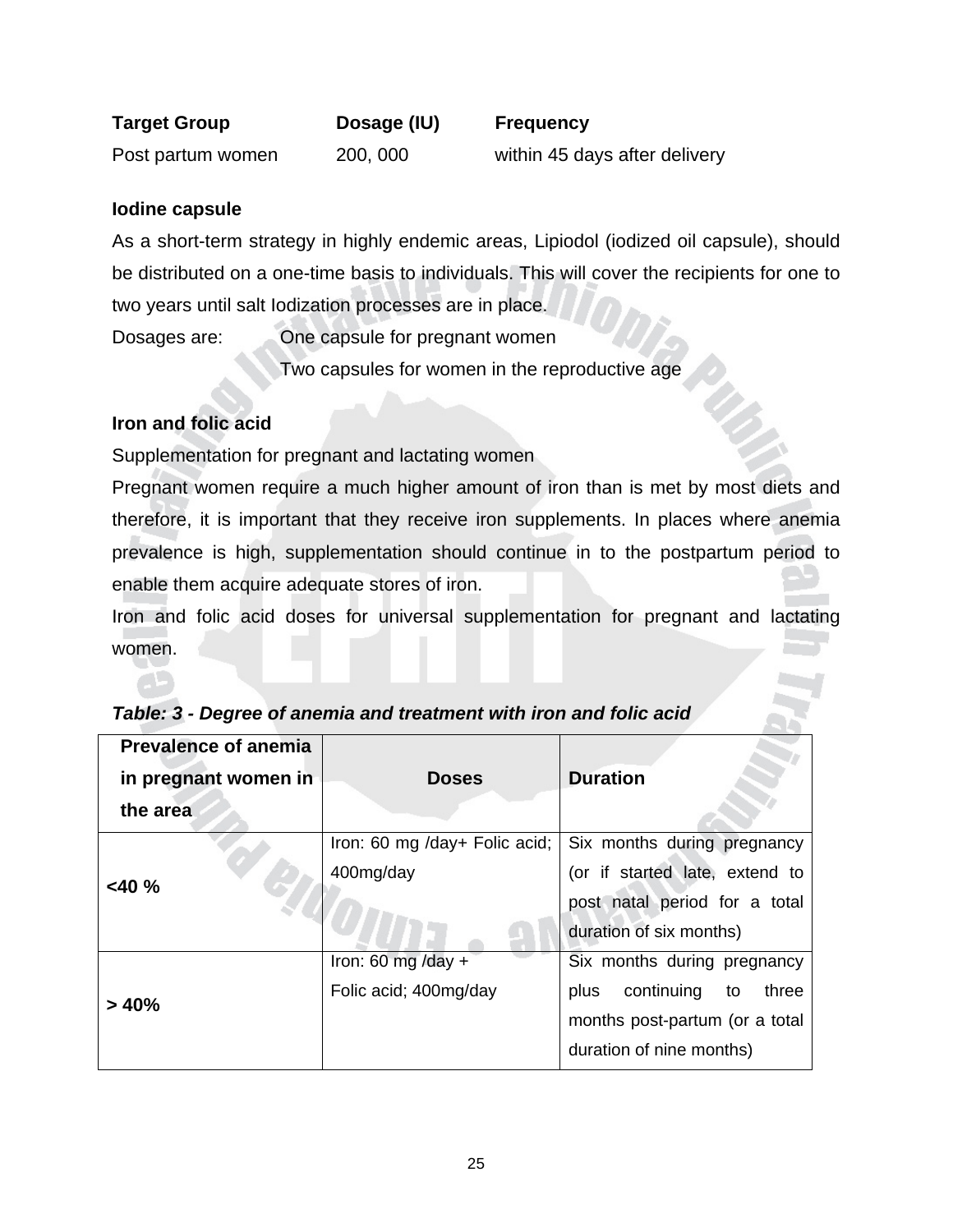| Target Group | Dosage (IU) | Frequency |
|---|---|---|
| Post partum women | 200, 000 | within 45 days after delivery |

**Iodine capsule**

As a short-term strategy in highly endemic areas, Lipiodol (iodized oil capsule), should be distributed on a one-time basis to individuals. This will cover the recipients for one to two years until salt Iodization processes are in place.

Dosages are: One capsule for pregnant women
Two capsules for women in the reproductive age

**Iron and folic acid**

Supplementation for pregnant and lactating women

Pregnant women require a much higher amount of iron than is met by most diets and therefore, it is important that they receive iron supplements. In places where anemia prevalence is high, supplementation should continue in to the postpartum period to enable them acquire adequate stores of iron.

Iron and folic acid doses for universal supplementation for pregnant and lactating women.

***Table: 3 - Degree of anemia and treatment with iron and folic acid***

| Prevalence of anemia in pregnant women in the area | Doses | Duration |
|---|---|---|
| <40 % | Iron: 60 mg /day+ Folic acid; 400mg/day | Six months during pregnancy (or if started late, extend to post natal period for a total duration of six months) |
| > 40% | Iron: 60 mg /day + Folic acid; 400mg/day | Six months during pregnancy plus continuing to three months post-partum (or a total duration of nine months) |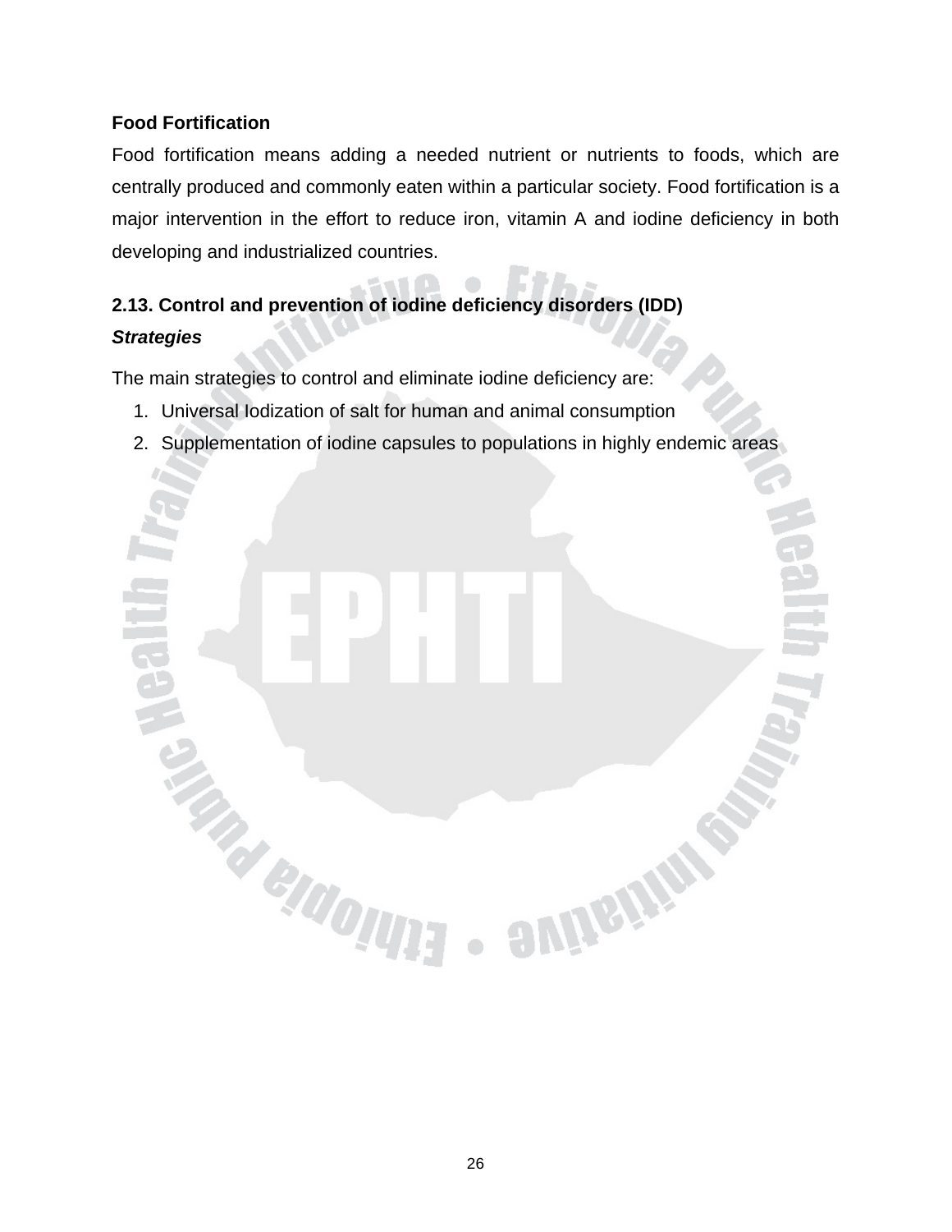**Food Fortification**

Food fortification means adding a needed nutrient or nutrients to foods, which are centrally produced and commonly eaten within a particular society. Food fortification is a major intervention in the effort to reduce iron, vitamin A and iodine deficiency in both developing and industrialized countries.

## 2.13. Control and prevention of iodine deficiency disorders (IDD)

***Strategies***

The main strategies to control and eliminate iodine deficiency are:

1. Universal Iodization of salt for human and animal consumption
2. Supplementation of iodine capsules to populations in highly endemic areas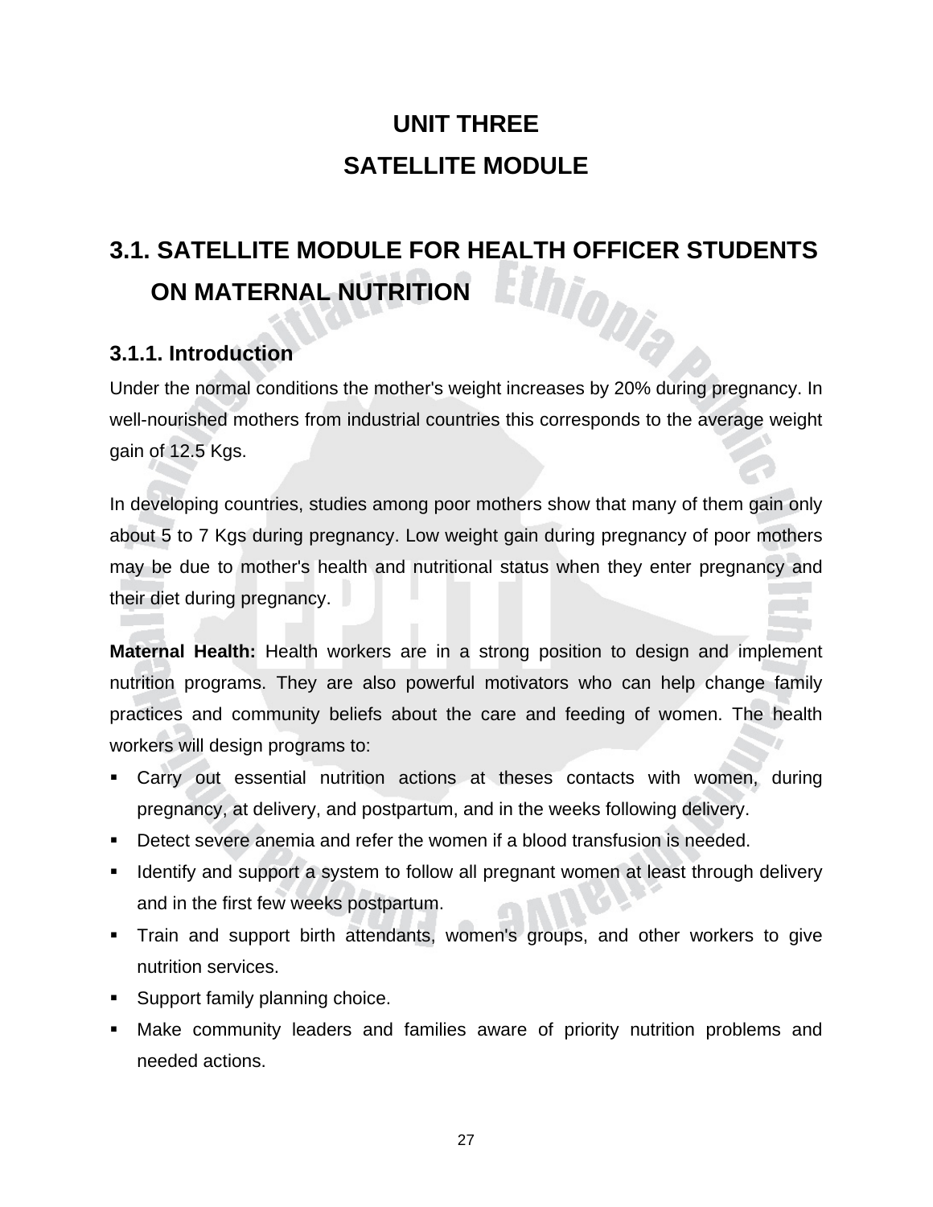# UNIT THREE

# SATELLITE MODULE

## 3.1. SATELLITE MODULE FOR HEALTH OFFICER STUDENTS ON MATERNAL NUTRITION

### 3.1.1. Introduction

Under the normal conditions the mother's weight increases by 20% during pregnancy. In well-nourished mothers from industrial countries this corresponds to the average weight gain of 12.5 Kgs.

In developing countries, studies among poor mothers show that many of them gain only about 5 to 7 Kgs during pregnancy. Low weight gain during pregnancy of poor mothers may be due to mother's health and nutritional status when they enter pregnancy and their diet during pregnancy.

**Maternal Health:** Health workers are in a strong position to design and implement nutrition programs. They are also powerful motivators who can help change family practices and community beliefs about the care and feeding of women. The health workers will design programs to:

- Carry out essential nutrition actions at theses contacts with women, during pregnancy, at delivery, and postpartum, and in the weeks following delivery.
- Detect severe anemia and refer the women if a blood transfusion is needed.
- Identify and support a system to follow all pregnant women at least through delivery and in the first few weeks postpartum.
- Train and support birth attendants, women's groups, and other workers to give nutrition services.
- Support family planning choice.
- Make community leaders and families aware of priority nutrition problems and needed actions.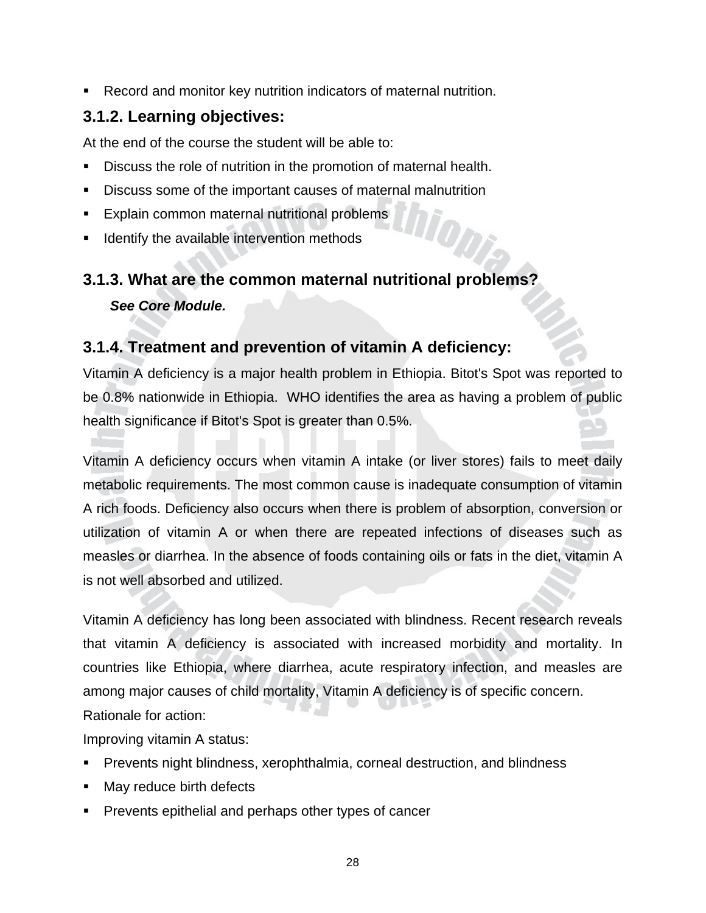- Record and monitor key nutrition indicators of maternal nutrition.

### 3.1.2. Learning objectives:

At the end of the course the student will be able to:

- Discuss the role of nutrition in the promotion of maternal health.
- Discuss some of the important causes of maternal malnutrition
- Explain common maternal nutritional problems
- Identify the available intervention methods

### 3.1.3. What are the common maternal nutritional problems?

***See Core Module.***

### 3.1.4. Treatment and prevention of vitamin A deficiency:

Vitamin A deficiency is a major health problem in Ethiopia. Bitot's Spot was reported to be 0.8% nationwide in Ethiopia. WHO identifies the area as having a problem of public health significance if Bitot's Spot is greater than 0.5%.

Vitamin A deficiency occurs when vitamin A intake (or liver stores) fails to meet daily metabolic requirements. The most common cause is inadequate consumption of vitamin A rich foods. Deficiency also occurs when there is problem of absorption, conversion or utilization of vitamin A or when there are repeated infections of diseases such as measles or diarrhea. In the absence of foods containing oils or fats in the diet, vitamin A is not well absorbed and utilized.

Vitamin A deficiency has long been associated with blindness. Recent research reveals that vitamin A deficiency is associated with increased morbidity and mortality. In countries like Ethiopia, where diarrhea, acute respiratory infection, and measles are among major causes of child mortality, Vitamin A deficiency is of specific concern.

Rationale for action:

Improving vitamin A status:

- Prevents night blindness, xerophthalmia, corneal destruction, and blindness
- May reduce birth defects
- Prevents epithelial and perhaps other types of cancer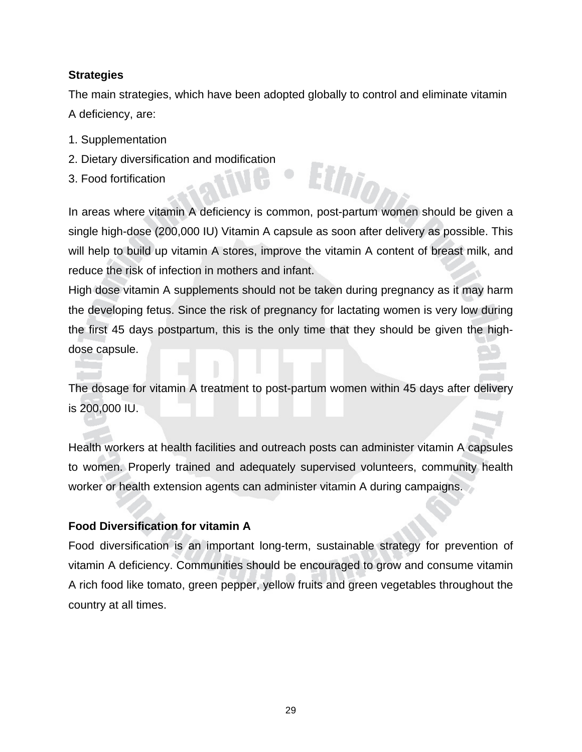**Strategies**

The main strategies, which have been adopted globally to control and eliminate vitamin A deficiency, are:

1. Supplementation
2. Dietary diversification and modification
3. Food fortification

In areas where vitamin A deficiency is common, post-partum women should be given a single high-dose (200,000 IU) Vitamin A capsule as soon after delivery as possible. This will help to build up vitamin A stores, improve the vitamin A content of breast milk, and reduce the risk of infection in mothers and infant.

High dose vitamin A supplements should not be taken during pregnancy as it may harm the developing fetus. Since the risk of pregnancy for lactating women is very low during the first 45 days postpartum, this is the only time that they should be given the high-dose capsule.

The dosage for vitamin A treatment to post-partum women within 45 days after delivery is 200,000 IU.

Health workers at health facilities and outreach posts can administer vitamin A capsules to women. Properly trained and adequately supervised volunteers, community health worker or health extension agents can administer vitamin A during campaigns.

**Food Diversification for vitamin A**

Food diversification is an important long-term, sustainable strategy for prevention of vitamin A deficiency. Communities should be encouraged to grow and consume vitamin A rich food like tomato, green pepper, yellow fruits and green vegetables throughout the country at all times.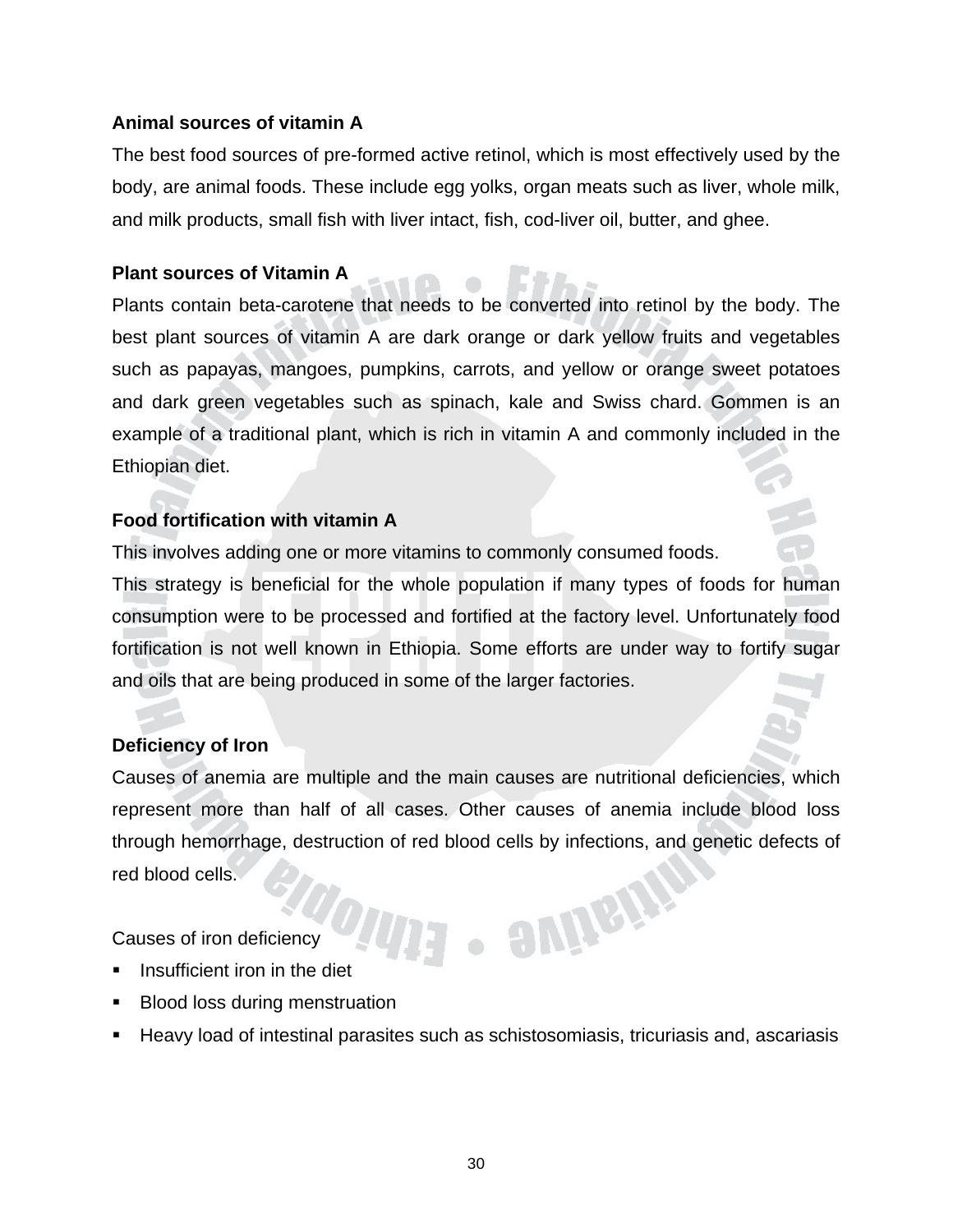**Animal sources of vitamin A**

The best food sources of pre-formed active retinol, which is most effectively used by the body, are animal foods. These include egg yolks, organ meats such as liver, whole milk, and milk products, small fish with liver intact, fish, cod-liver oil, butter, and ghee.

**Plant sources of Vitamin A**

Plants contain beta-carotene that needs to be converted into retinol by the body. The best plant sources of vitamin A are dark orange or dark yellow fruits and vegetables such as papayas, mangoes, pumpkins, carrots, and yellow or orange sweet potatoes and dark green vegetables such as spinach, kale and Swiss chard. Gommen is an example of a traditional plant, which is rich in vitamin A and commonly included in the Ethiopian diet.

**Food fortification with vitamin A**

This involves adding one or more vitamins to commonly consumed foods.

This strategy is beneficial for the whole population if many types of foods for human consumption were to be processed and fortified at the factory level. Unfortunately food fortification is not well known in Ethiopia. Some efforts are under way to fortify sugar and oils that are being produced in some of the larger factories.

**Deficiency of Iron**

Causes of anemia are multiple and the main causes are nutritional deficiencies, which represent more than half of all cases. Other causes of anemia include blood loss through hemorrhage, destruction of red blood cells by infections, and genetic defects of red blood cells.

Causes of iron deficiency

- Insufficient iron in the diet
- Blood loss during menstruation
- Heavy load of intestinal parasites such as schistosomiasis, tricuriasis and, ascariasis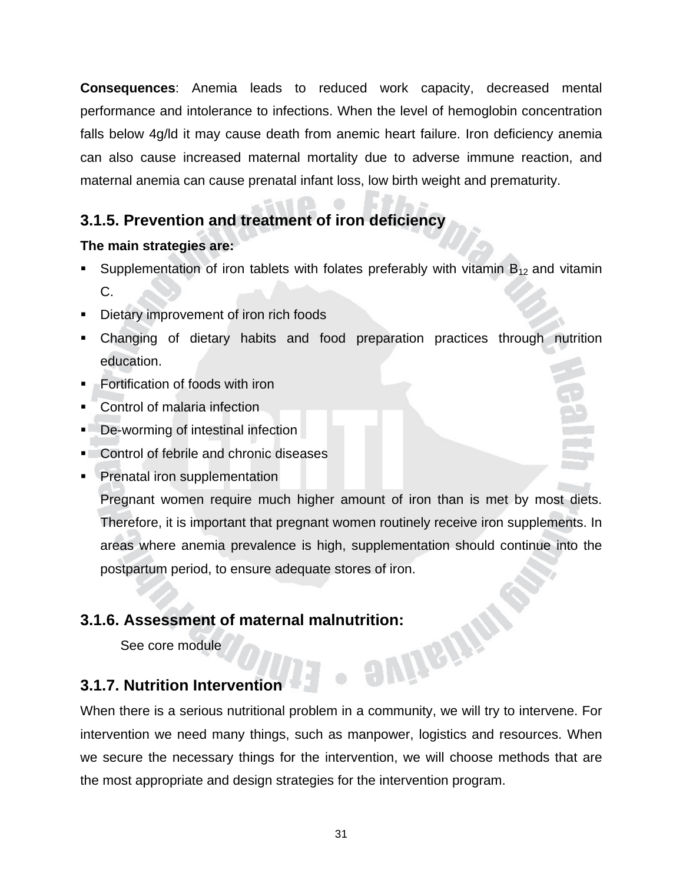**Consequences**: Anemia leads to reduced work capacity, decreased mental performance and intolerance to infections. When the level of hemoglobin concentration falls below 4g/ld it may cause death from anemic heart failure. Iron deficiency anemia can also cause increased maternal mortality due to adverse immune reaction, and maternal anemia can cause prenatal infant loss, low birth weight and prematurity.

### 3.1.5. Prevention and treatment of iron deficiency

**The main strategies are:**

- Supplementation of iron tablets with folates preferably with vitamin $B_{12}$ and vitamin C.
- Dietary improvement of iron rich foods
- Changing of dietary habits and food preparation practices through nutrition education.
- Fortification of foods with iron
- Control of malaria infection
- De-worming of intestinal infection
- Control of febrile and chronic diseases
- Prenatal iron supplementation

  Pregnant women require much higher amount of iron than is met by most diets. Therefore, it is important that pregnant women routinely receive iron supplements. In areas where anemia prevalence is high, supplementation should continue into the postpartum period, to ensure adequate stores of iron.

### 3.1.6. Assessment of maternal malnutrition:

See core module

### 3.1.7. Nutrition Intervention

When there is a serious nutritional problem in a community, we will try to intervene. For intervention we need many things, such as manpower, logistics and resources. When we secure the necessary things for the intervention, we will choose methods that are the most appropriate and design strategies for the intervention program.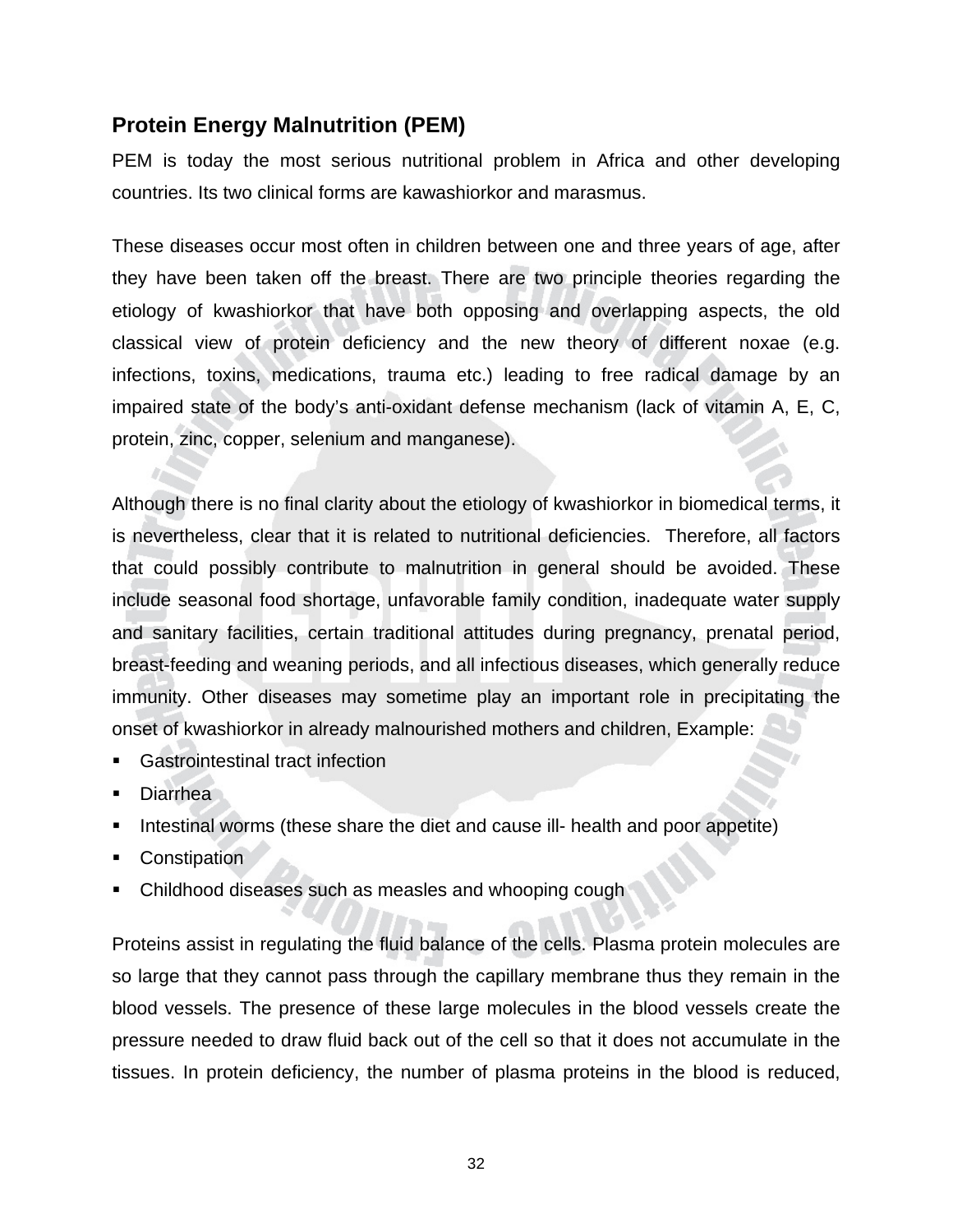## Protein Energy Malnutrition (PEM)

PEM is today the most serious nutritional problem in Africa and other developing countries. Its two clinical forms are kawashiorkor and marasmus.

These diseases occur most often in children between one and three years of age, after they have been taken off the breast. There are two principle theories regarding the etiology of kwashiorkor that have both opposing and overlapping aspects, the old classical view of protein deficiency and the new theory of different noxae (e.g. infections, toxins, medications, trauma etc.) leading to free radical damage by an impaired state of the body's anti-oxidant defense mechanism (lack of vitamin A, E, C, protein, zinc, copper, selenium and manganese).

Although there is no final clarity about the etiology of kwashiorkor in biomedical terms, it is nevertheless, clear that it is related to nutritional deficiencies. Therefore, all factors that could possibly contribute to malnutrition in general should be avoided. These include seasonal food shortage, unfavorable family condition, inadequate water supply and sanitary facilities, certain traditional attitudes during pregnancy, prenatal period, breast-feeding and weaning periods, and all infectious diseases, which generally reduce immunity. Other diseases may sometime play an important role in precipitating the onset of kwashiorkor in already malnourished mothers and children, Example:

- Gastrointestinal tract infection
- Diarrhea
- Intestinal worms (these share the diet and cause ill- health and poor appetite)
- Constipation
- Childhood diseases such as measles and whooping cough

Proteins assist in regulating the fluid balance of the cells. Plasma protein molecules are so large that they cannot pass through the capillary membrane thus they remain in the blood vessels. The presence of these large molecules in the blood vessels create the pressure needed to draw fluid back out of the cell so that it does not accumulate in the tissues. In protein deficiency, the number of plasma proteins in the blood is reduced,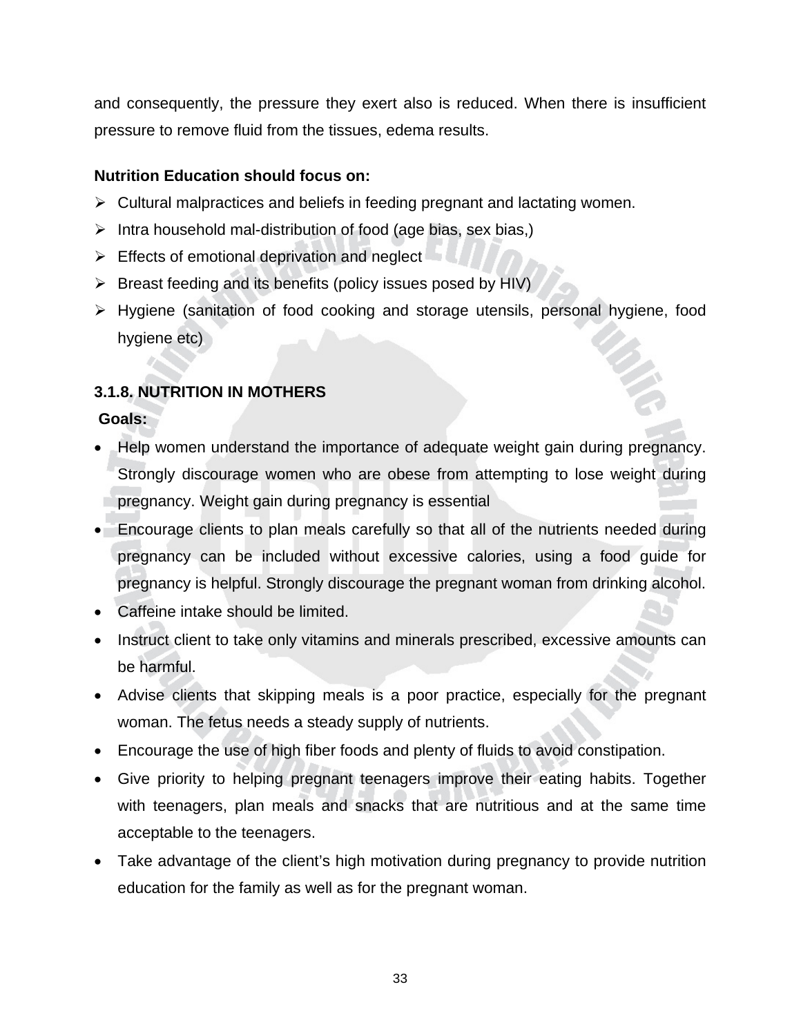and consequently, the pressure they exert also is reduced. When there is insufficient pressure to remove fluid from the tissues, edema results.

**Nutrition Education should focus on:**

- Cultural malpractices and beliefs in feeding pregnant and lactating women.
- Intra household mal-distribution of food (age bias, sex bias,)
- Effects of emotional deprivation and neglect
- Breast feeding and its benefits (policy issues posed by HIV)
- Hygiene (sanitation of food cooking and storage utensils, personal hygiene, food hygiene etc)

### 3.1.8. NUTRITION IN MOTHERS

**Goals:**

- Help women understand the importance of adequate weight gain during pregnancy. Strongly discourage women who are obese from attempting to lose weight during pregnancy. Weight gain during pregnancy is essential
- Encourage clients to plan meals carefully so that all of the nutrients needed during pregnancy can be included without excessive calories, using a food guide for pregnancy is helpful. Strongly discourage the pregnant woman from drinking alcohol.
- Caffeine intake should be limited.
- Instruct client to take only vitamins and minerals prescribed, excessive amounts can be harmful.
- Advise clients that skipping meals is a poor practice, especially for the pregnant woman. The fetus needs a steady supply of nutrients.
- Encourage the use of high fiber foods and plenty of fluids to avoid constipation.
- Give priority to helping pregnant teenagers improve their eating habits. Together with teenagers, plan meals and snacks that are nutritious and at the same time acceptable to the teenagers.
- Take advantage of the client's high motivation during pregnancy to provide nutrition education for the family as well as for the pregnant woman.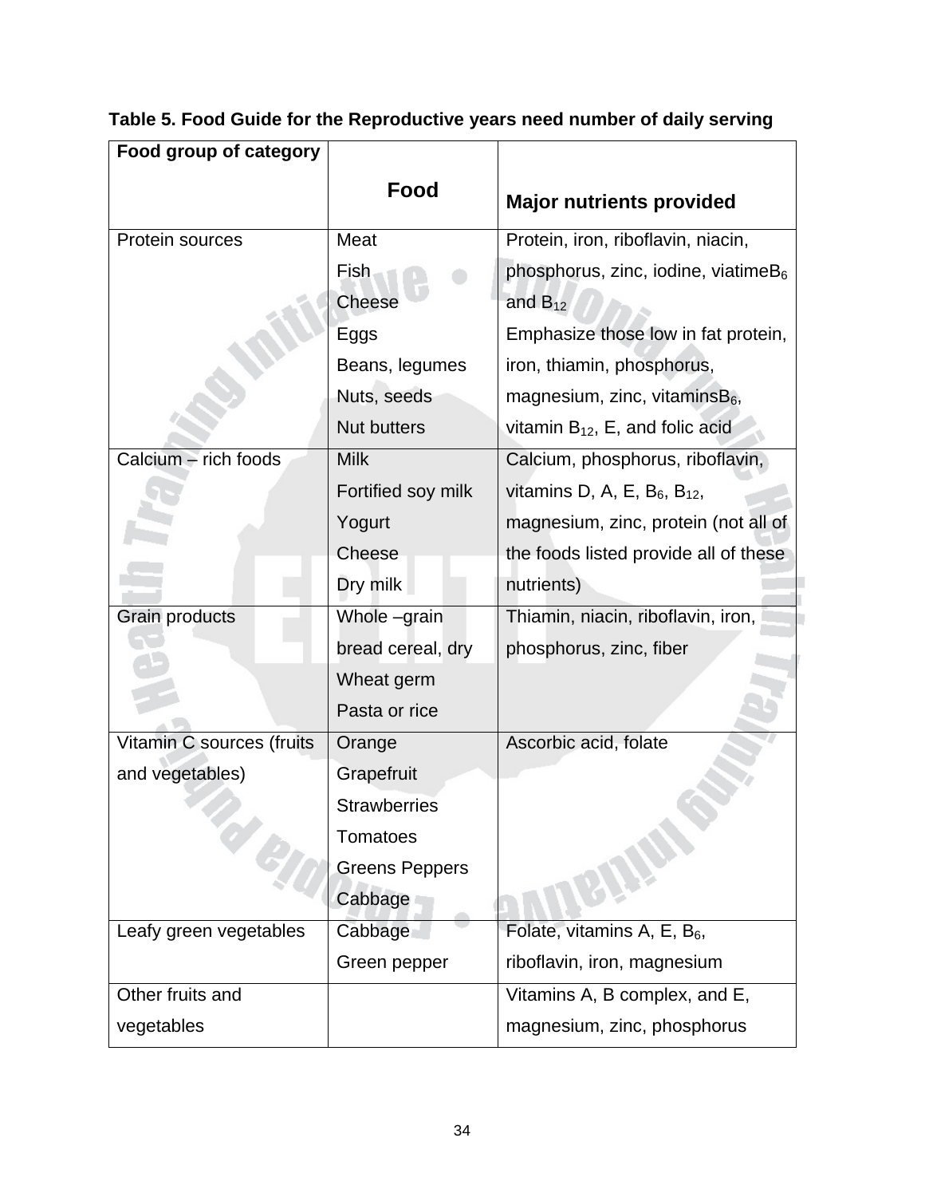**Table 5. Food Guide for the Reproductive years need number of daily serving**

| Food group of category | Food | Major nutrients provided |
|---|---|---|
| Protein sources | Meat<br>Fish<br>Cheese<br>Eggs<br>Beans, legumes<br>Nuts, seeds<br>Nut butters | Protein, iron, riboflavin, niacin, phosphorus, zinc, iodine, viatime$B_6$ and $B_{12}$<br>Emphasize those low in fat protein, iron, thiamin, phosphorus, magnesium, zinc, vitamins$B_6$, vitamin $B_{12}$, E, and folic acid |
| Calcium – rich foods | Milk<br>Fortified soy milk<br>Yogurt<br>Cheese<br>Dry milk | Calcium, phosphorus, riboflavin, vitamins D, A, E, $B_6$, $B_{12}$, magnesium, zinc, protein (not all of the foods listed provide all of these nutrients) |
| Grain products | Whole –grain bread cereal, dry<br>Wheat germ<br>Pasta or rice | Thiamin, niacin, riboflavin, iron, phosphorus, zinc, fiber |
| Vitamin C sources (fruits and vegetables) | Orange<br>Grapefruit<br>Strawberries<br>Tomatoes<br>Greens Peppers<br>Cabbage | Ascorbic acid, folate |
| Leafy green vegetables | Cabbage<br>Green pepper | Folate, vitamins A, E, $B_6$, riboflavin, iron, magnesium |
| Other fruits and vegetables | | Vitamins A, B complex, and E, magnesium, zinc, phosphorus |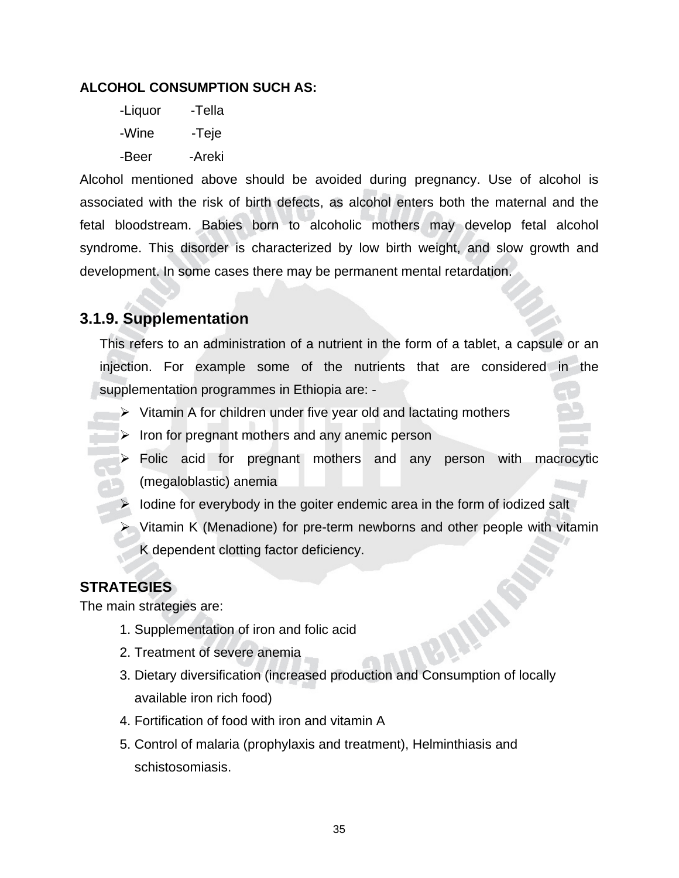**ALCOHOL CONSUMPTION SUCH AS:**

-Liquor -Tella

-Wine -Teje

-Beer -Areki

Alcohol mentioned above should be avoided during pregnancy. Use of alcohol is associated with the risk of birth defects, as alcohol enters both the maternal and the fetal bloodstream. Babies born to alcoholic mothers may develop fetal alcohol syndrome. This disorder is characterized by low birth weight, and slow growth and development. In some cases there may be permanent mental retardation.

### 3.1.9. Supplementation

This refers to an administration of a nutrient in the form of a tablet, a capsule or an injection. For example some of the nutrients that are considered in the supplementation programmes in Ethiopia are: -

- Vitamin A for children under five year old and lactating mothers
- Iron for pregnant mothers and any anemic person
- Folic acid for pregnant mothers and any person with macrocytic (megaloblastic) anemia
- Iodine for everybody in the goiter endemic area in the form of iodized salt
- Vitamin K (Menadione) for pre-term newborns and other people with vitamin K dependent clotting factor deficiency.

**STRATEGIES**

The main strategies are:

1. Supplementation of iron and folic acid
2. Treatment of severe anemia
3. Dietary diversification (increased production and Consumption of locally available iron rich food)
4. Fortification of food with iron and vitamin A
5. Control of malaria (prophylaxis and treatment), Helminthiasis and schistosomiasis.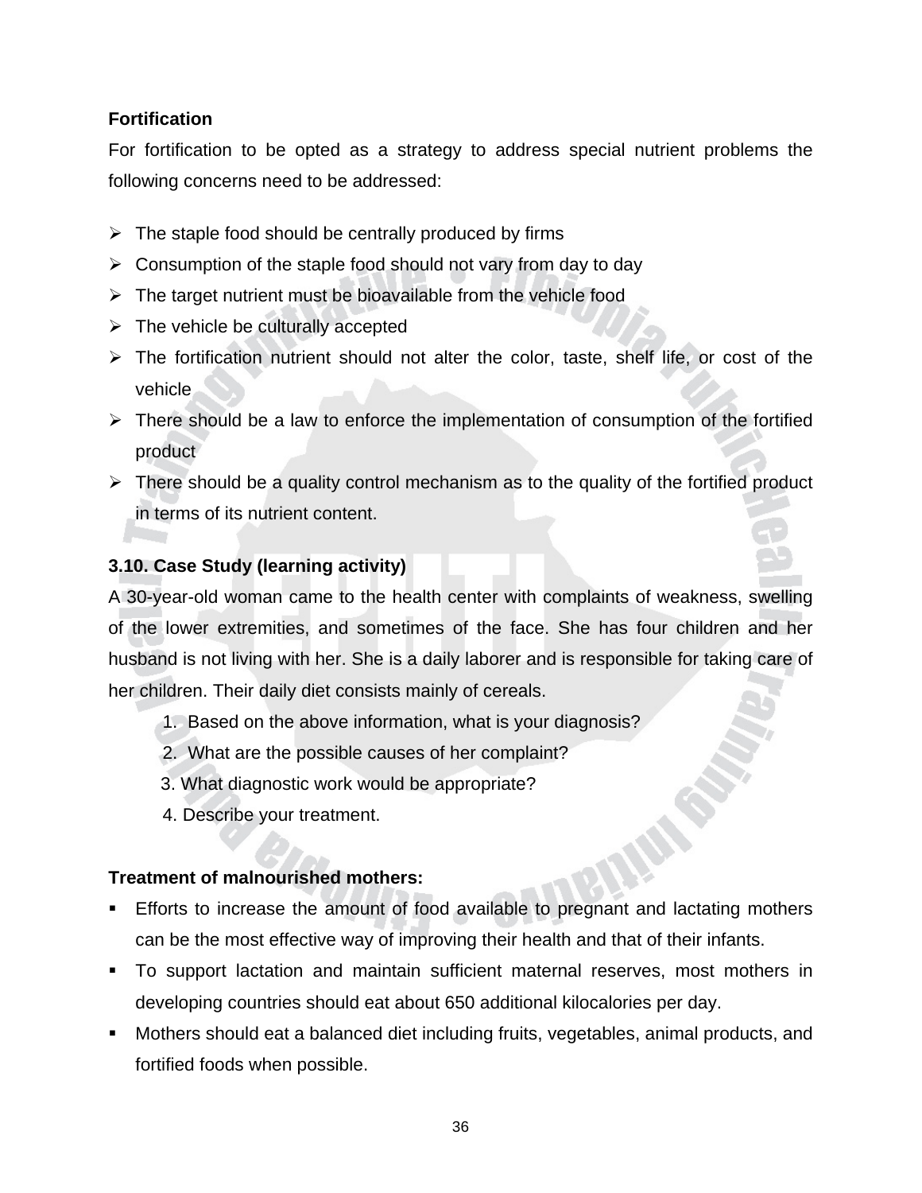**Fortification**

For fortification to be opted as a strategy to address special nutrient problems the following concerns need to be addressed:

- The staple food should be centrally produced by firms
- Consumption of the staple food should not vary from day to day
- The target nutrient must be bioavailable from the vehicle food
- The vehicle be culturally accepted
- The fortification nutrient should not alter the color, taste, shelf life, or cost of the vehicle
- There should be a law to enforce the implementation of consumption of the fortified product
- There should be a quality control mechanism as to the quality of the fortified product in terms of its nutrient content.

**3.10. Case Study (learning activity)**

A 30-year-old woman came to the health center with complaints of weakness, swelling of the lower extremities, and sometimes of the face. She has four children and her husband is not living with her. She is a daily laborer and is responsible for taking care of her children. Their daily diet consists mainly of cereals.

1. Based on the above information, what is your diagnosis?
2. What are the possible causes of her complaint?
3. What diagnostic work would be appropriate?
4. Describe your treatment.

**Treatment of malnourished mothers:**

- Efforts to increase the amount of food available to pregnant and lactating mothers can be the most effective way of improving their health and that of their infants.
- To support lactation and maintain sufficient maternal reserves, most mothers in developing countries should eat about 650 additional kilocalories per day.
- Mothers should eat a balanced diet including fruits, vegetables, animal products, and fortified foods when possible.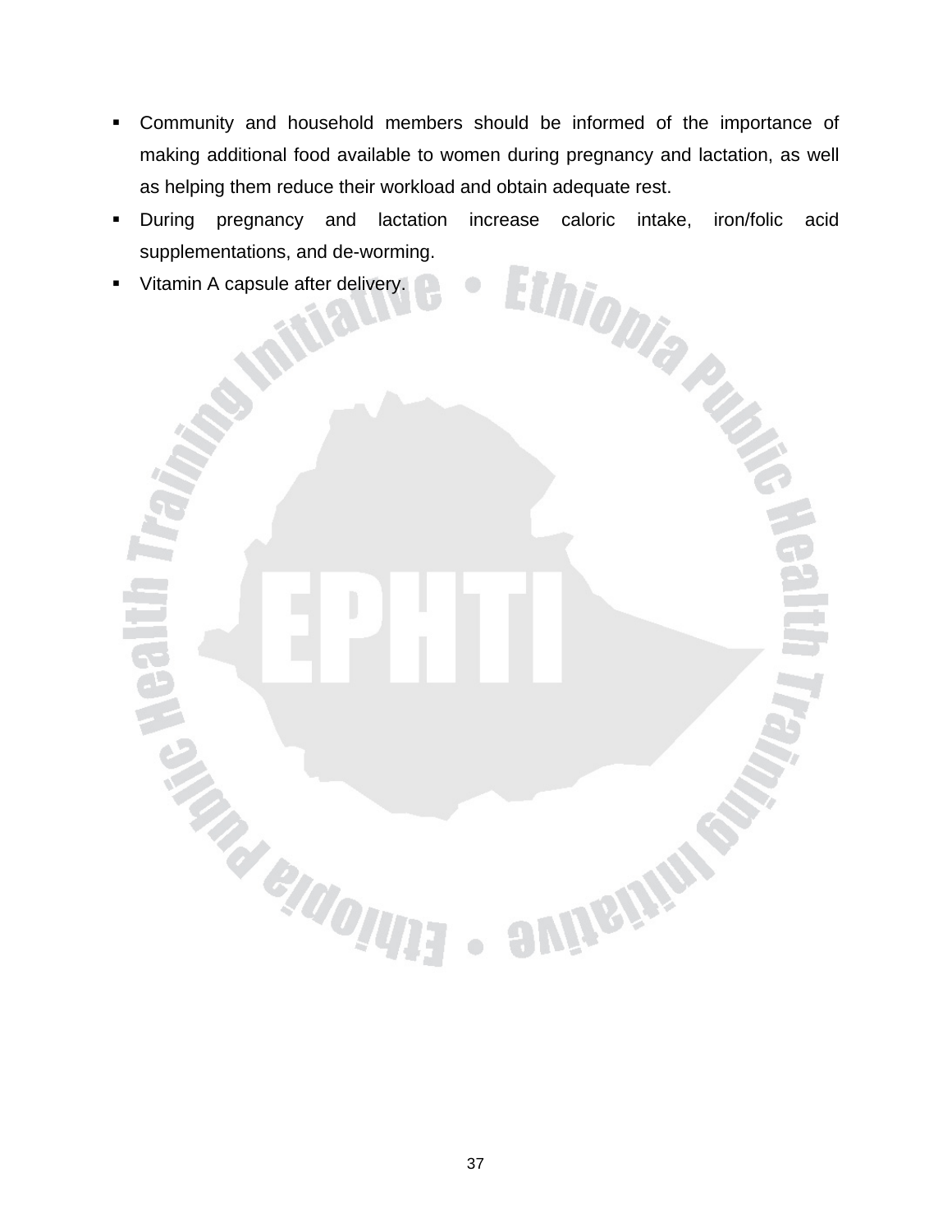- Community and household members should be informed of the importance of making additional food available to women during pregnancy and lactation, as well as helping them reduce their workload and obtain adequate rest.
- During pregnancy and lactation increase caloric intake, iron/folic acid supplementations, and de-worming.
- Vitamin A capsule after delivery.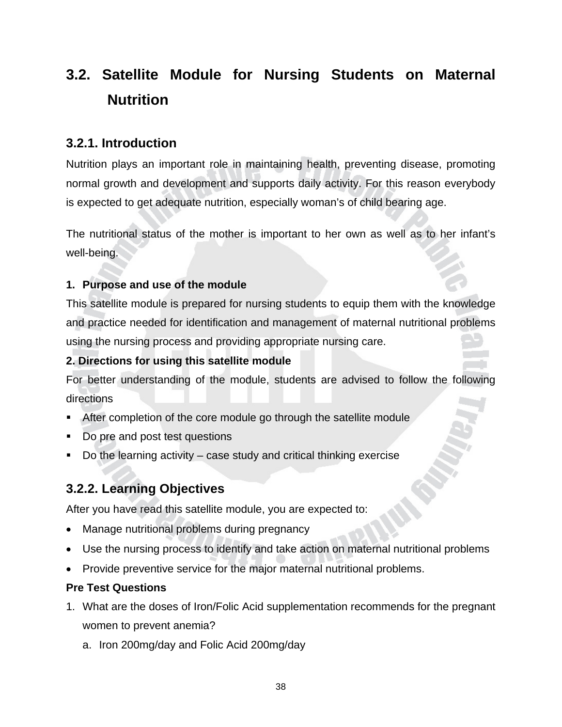## 3.2. Satellite Module for Nursing Students on Maternal Nutrition

### 3.2.1. Introduction

Nutrition plays an important role in maintaining health, preventing disease, promoting normal growth and development and supports daily activity. For this reason everybody is expected to get adequate nutrition, especially woman's of child bearing age.

The nutritional status of the mother is important to her own as well as to her infant's well-being.

**1. Purpose and use of the module**

This satellite module is prepared for nursing students to equip them with the knowledge and practice needed for identification and management of maternal nutritional problems using the nursing process and providing appropriate nursing care.

**2. Directions for using this satellite module**

For better understanding of the module, students are advised to follow the following directions

- After completion of the core module go through the satellite module
- Do pre and post test questions
- Do the learning activity – case study and critical thinking exercise

### 3.2.2. Learning Objectives

After you have read this satellite module, you are expected to:

- Manage nutritional problems during pregnancy
- Use the nursing process to identify and take action on maternal nutritional problems
- Provide preventive service for the major maternal nutritional problems.

**Pre Test Questions**

1. What are the doses of Iron/Folic Acid supplementation recommends for the pregnant women to prevent anemia?
   a. Iron 200mg/day and Folic Acid 200mg/day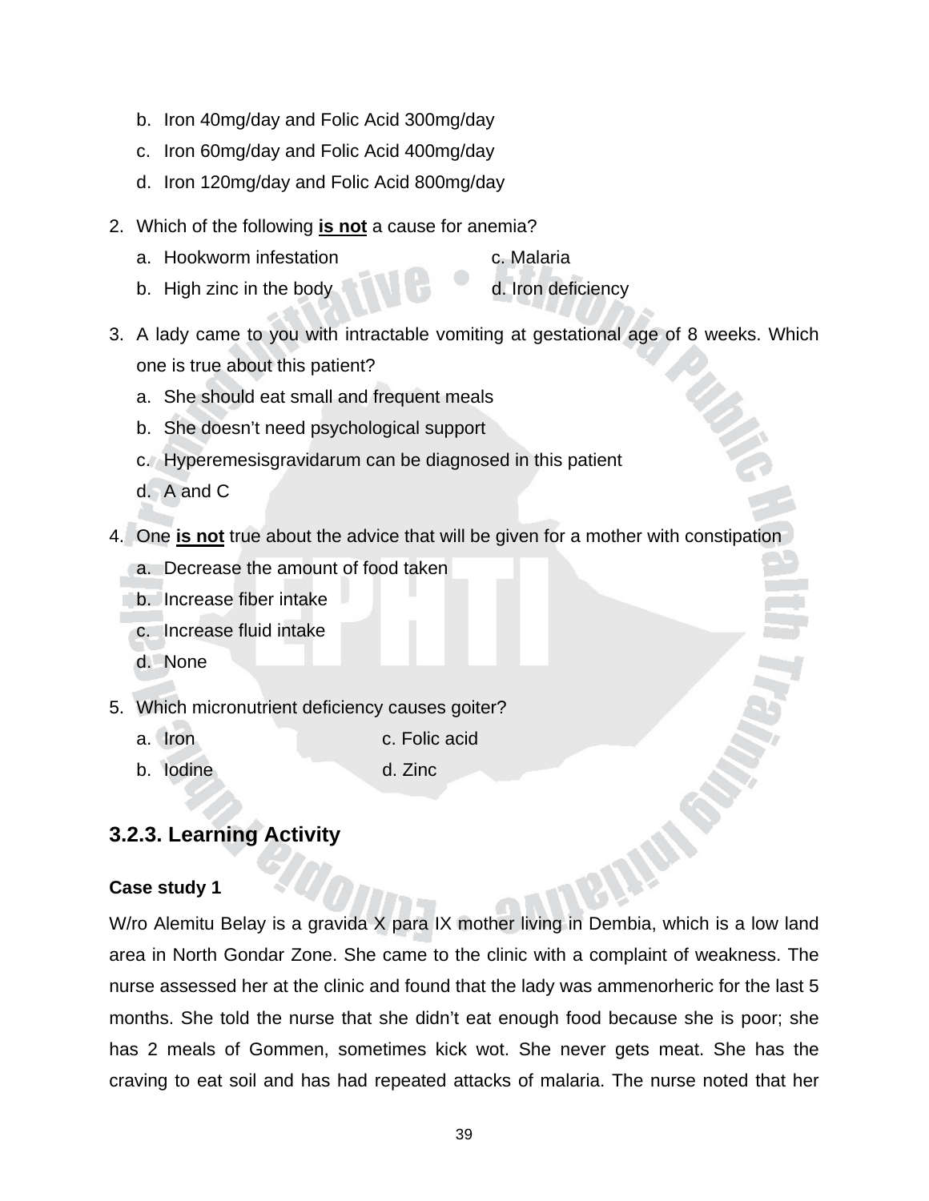b. Iron 40mg/day and Folic Acid 300mg/day
   c. Iron 60mg/day and Folic Acid 400mg/day
   d. Iron 120mg/day and Folic Acid 800mg/day

2. Which of the following **is not** a cause for anemia?
   a. Hookworm infestation
   b. High zinc in the body
   c. Malaria
   d. Iron deficiency

3. A lady came to you with intractable vomiting at gestational age of 8 weeks. Which one is true about this patient?
   a. She should eat small and frequent meals
   b. She doesn't need psychological support
   c. Hyperemesisgravidarum can be diagnosed in this patient
   d. A and C

4. One **is not** true about the advice that will be given for a mother with constipation
   a. Decrease the amount of food taken
   b. Increase fiber intake
   c. Increase fluid intake
   d. None

5. Which micronutrient deficiency causes goiter?
   a. Iron
   b. Iodine
   c. Folic acid
   d. Zinc

### 3.2.3. Learning Activity

**Case study 1**

W/ro Alemitu Belay is a gravida X para IX mother living in Dembia, which is a low land area in North Gondar Zone. She came to the clinic with a complaint of weakness. The nurse assessed her at the clinic and found that the lady was ammenorheric for the last 5 months. She told the nurse that she didn't eat enough food because she is poor; she has 2 meals of Gommen, sometimes kick wot. She never gets meat. She has the craving to eat soil and has had repeated attacks of malaria. The nurse noted that her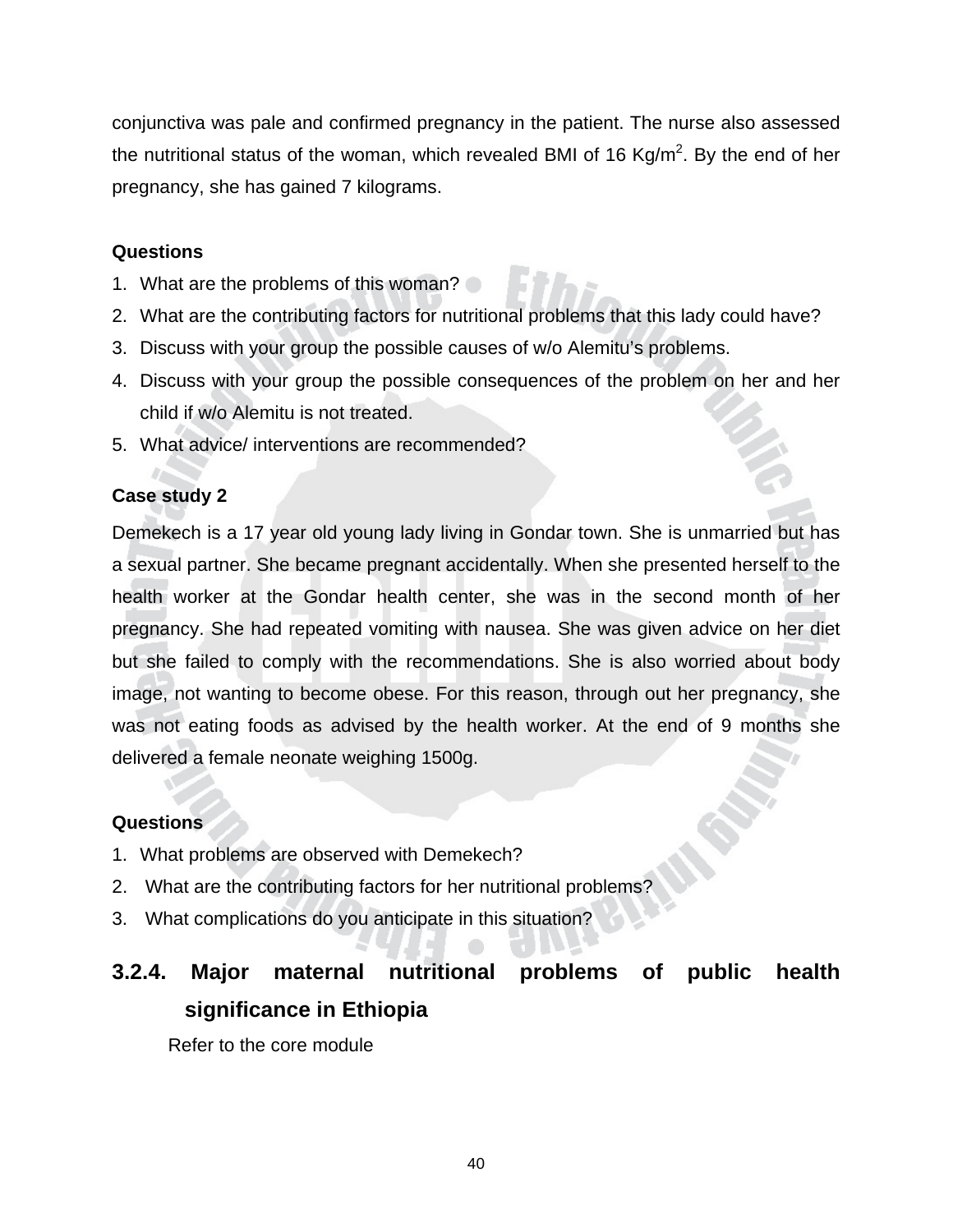conjunctiva was pale and confirmed pregnancy in the patient. The nurse also assessed the nutritional status of the woman, which revealed BMI of 16 $Kg/m^2$. By the end of her pregnancy, she has gained 7 kilograms.

**Questions**

1. What are the problems of this woman?
2. What are the contributing factors for nutritional problems that this lady could have?
3. Discuss with your group the possible causes of w/o Alemitu's problems.
4. Discuss with your group the possible consequences of the problem on her and her child if w/o Alemitu is not treated.
5. What advice/ interventions are recommended?

**Case study 2**

Demekech is a 17 year old young lady living in Gondar town. She is unmarried but has a sexual partner. She became pregnant accidentally. When she presented herself to the health worker at the Gondar health center, she was in the second month of her pregnancy. She had repeated vomiting with nausea. She was given advice on her diet but she failed to comply with the recommendations. She is also worried about body image, not wanting to become obese. For this reason, through out her pregnancy, she was not eating foods as advised by the health worker. At the end of 9 months she delivered a female neonate weighing 1500g.

**Questions**

1. What problems are observed with Demekech?
2. What are the contributing factors for her nutritional problems?
3. What complications do you anticipate in this situation?

## 3.2.4. Major maternal nutritional problems of public health significance in Ethiopia

Refer to the core module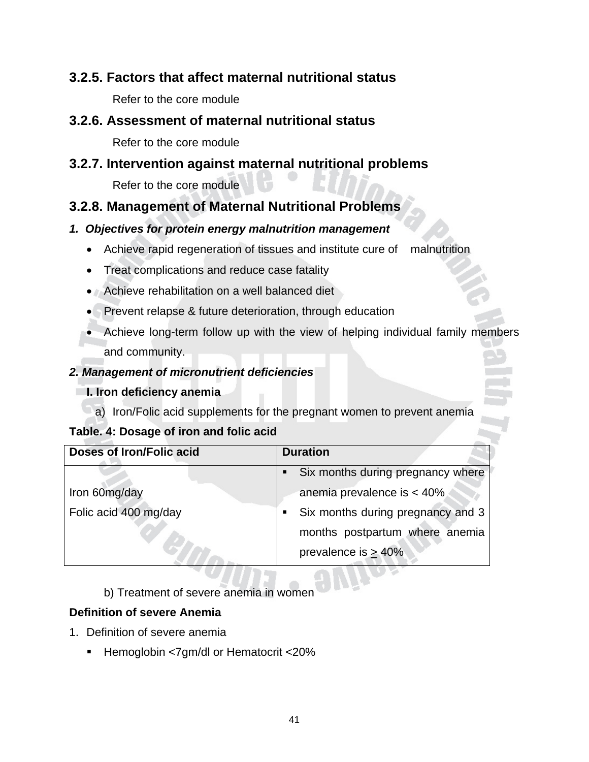### 3.2.5. Factors that affect maternal nutritional status

Refer to the core module

### 3.2.6. Assessment of maternal nutritional status

Refer to the core module

### 3.2.7. Intervention against maternal nutritional problems

Refer to the core module

### 3.2.8. Management of Maternal Nutritional Problems

***1. Objectives for protein energy malnutrition management***

- Achieve rapid regeneration of tissues and institute cure of malnutrition
- Treat complications and reduce case fatality
- Achieve rehabilitation on a well balanced diet
- Prevent relapse & future deterioration, through education
- Achieve long-term follow up with the view of helping individual family members and community.

***2. Management of micronutrient deficiencies***

**I. Iron deficiency anemia**

a) Iron/Folic acid supplements for the pregnant women to prevent anemia

**Table. 4: Dosage of iron and folic acid**

| Doses of Iron/Folic acid | Duration |
|---|---|
| Iron 60mg/day<br>Folic acid 400 mg/day | ▪ Six months during pregnancy where anemia prevalence is < 40%<br>▪ Six months during pregnancy and 3 months postpartum where anemia prevalence is ≥ 40% |

b) Treatment of severe anemia in women

**Definition of severe Anemia**

1. Definition of severe anemia
   - Hemoglobin <7gm/dl or Hematocrit <20%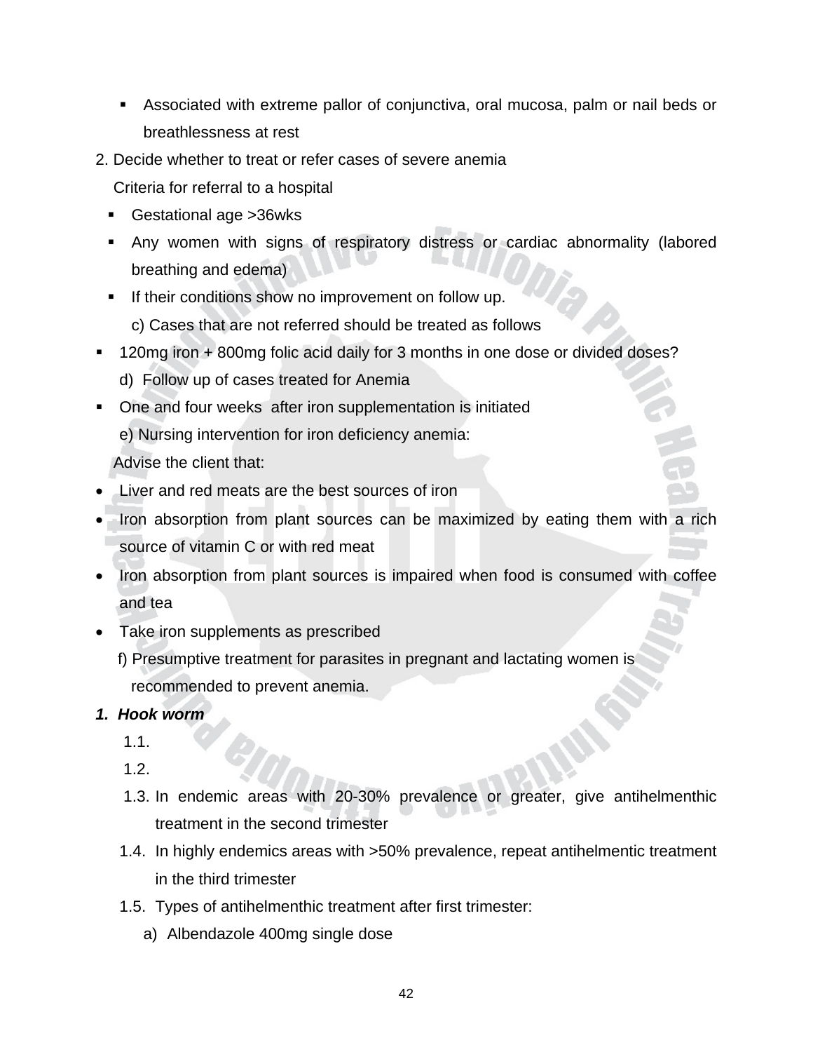- Associated with extreme pallor of conjunctiva, oral mucosa, palm or nail beds or breathlessness at rest

2. Decide whether to treat or refer cases of severe anemia

   Criteria for referral to a hospital

   - Gestational age >36wks
   - Any women with signs of respiratory distress or cardiac abnormality (labored breathing and edema)
   - If their conditions show no improvement on follow up.

   c) Cases that are not referred should be treated as follows

- 120mg iron + 800mg folic acid daily for 3 months in one dose or divided doses?

   d) Follow up of cases treated for Anemia

- One and four weeks after iron supplementation is initiated

   e) Nursing intervention for iron deficiency anemia:

   Advise the client that:

- Liver and red meats are the best sources of iron
- Iron absorption from plant sources can be maximized by eating them with a rich source of vitamin C or with red meat
- Iron absorption from plant sources is impaired when food is consumed with coffee and tea
- Take iron supplements as prescribed

   f) Presumptive treatment for parasites in pregnant and lactating women is recommended to prevent anemia.

***1. Hook worm***

1.1.

1.2.

1.3. In endemic areas with 20-30% prevalence or greater, give antihelmenthic treatment in the second trimester

1.4. In highly endemics areas with >50% prevalence, repeat antihelmentic treatment in the third trimester

1.5. Types of antihelmenthic treatment after first trimester:

   a) Albendazole 400mg single dose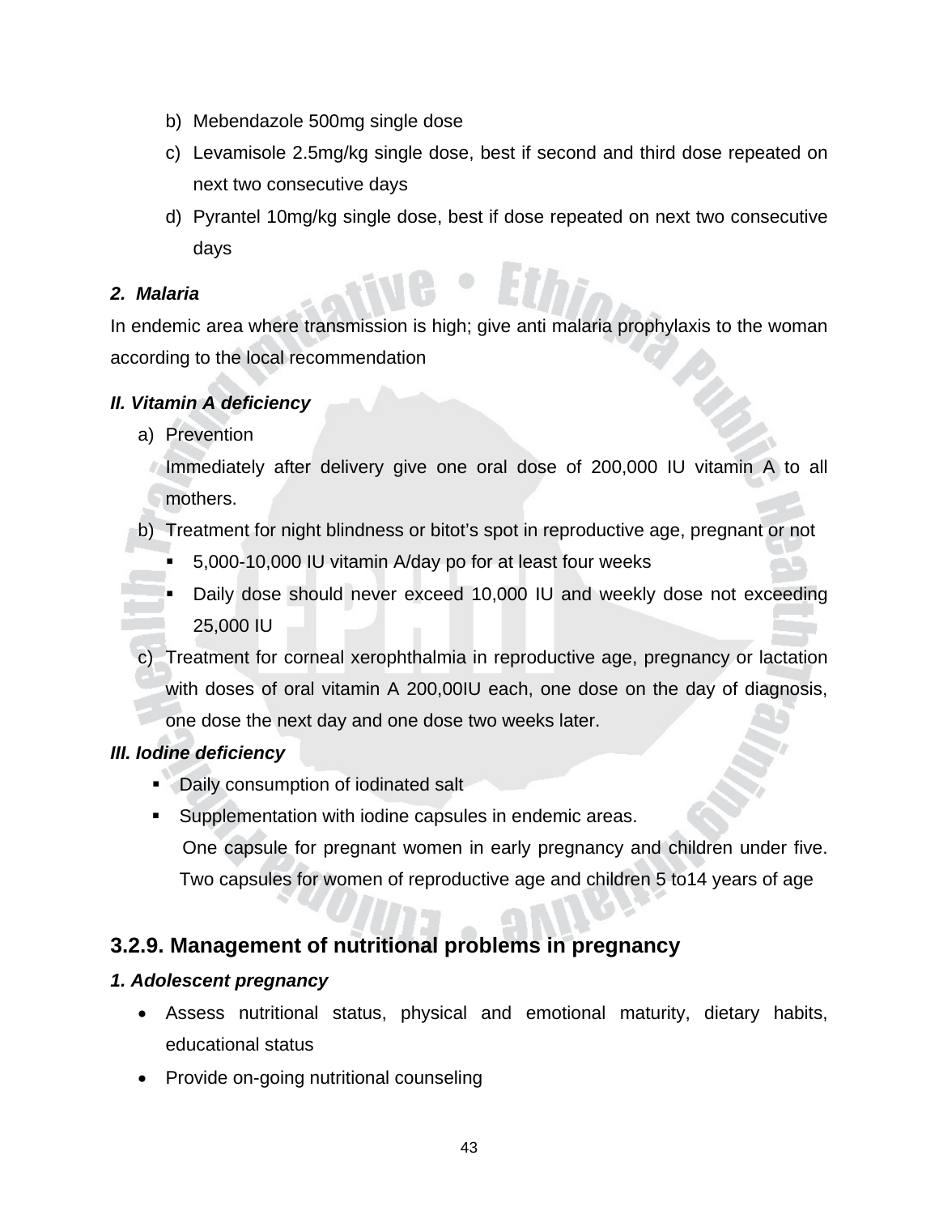b) Mebendazole 500mg single dose
c) Levamisole 2.5mg/kg single dose, best if second and third dose repeated on next two consecutive days
d) Pyrantel 10mg/kg single dose, best if dose repeated on next two consecutive days

***2. Malaria***

In endemic area where transmission is high; give anti malaria prophylaxis to the woman according to the local recommendation

***II. Vitamin A deficiency***

a) Prevention

   Immediately after delivery give one oral dose of 200,000 IU vitamin A to all mothers.

b) Treatment for night blindness or bitot's spot in reproductive age, pregnant or not
   - 5,000-10,000 IU vitamin A/day po for at least four weeks
   - Daily dose should never exceed 10,000 IU and weekly dose not exceeding 25,000 IU

c) Treatment for corneal xerophthalmia in reproductive age, pregnancy or lactation with doses of oral vitamin A 200,00IU each, one dose on the day of diagnosis, one dose the next day and one dose two weeks later.

***III. Iodine deficiency***

- Daily consumption of iodinated salt
- Supplementation with iodine capsules in endemic areas.
  One capsule for pregnant women in early pregnancy and children under five. Two capsules for women of reproductive age and children 5 to14 years of age

## 3.2.9. Management of nutritional problems in pregnancy

***1. Adolescent pregnancy***

- Assess nutritional status, physical and emotional maturity, dietary habits, educational status
- Provide on-going nutritional counseling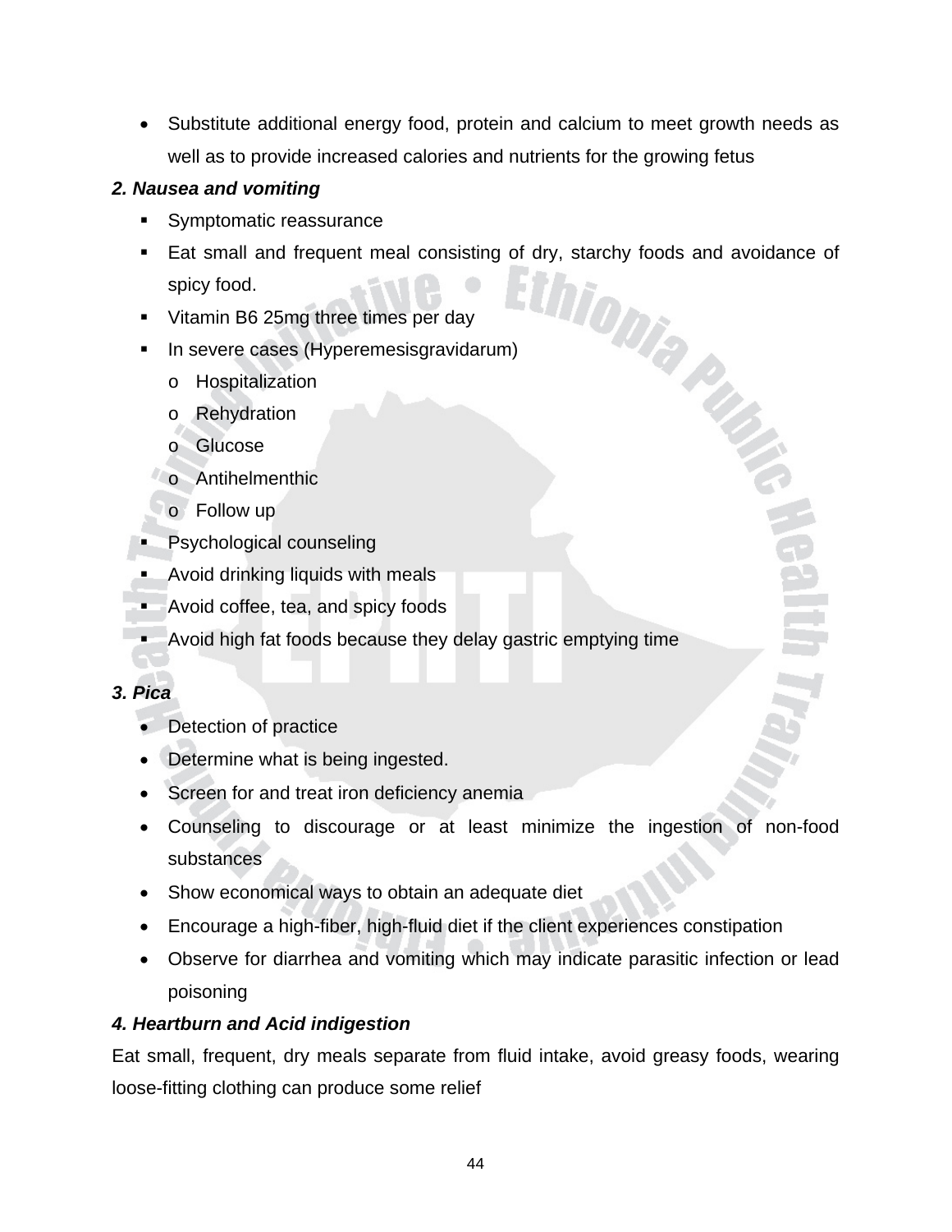- Substitute additional energy food, protein and calcium to meet growth needs as well as to provide increased calories and nutrients for the growing fetus

***2. Nausea and vomiting***

- Symptomatic reassurance
- Eat small and frequent meal consisting of dry, starchy foods and avoidance of spicy food.
- Vitamin B6 25mg three times per day
- In severe cases (Hyperemesisgravidarum)
  - Hospitalization
  - Rehydration
  - Glucose
  - Antihelmenthic
  - Follow up
- Psychological counseling
- Avoid drinking liquids with meals
- Avoid coffee, tea, and spicy foods
- Avoid high fat foods because they delay gastric emptying time

***3. Pica***

- Detection of practice
- Determine what is being ingested.
- Screen for and treat iron deficiency anemia
- Counseling to discourage or at least minimize the ingestion of non-food substances
- Show economical ways to obtain an adequate diet
- Encourage a high-fiber, high-fluid diet if the client experiences constipation
- Observe for diarrhea and vomiting which may indicate parasitic infection or lead poisoning

***4. Heartburn and Acid indigestion***

Eat small, frequent, dry meals separate from fluid intake, avoid greasy foods, wearing loose-fitting clothing can produce some relief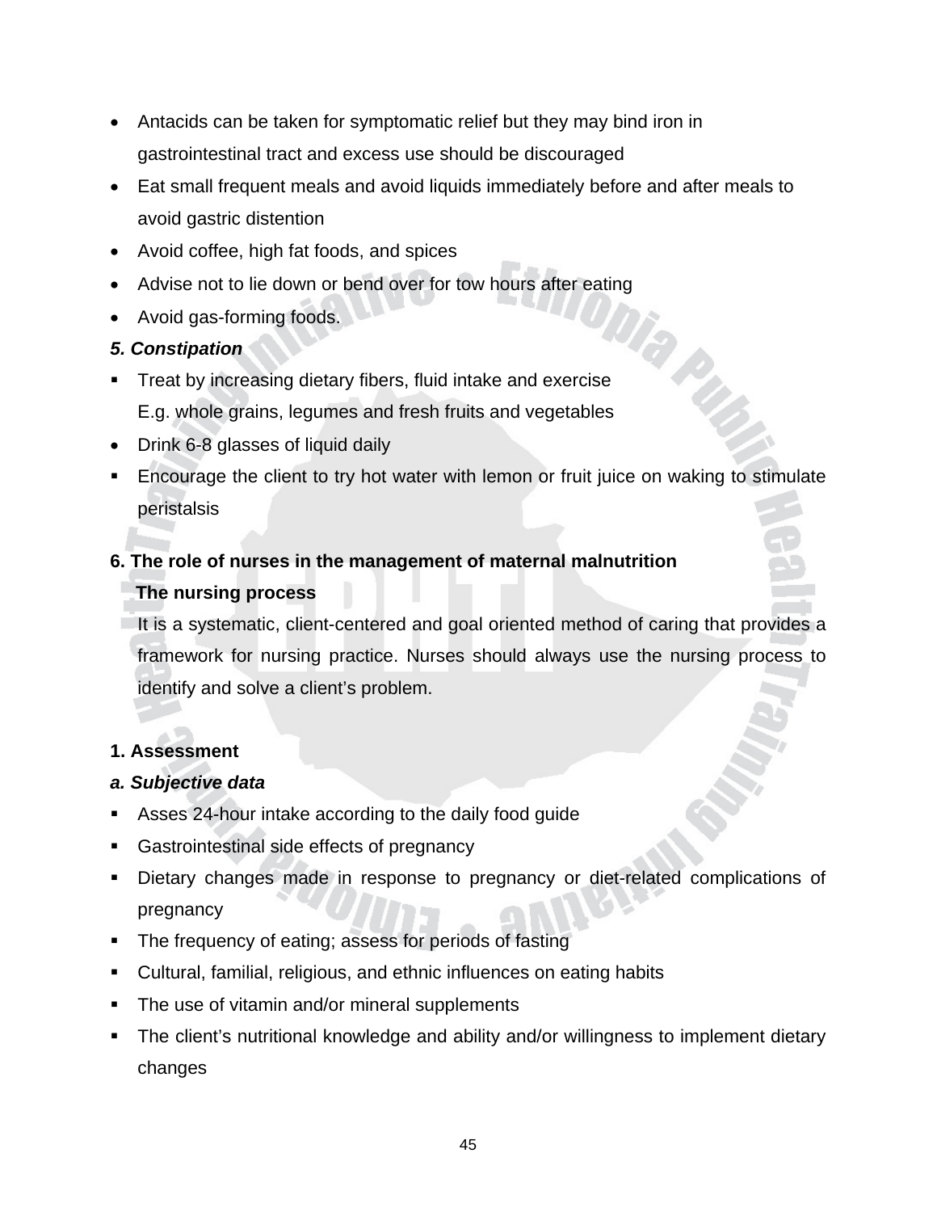- Antacids can be taken for symptomatic relief but they may bind iron in gastrointestinal tract and excess use should be discouraged
- Eat small frequent meals and avoid liquids immediately before and after meals to avoid gastric distention
- Avoid coffee, high fat foods, and spices
- Advise not to lie down or bend over for tow hours after eating
- Avoid gas-forming foods.

***5. Constipation***

- Treat by increasing dietary fibers, fluid intake and exercise
  E.g. whole grains, legumes and fresh fruits and vegetables
- Drink 6-8 glasses of liquid daily
- Encourage the client to try hot water with lemon or fruit juice on waking to stimulate peristalsis

**6. The role of nurses in the management of maternal malnutrition**

**The nursing process**

It is a systematic, client-centered and goal oriented method of caring that provides a framework for nursing practice. Nurses should always use the nursing process to identify and solve a client's problem.

**1. Assessment**

***a. Subjective data***

- Asses 24-hour intake according to the daily food guide
- Gastrointestinal side effects of pregnancy
- Dietary changes made in response to pregnancy or diet-related complications of pregnancy
- The frequency of eating; assess for periods of fasting
- Cultural, familial, religious, and ethnic influences on eating habits
- The use of vitamin and/or mineral supplements
- The client's nutritional knowledge and ability and/or willingness to implement dietary changes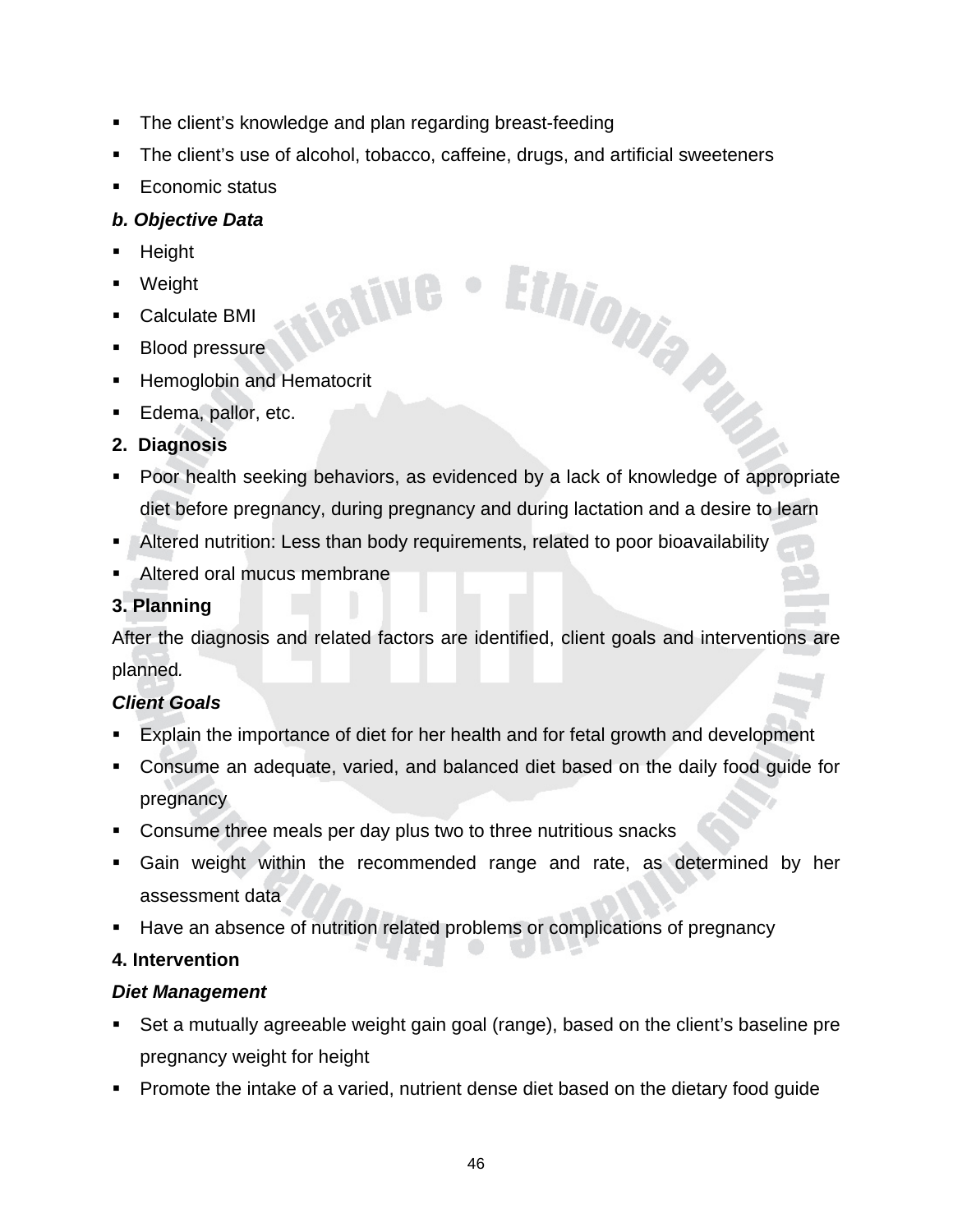- The client's knowledge and plan regarding breast-feeding
- The client's use of alcohol, tobacco, caffeine, drugs, and artificial sweeteners
- Economic status

***b. Objective Data***

- Height
- Weight
- Calculate BMI
- Blood pressure
- Hemoglobin and Hematocrit
- Edema, pallor, etc.

**2. Diagnosis**

- Poor health seeking behaviors, as evidenced by a lack of knowledge of appropriate diet before pregnancy, during pregnancy and during lactation and a desire to learn
- Altered nutrition: Less than body requirements, related to poor bioavailability
- Altered oral mucus membrane

**3. Planning**

After the diagnosis and related factors are identified, client goals and interventions are planned.

***Client Goals***

- Explain the importance of diet for her health and for fetal growth and development
- Consume an adequate, varied, and balanced diet based on the daily food guide for pregnancy
- Consume three meals per day plus two to three nutritious snacks
- Gain weight within the recommended range and rate, as determined by her assessment data
- Have an absence of nutrition related problems or complications of pregnancy

**4. Intervention**

***Diet Management***

- Set a mutually agreeable weight gain goal (range), based on the client's baseline pre pregnancy weight for height
- Promote the intake of a varied, nutrient dense diet based on the dietary food guide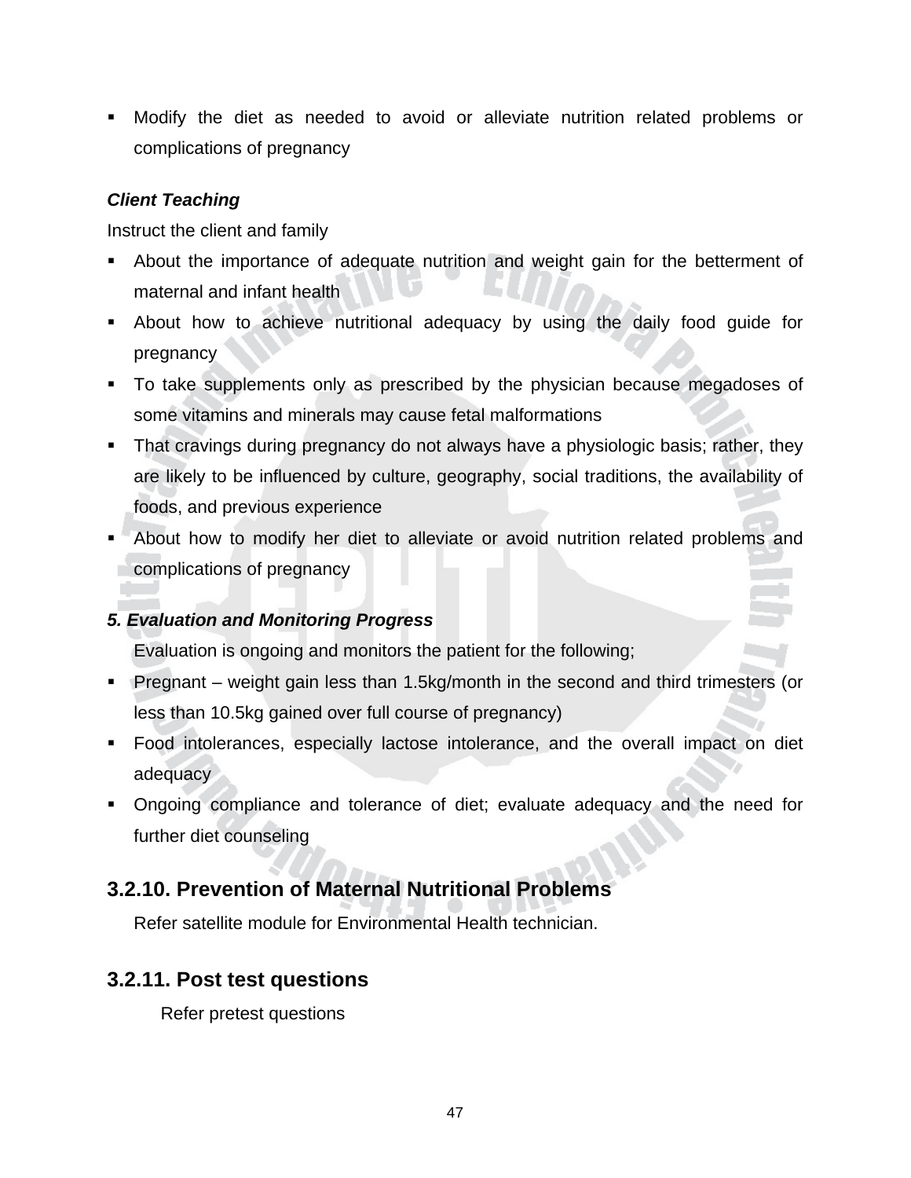- Modify the diet as needed to avoid or alleviate nutrition related problems or complications of pregnancy

***Client Teaching***

Instruct the client and family

- About the importance of adequate nutrition and weight gain for the betterment of maternal and infant health
- About how to achieve nutritional adequacy by using the daily food guide for pregnancy
- To take supplements only as prescribed by the physician because megadoses of some vitamins and minerals may cause fetal malformations
- That cravings during pregnancy do not always have a physiologic basis; rather, they are likely to be influenced by culture, geography, social traditions, the availability of foods, and previous experience
- About how to modify her diet to alleviate or avoid nutrition related problems and complications of pregnancy

***5. Evaluation and Monitoring Progress***

Evaluation is ongoing and monitors the patient for the following;

- Pregnant – weight gain less than 1.5kg/month in the second and third trimesters (or less than 10.5kg gained over full course of pregnancy)
- Food intolerances, especially lactose intolerance, and the overall impact on diet adequacy
- Ongoing compliance and tolerance of diet; evaluate adequacy and the need for further diet counseling

## 3.2.10. Prevention of Maternal Nutritional Problems

Refer satellite module for Environmental Health technician.

## 3.2.11. Post test questions

Refer pretest questions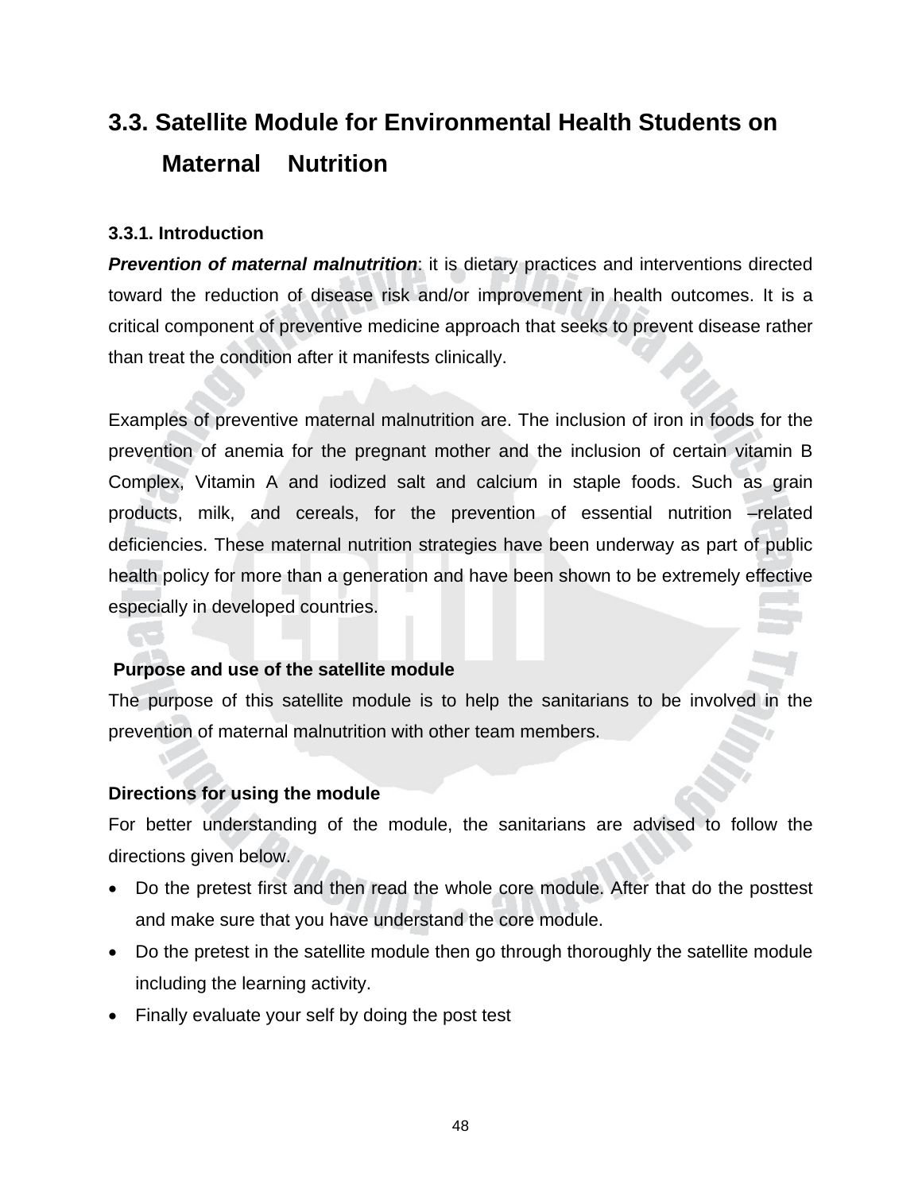## 3.3. Satellite Module for Environmental Health Students on Maternal Nutrition

### 3.3.1. Introduction

***Prevention of maternal malnutrition***: it is dietary practices and interventions directed toward the reduction of disease risk and/or improvement in health outcomes. It is a critical component of preventive medicine approach that seeks to prevent disease rather than treat the condition after it manifests clinically.

Examples of preventive maternal malnutrition are. The inclusion of iron in foods for the prevention of anemia for the pregnant mother and the inclusion of certain vitamin B Complex, Vitamin A and iodized salt and calcium in staple foods. Such as grain products, milk, and cereals, for the prevention of essential nutrition –related deficiencies. These maternal nutrition strategies have been underway as part of public health policy for more than a generation and have been shown to be extremely effective especially in developed countries.

**Purpose and use of the satellite module**

The purpose of this satellite module is to help the sanitarians to be involved in the prevention of maternal malnutrition with other team members.

**Directions for using the module**

For better understanding of the module, the sanitarians are advised to follow the directions given below.

- Do the pretest first and then read the whole core module. After that do the posttest and make sure that you have understand the core module.
- Do the pretest in the satellite module then go through thoroughly the satellite module including the learning activity.
- Finally evaluate your self by doing the post test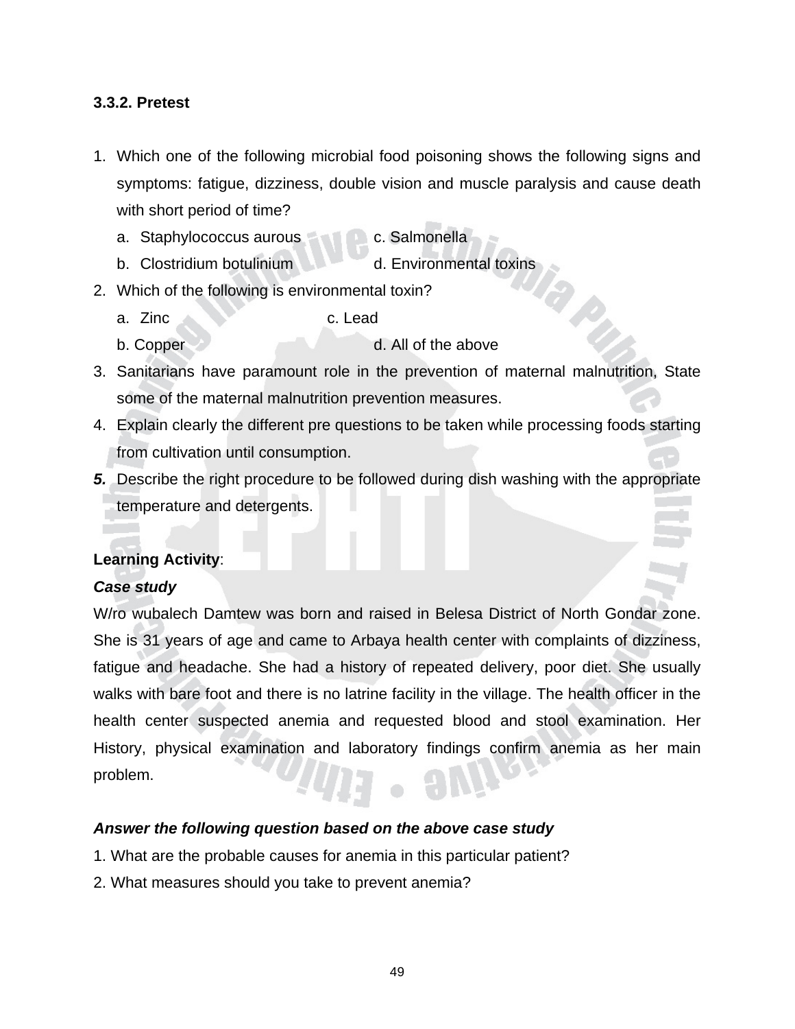### 3.3.2. Pretest

1. Which one of the following microbial food poisoning shows the following signs and symptoms: fatigue, dizziness, double vision and muscle paralysis and cause death with short period of time?
   a. Staphylococcus aurous    c. Salmonella
   b. Clostridium botulinium    d. Environmental toxins
2. Which of the following is environmental toxin?
   a. Zinc    c. Lead
   b. Copper    d. All of the above
3. Sanitarians have paramount role in the prevention of maternal malnutrition, State some of the maternal malnutrition prevention measures.
4. Explain clearly the different pre questions to be taken while processing foods starting from cultivation until consumption.
5. Describe the right procedure to be followed during dish washing with the appropriate temperature and detergents.

**Learning Activity**:

***Case study***

W/ro wubalech Damtew was born and raised in Belesa District of North Gondar zone. She is 31 years of age and came to Arbaya health center with complaints of dizziness, fatigue and headache. She had a history of repeated delivery, poor diet. She usually walks with bare foot and there is no latrine facility in the village. The health officer in the health center suspected anemia and requested blood and stool examination. Her History, physical examination and laboratory findings confirm anemia as her main problem.

***Answer the following question based on the above case study***

1. What are the probable causes for anemia in this particular patient?
2. What measures should you take to prevent anemia?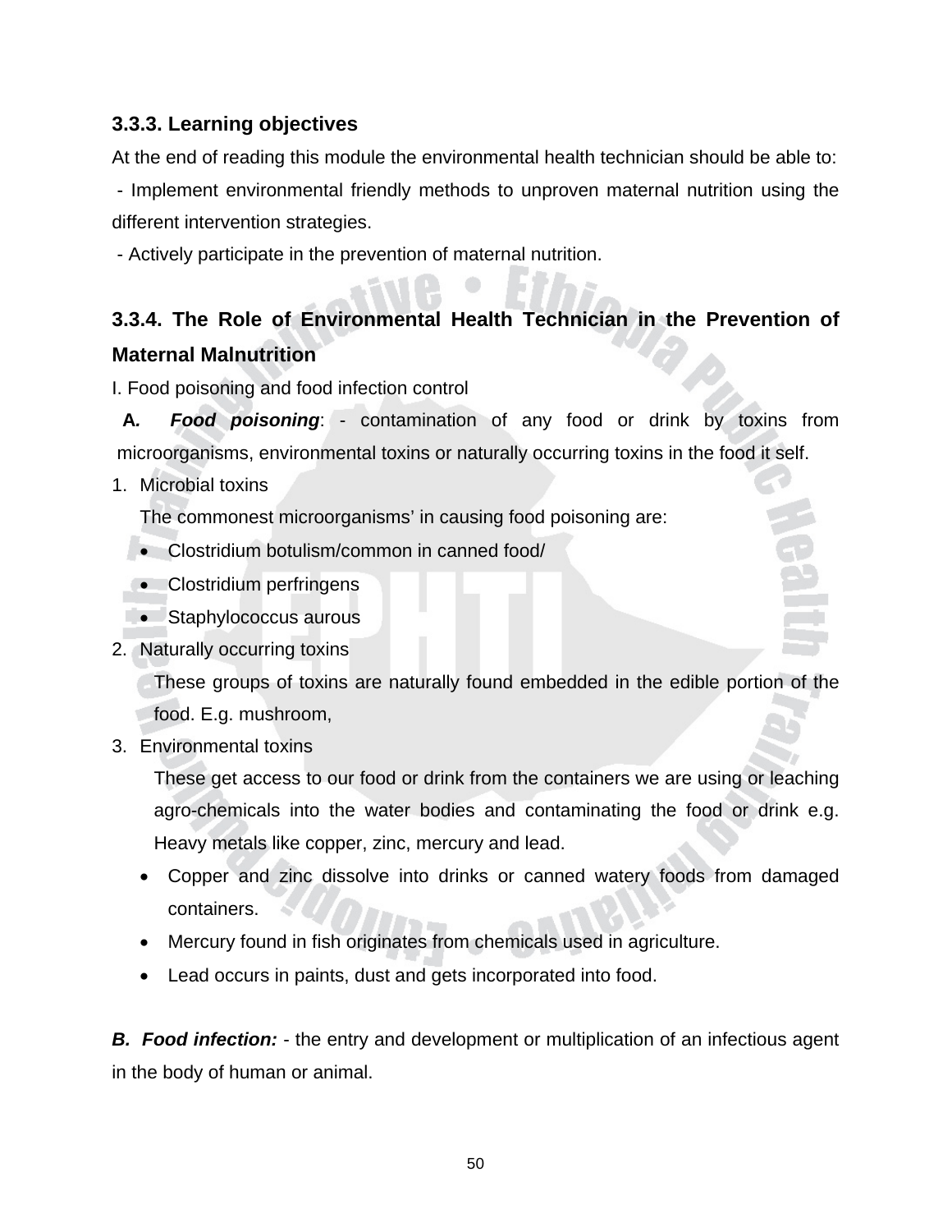### 3.3.3. Learning objectives

At the end of reading this module the environmental health technician should be able to:

- Implement environmental friendly methods to unproven maternal nutrition using the different intervention strategies.
- Actively participate in the prevention of maternal nutrition.

### 3.3.4. The Role of Environmental Health Technician in the Prevention of Maternal Malnutrition

I. Food poisoning and food infection control

**A.** ***Food poisoning***: - contamination of any food or drink by toxins from microorganisms, environmental toxins or naturally occurring toxins in the food it self.

1. Microbial toxins

   The commonest microorganisms' in causing food poisoning are:

   - Clostridium botulism/common in canned food/
   - Clostridium perfringens
   - Staphylococcus aurous

2. Naturally occurring toxins

   These groups of toxins are naturally found embedded in the edible portion of the food. E.g. mushroom,

3. Environmental toxins

   These get access to our food or drink from the containers we are using or leaching agro-chemicals into the water bodies and contaminating the food or drink e.g. Heavy metals like copper, zinc, mercury and lead.

   - Copper and zinc dissolve into drinks or canned watery foods from damaged containers.
   - Mercury found in fish originates from chemicals used in agriculture.
   - Lead occurs in paints, dust and gets incorporated into food.

***B. Food infection:*** - the entry and development or multiplication of an infectious agent in the body of human or animal.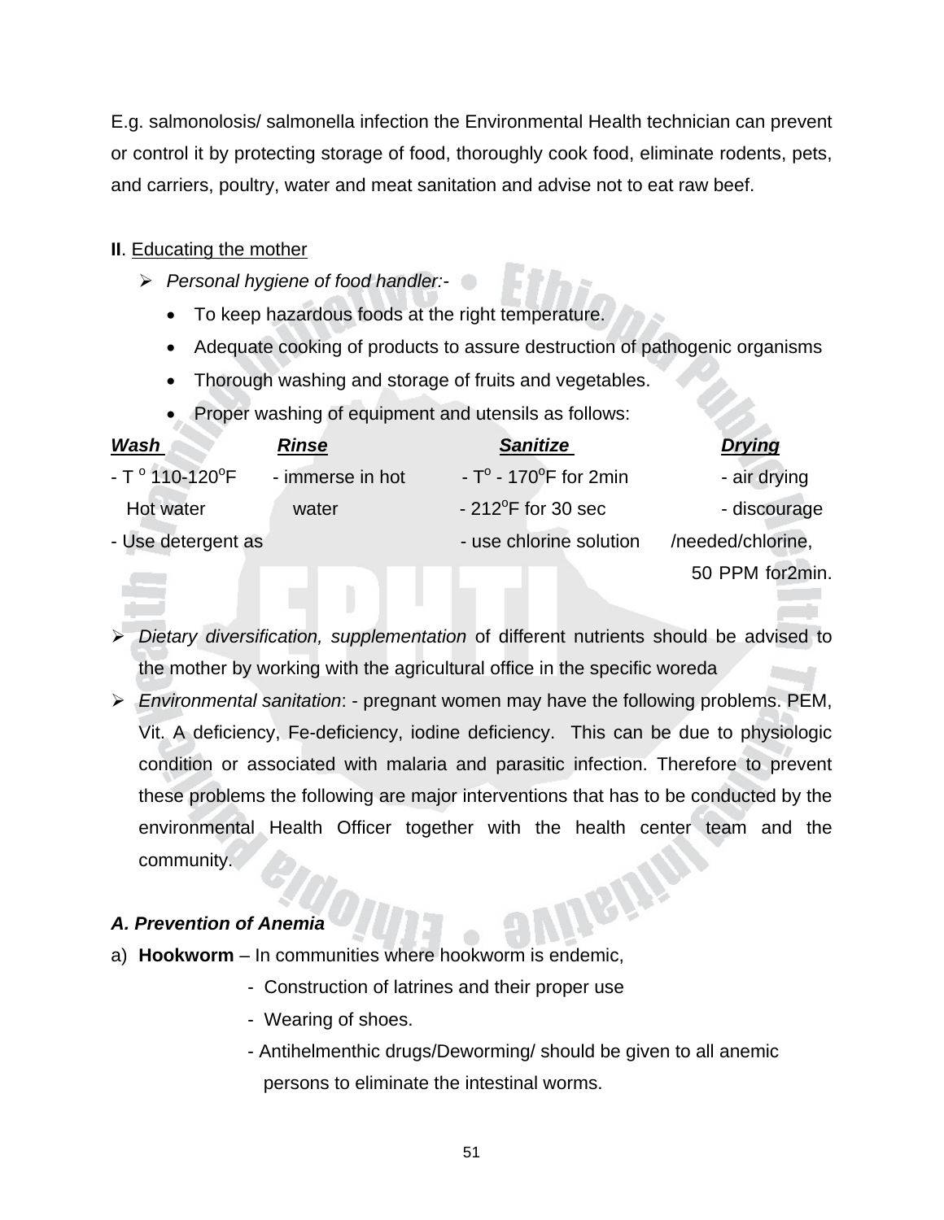E.g. salmonolosis/ salmonella infection the Environmental Health technician can prevent or control it by protecting storage of food, thoroughly cook food, eliminate rodents, pets, and carriers, poultry, water and meat sanitation and advise not to eat raw beef.

**II**. Educating the mother

- *Personal hygiene of food handler:-*
    - To keep hazardous foods at the right temperature.
    - Adequate cooking of products to assure destruction of pathogenic organisms
    - Thorough washing and storage of fruits and vegetables.
    - Proper washing of equipment and utensils as follows:

| ***Wash*** | ***Rinse*** | ***Sanitize*** | ***Drying*** |
|---|---|---|---|
| - T $^{o}$ 110-120$^{o}$F Hot water | - immerse in hot water | - T$^{o}$ - 170$^{o}$F for 2min | - air drying |
| - Use detergent as /needed/ | | - 212$^{o}$F for 30 sec | - discourage |
| | | - use chlorine solution /chlorine, 50 PPM for2min. | |

- *Dietary diversification, supplementation* of different nutrients should be advised to the mother by working with the agricultural office in the specific woreda
- *Environmental sanitation*: - pregnant women may have the following problems. PEM, Vit. A deficiency, Fe-deficiency, iodine deficiency. This can be due to physiologic condition or associated with malaria and parasitic infection. Therefore to prevent these problems the following are major interventions that has to be conducted by the environmental Health Officer together with the health center team and the community.

***A. Prevention of Anemia***

a) **Hookworm** – In communities where hookworm is endemic,
- Construction of latrines and their proper use
- Wearing of shoes.
- Antihelmenthic drugs/Deworming/ should be given to all anemic persons to eliminate the intestinal worms.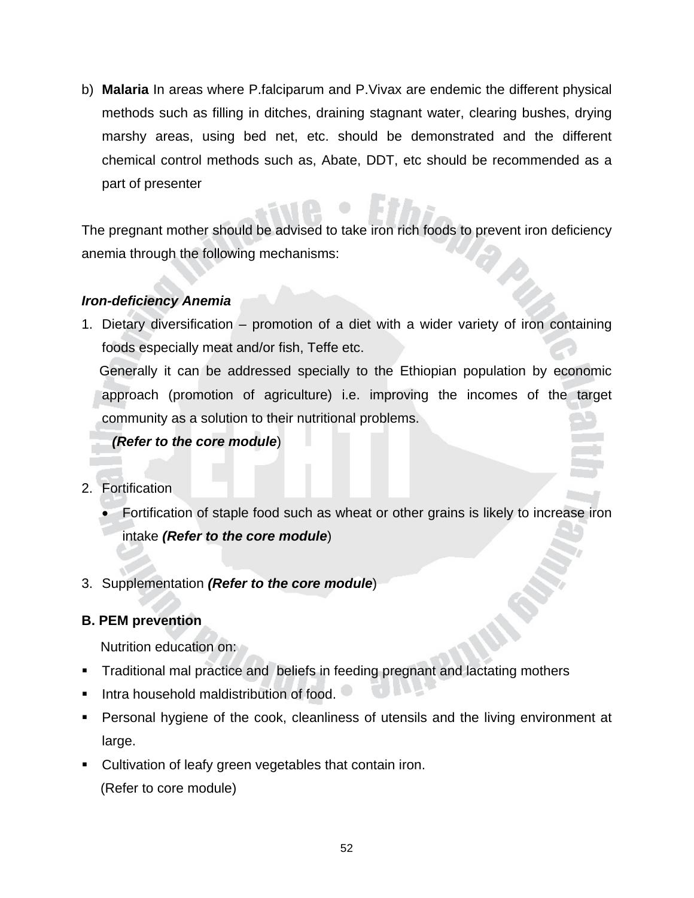b) **Malaria** In areas where P.falciparum and P.Vivax are endemic the different physical methods such as filling in ditches, draining stagnant water, clearing bushes, drying marshy areas, using bed net, etc. should be demonstrated and the different chemical control methods such as, Abate, DDT, etc should be recommended as a part of presenter

The pregnant mother should be advised to take iron rich foods to prevent iron deficiency anemia through the following mechanisms:

***Iron-deficiency Anemia***

1. Dietary diversification – promotion of a diet with a wider variety of iron containing foods especially meat and/or fish, Teffe etc.

   Generally it can be addressed specially to the Ethiopian population by economic approach (promotion of agriculture) i.e. improving the incomes of the target community as a solution to their nutritional problems.

   ***(Refer to the core module***)

2. Fortification
   - Fortification of staple food such as wheat or other grains is likely to increase iron intake ***(Refer to the core module***)

3. Supplementation ***(Refer to the core module***)

**B. PEM prevention**

Nutrition education on:

- Traditional mal practice and beliefs in feeding pregnant and lactating mothers
- Intra household maldistribution of food.
- Personal hygiene of the cook, cleanliness of utensils and the living environment at large.
- Cultivation of leafy green vegetables that contain iron.

(Refer to core module)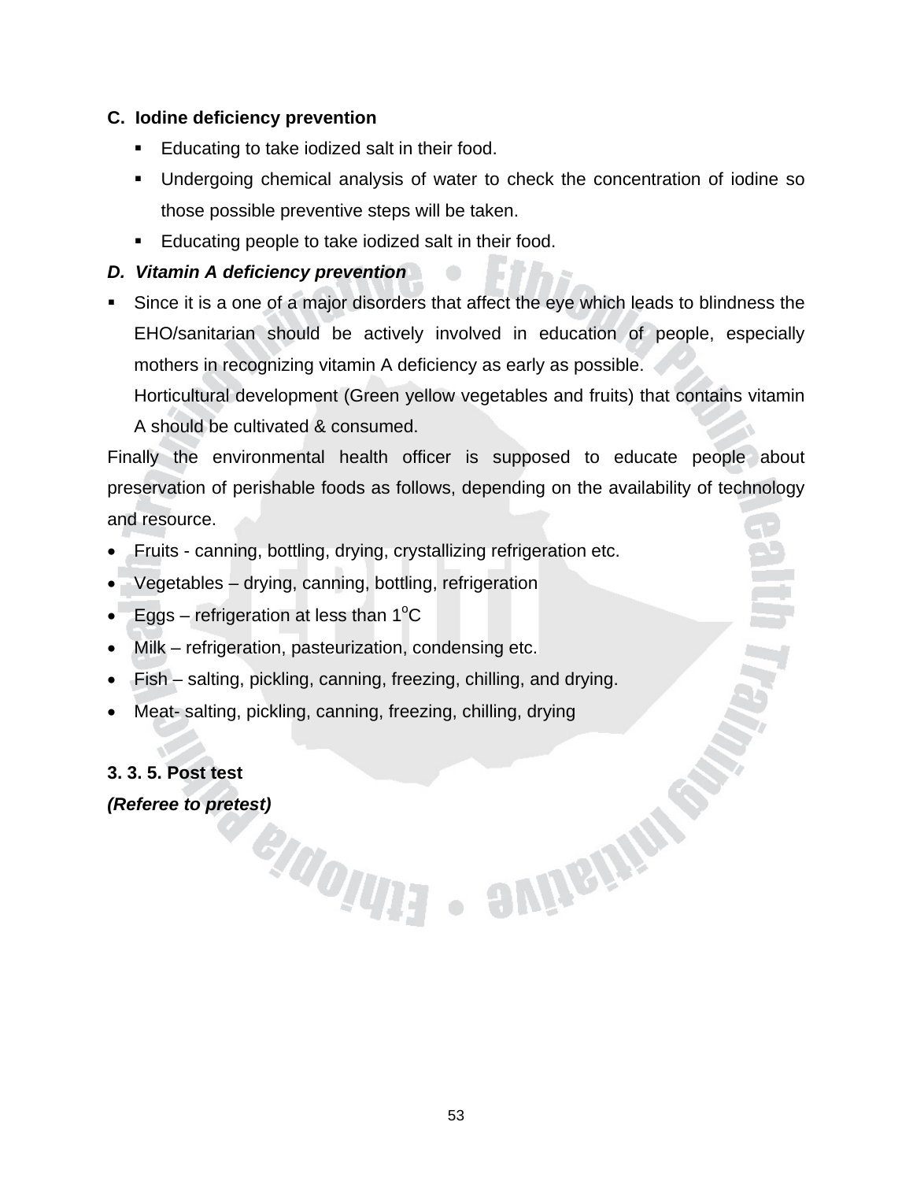**C. Iodine deficiency prevention**

- Educating to take iodized salt in their food.
- Undergoing chemical analysis of water to check the concentration of iodine so those possible preventive steps will be taken.
- Educating people to take iodized salt in their food.

***D. Vitamin A deficiency prevention***

- Since it is a one of a major disorders that affect the eye which leads to blindness the EHO/sanitarian should be actively involved in education of people, especially mothers in recognizing vitamin A deficiency as early as possible.

  Horticultural development (Green yellow vegetables and fruits) that contains vitamin A should be cultivated & consumed.

Finally the environmental health officer is supposed to educate people about preservation of perishable foods as follows, depending on the availability of technology and resource.

- Fruits - canning, bottling, drying, crystallizing refrigeration etc.
- Vegetables – drying, canning, bottling, refrigeration
- Eggs – refrigeration at less than 1$^{o}$C
- Milk – refrigeration, pasteurization, condensing etc.
- Fish – salting, pickling, canning, freezing, chilling, and drying.
- Meat- salting, pickling, canning, freezing, chilling, drying

**3. 3. 5. Post test**

***(Referee to pretest)***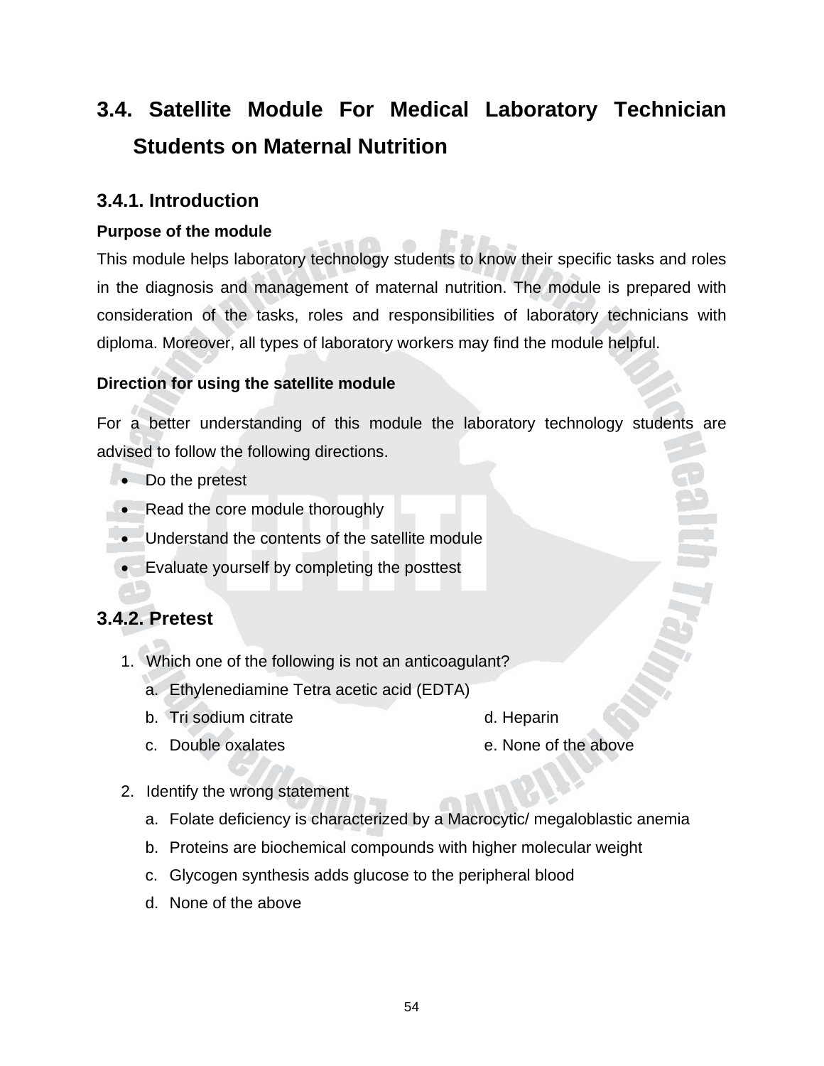## 3.4. Satellite Module For Medical Laboratory Technician Students on Maternal Nutrition

### 3.4.1. Introduction

**Purpose of the module**

This module helps laboratory technology students to know their specific tasks and roles in the diagnosis and management of maternal nutrition. The module is prepared with consideration of the tasks, roles and responsibilities of laboratory technicians with diploma. Moreover, all types of laboratory workers may find the module helpful.

**Direction for using the satellite module**

For a better understanding of this module the laboratory technology students are advised to follow the following directions.

- Do the pretest
- Read the core module thoroughly
- Understand the contents of the satellite module
- Evaluate yourself by completing the posttest

### 3.4.2. Pretest

1. Which one of the following is not an anticoagulant?
   a. Ethylenediamine Tetra acetic acid (EDTA)
   b. Tri sodium citrate
   c. Double oxalates
   d. Heparin
   e. None of the above

2. Identify the wrong statement
   a. Folate deficiency is characterized by a Macrocytic/ megaloblastic anemia
   b. Proteins are biochemical compounds with higher molecular weight
   c. Glycogen synthesis adds glucose to the peripheral blood
   d. None of the above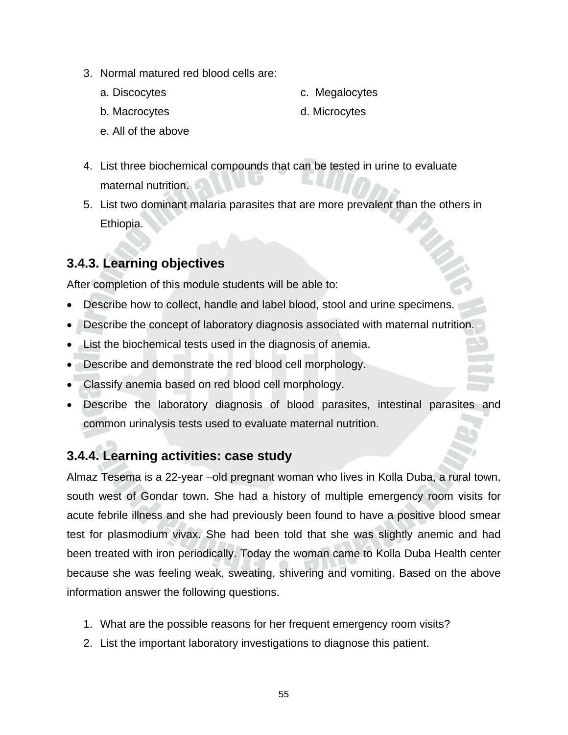3. Normal matured red blood cells are:

   a. Discocytes

   b. Macrocytes

   c. Megalocytes

   d. Microcytes

   e. All of the above

4. List three biochemical compounds that can be tested in urine to evaluate maternal nutrition.
5. List two dominant malaria parasites that are more prevalent than the others in Ethiopia.

### 3.4.3. Learning objectives

After completion of this module students will be able to:

- Describe how to collect, handle and label blood, stool and urine specimens.
- Describe the concept of laboratory diagnosis associated with maternal nutrition.
- List the biochemical tests used in the diagnosis of anemia.
- Describe and demonstrate the red blood cell morphology.
- Classify anemia based on red blood cell morphology.
- Describe the laboratory diagnosis of blood parasites, intestinal parasites and common urinalysis tests used to evaluate maternal nutrition.

### 3.4.4. Learning activities: case study

Almaz Tesema is a 22-year –old pregnant woman who lives in Kolla Duba, a rural town, south west of Gondar town. She had a history of multiple emergency room visits for acute febrile illness and she had previously been found to have a positive blood smear test for plasmodium vivax. She had been told that she was slightly anemic and had been treated with iron periodically. Today the woman came to Kolla Duba Health center because she was feeling weak, sweating, shivering and vomiting. Based on the above information answer the following questions.

1. What are the possible reasons for her frequent emergency room visits?
2. List the important laboratory investigations to diagnose this patient.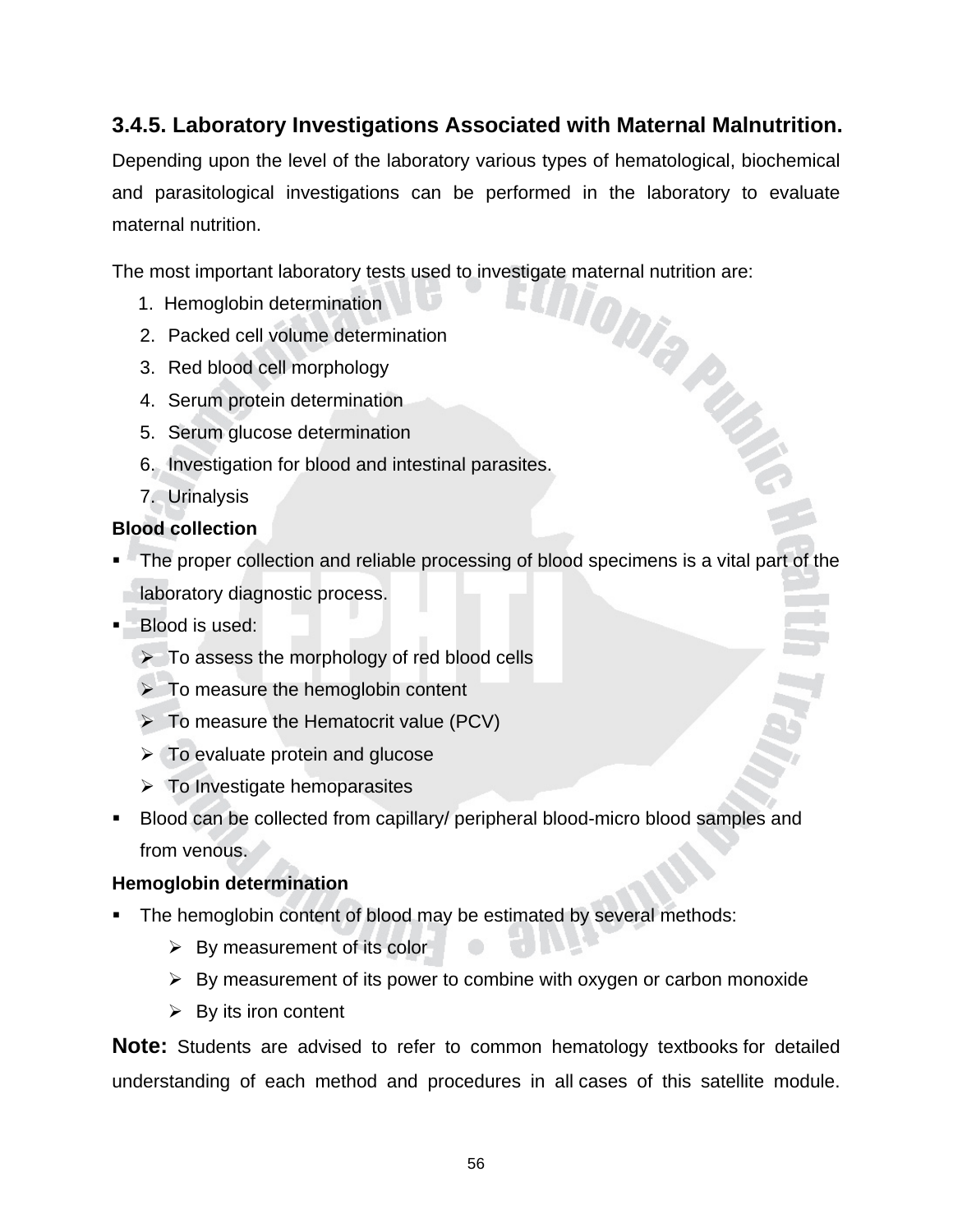### 3.4.5. Laboratory Investigations Associated with Maternal Malnutrition.

Depending upon the level of the laboratory various types of hematological, biochemical and parasitological investigations can be performed in the laboratory to evaluate maternal nutrition.

The most important laboratory tests used to investigate maternal nutrition are:

1. Hemoglobin determination
2. Packed cell volume determination
3. Red blood cell morphology
4. Serum protein determination
5. Serum glucose determination
6. Investigation for blood and intestinal parasites.
7. Urinalysis

**Blood collection**

- The proper collection and reliable processing of blood specimens is a vital part of the laboratory diagnostic process.
- Blood is used:
  - To assess the morphology of red blood cells
  - To measure the hemoglobin content
  - To measure the Hematocrit value (PCV)
  - To evaluate protein and glucose
  - To Investigate hemoparasites
- Blood can be collected from capillary/ peripheral blood-micro blood samples and from venous.

**Hemoglobin determination**

- The hemoglobin content of blood may be estimated by several methods:
  - By measurement of its color
  - By measurement of its power to combine with oxygen or carbon monoxide
  - By its iron content

**Note:** Students are advised to refer to common hematology textbooks for detailed understanding of each method and procedures in all cases of this satellite module.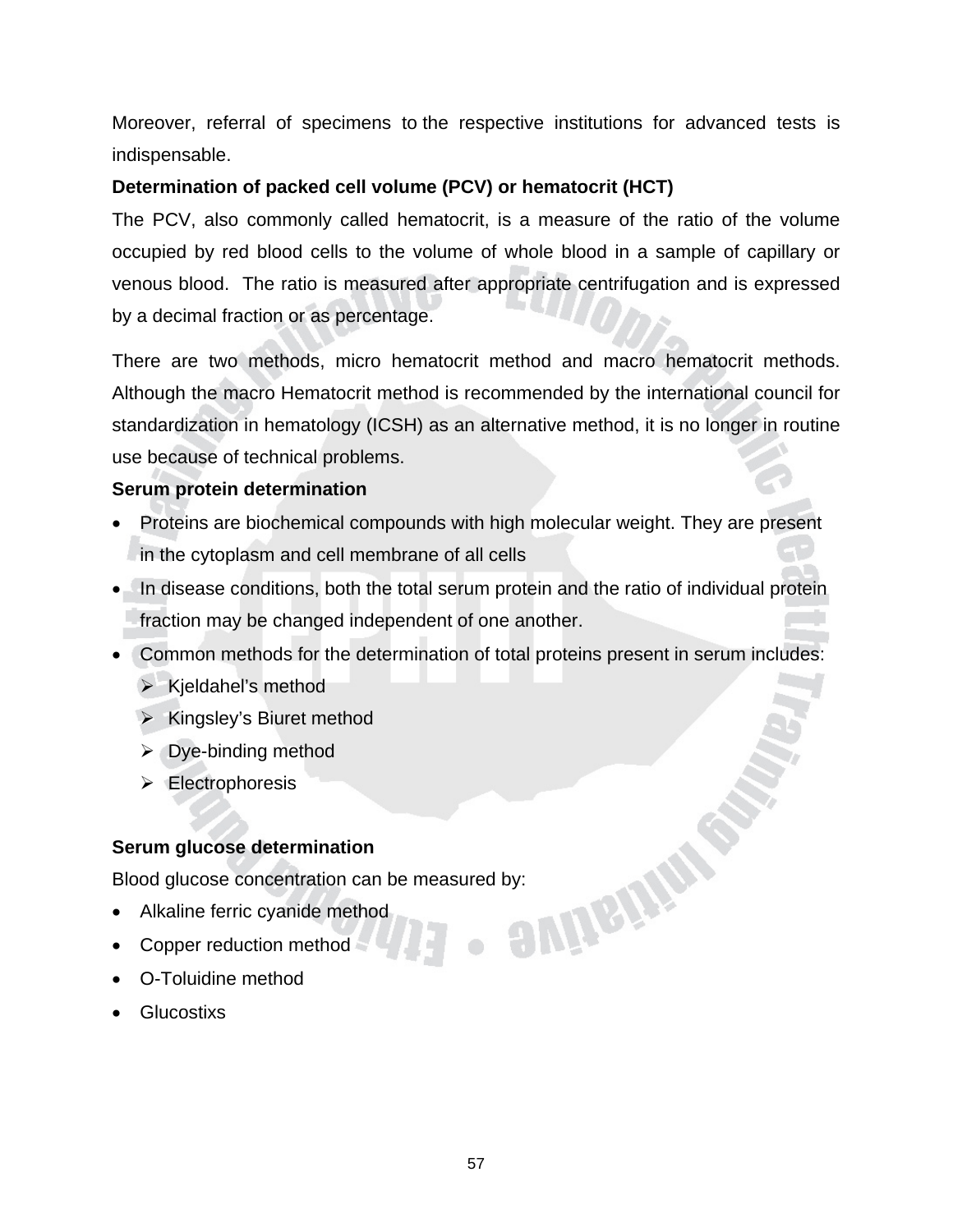Moreover, referral of specimens to the respective institutions for advanced tests is indispensable.

**Determination of packed cell volume (PCV) or hematocrit (HCT)**

The PCV, also commonly called hematocrit, is a measure of the ratio of the volume occupied by red blood cells to the volume of whole blood in a sample of capillary or venous blood. The ratio is measured after appropriate centrifugation and is expressed by a decimal fraction or as percentage.

There are two methods, micro hematocrit method and macro hematocrit methods. Although the macro Hematocrit method is recommended by the international council for standardization in hematology (ICSH) as an alternative method, it is no longer in routine use because of technical problems.

**Serum protein determination**

- Proteins are biochemical compounds with high molecular weight. They are present in the cytoplasm and cell membrane of all cells
- In disease conditions, both the total serum protein and the ratio of individual protein fraction may be changed independent of one another.
- Common methods for the determination of total proteins present in serum includes:
  - Kjeldahel's method
  - Kingsley's Biuret method
  - Dye-binding method
  - Electrophoresis

**Serum glucose determination**

Blood glucose concentration can be measured by:

- Alkaline ferric cyanide method
- Copper reduction method
- O-Toluidine method
- Glucostixs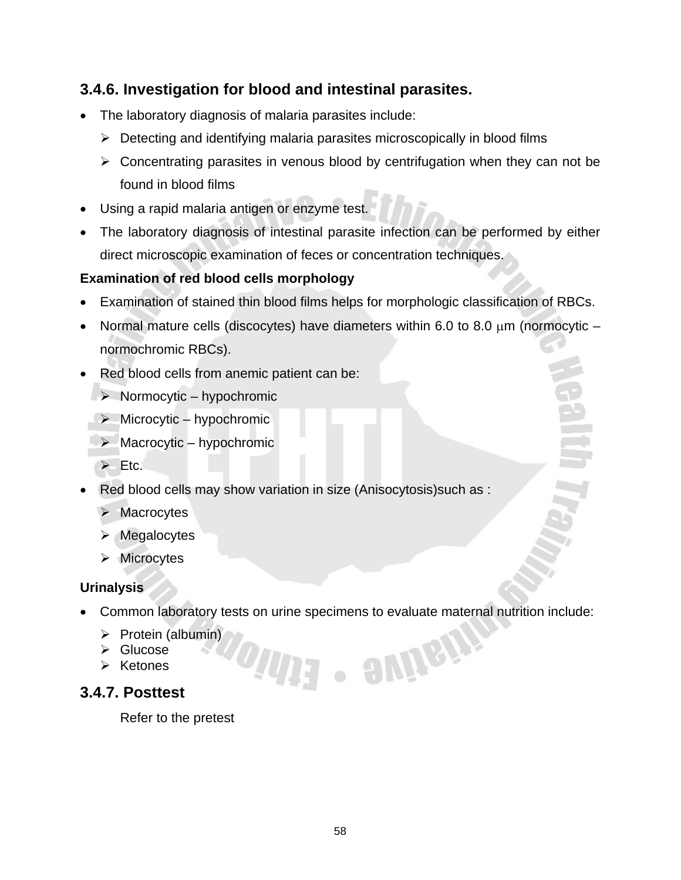### 3.4.6. Investigation for blood and intestinal parasites.

- The laboratory diagnosis of malaria parasites include:
  - Detecting and identifying malaria parasites microscopically in blood films
  - Concentrating parasites in venous blood by centrifugation when they can not be found in blood films
- Using a rapid malaria antigen or enzyme test.
- The laboratory diagnosis of intestinal parasite infection can be performed by either direct microscopic examination of feces or concentration techniques.

**Examination of red blood cells morphology**

- Examination of stained thin blood films helps for morphologic classification of RBCs.
- Normal mature cells (discocytes) have diameters within 6.0 to 8.0 $\mu$m (normocytic – normochromic RBCs).
- Red blood cells from anemic patient can be:
  - Normocytic – hypochromic
  - Microcytic – hypochromic
  - Macrocytic – hypochromic
  - Etc.
- Red blood cells may show variation in size (Anisocytosis)such as :
  - Macrocytes
  - Megalocytes
  - Microcytes

**Urinalysis**

- Common laboratory tests on urine specimens to evaluate maternal nutrition include:
  - Protein (albumin)
  - Glucose
  - Ketones

### 3.4.7. Posttest

Refer to the pretest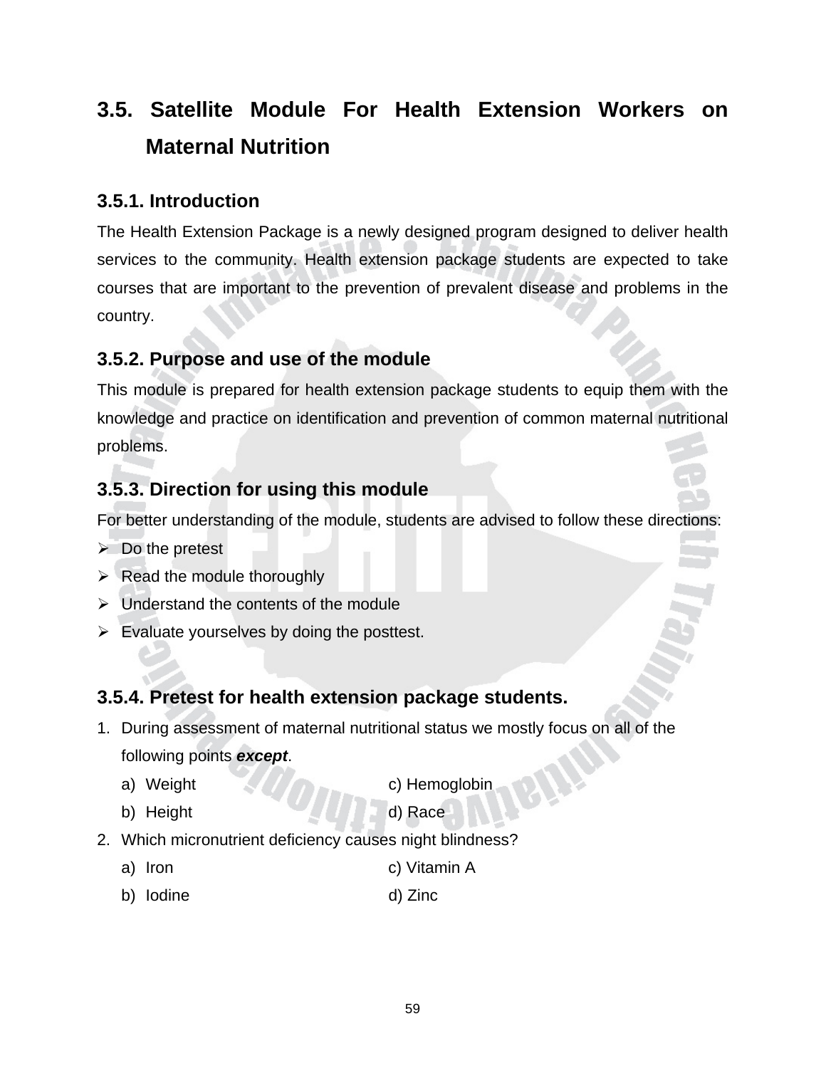## 3.5. Satellite Module For Health Extension Workers on Maternal Nutrition

### 3.5.1. Introduction

The Health Extension Package is a newly designed program designed to deliver health services to the community. Health extension package students are expected to take courses that are important to the prevention of prevalent disease and problems in the country.

### 3.5.2. Purpose and use of the module

This module is prepared for health extension package students to equip them with the knowledge and practice on identification and prevention of common maternal nutritional problems.

### 3.5.3. Direction for using this module

For better understanding of the module, students are advised to follow these directions:

- Do the pretest
- Read the module thoroughly
- Understand the contents of the module
- Evaluate yourselves by doing the posttest.

### 3.5.4. Pretest for health extension package students.

1. During assessment of maternal nutritional status we mostly focus on all of the following points ***except***.
   a) Weight
   b) Height
   c) Hemoglobin
   d) Race
2. Which micronutrient deficiency causes night blindness?
   a) Iron
   b) Iodine
   c) Vitamin A
   d) Zinc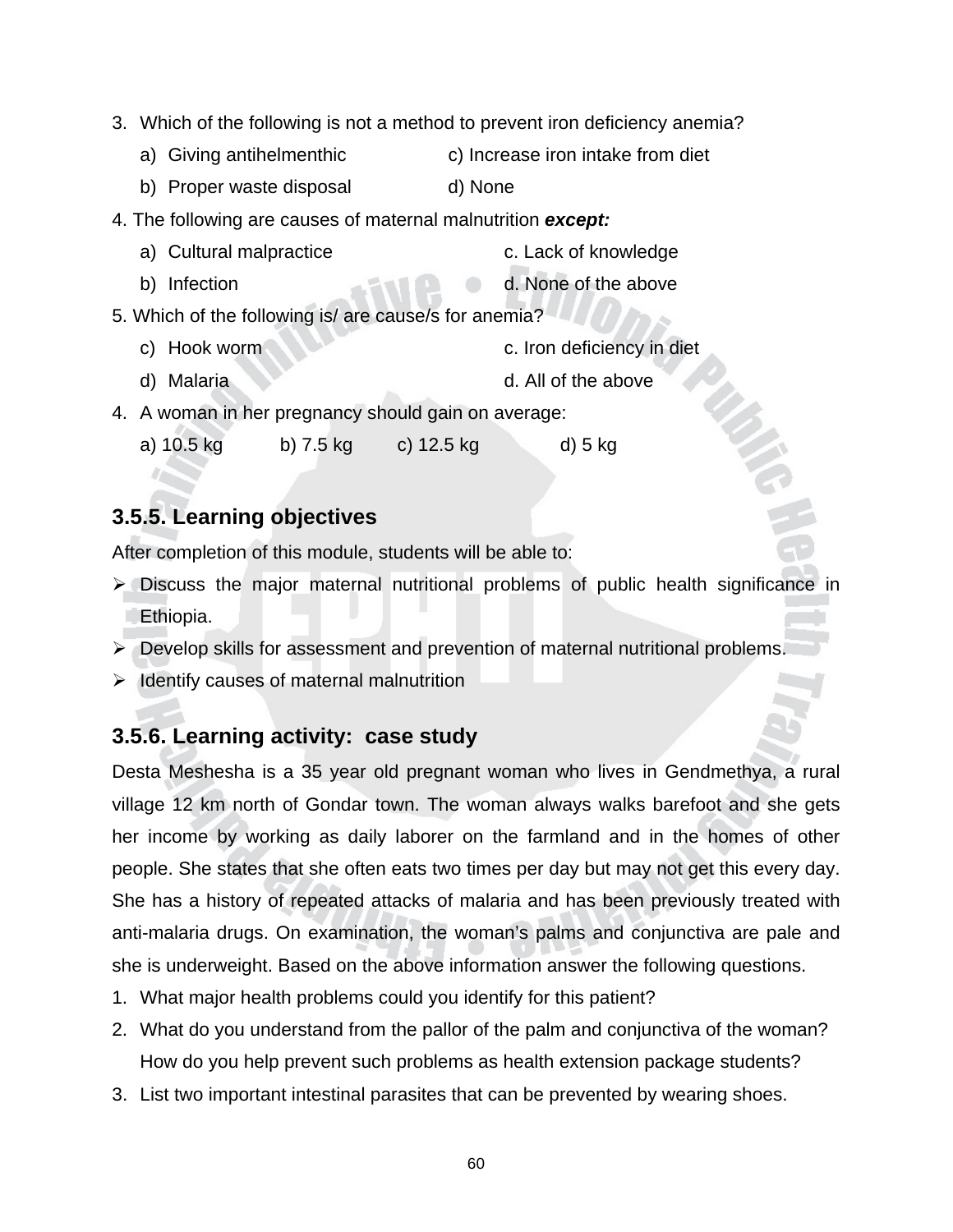3. Which of the following is not a method to prevent iron deficiency anemia?

   a) Giving antihelmenthic  c) Increase iron intake from diet

   b) Proper waste disposal  d) None

4. The following are causes of maternal malnutrition ***except:***

   a) Cultural malpractice  c. Lack of knowledge

   b) Infection  d. None of the above

5. Which of the following is/ are cause/s for anemia?

   c) Hook worm  c. Iron deficiency in diet

   d) Malaria  d. All of the above

4. A woman in her pregnancy should gain on average:

   a) 10.5 kg  b) 7.5 kg  c) 12.5 kg  d) 5 kg

## 3.5.5. Learning objectives

After completion of this module, students will be able to:

- Discuss the major maternal nutritional problems of public health significance in Ethiopia.
- Develop skills for assessment and prevention of maternal nutritional problems.
- Identify causes of maternal malnutrition

## 3.5.6. Learning activity: case study

Desta Meshesha is a 35 year old pregnant woman who lives in Gendmethya, a rural village 12 km north of Gondar town. The woman always walks barefoot and she gets her income by working as daily laborer on the farmland and in the homes of other people. She states that she often eats two times per day but may not get this every day. She has a history of repeated attacks of malaria and has previously treated with anti-malaria drugs. On examination, the woman's palms and conjunctiva are pale and she is underweight. Based on the above information answer the following questions.

1. What major health problems could you identify for this patient?
2. What do you understand from the pallor of the palm and conjunctiva of the woman? How do you help prevent such problems as health extension package students?
3. List two important intestinal parasites that can be prevented by wearing shoes.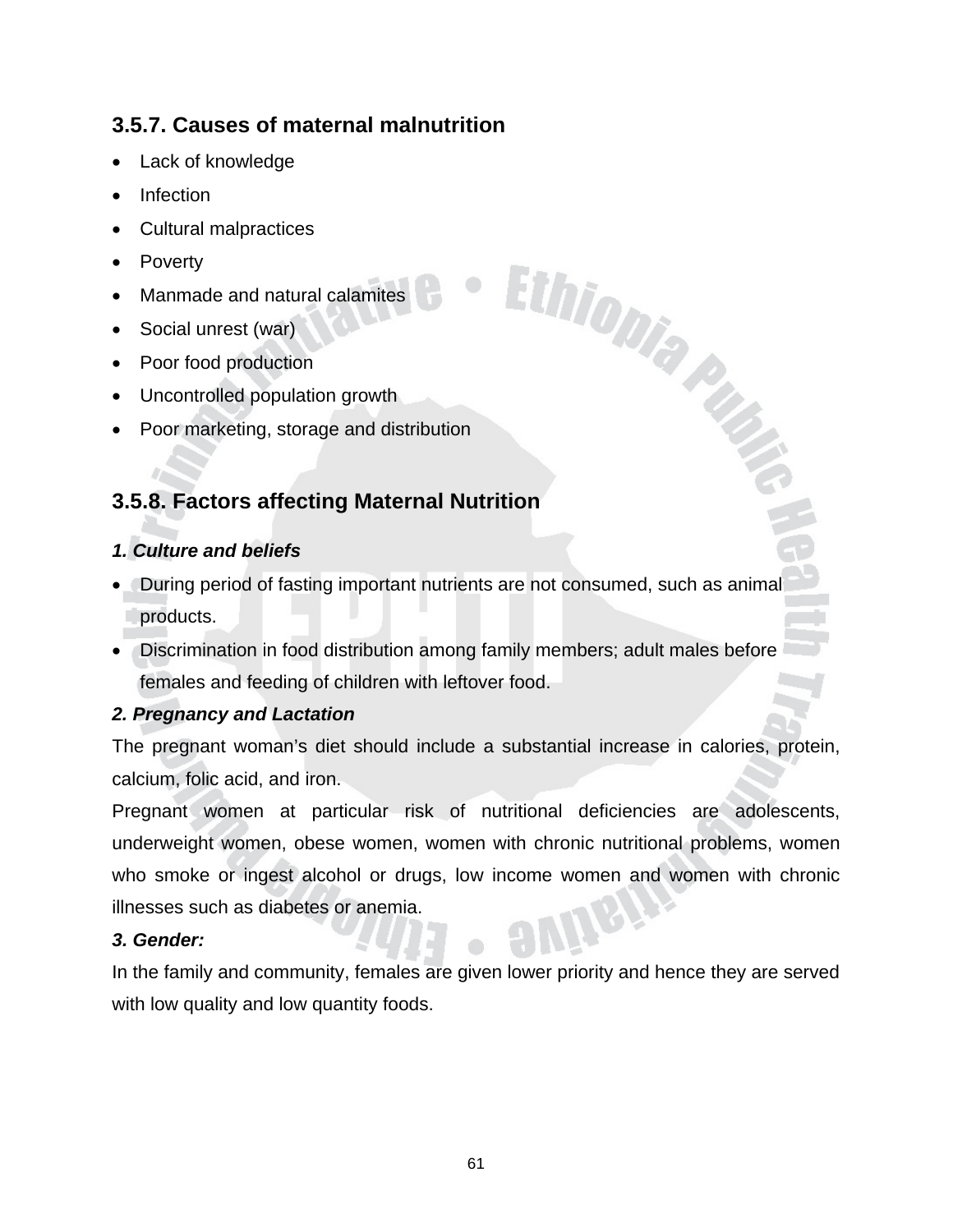### 3.5.7. Causes of maternal malnutrition

- Lack of knowledge
- Infection
- Cultural malpractices
- Poverty
- Manmade and natural calamites
- Social unrest (war)
- Poor food production
- Uncontrolled population growth
- Poor marketing, storage and distribution

### 3.5.8. Factors affecting Maternal Nutrition

***1. Culture and beliefs***

- During period of fasting important nutrients are not consumed, such as animal products.
- Discrimination in food distribution among family members; adult males before females and feeding of children with leftover food.

***2. Pregnancy and Lactation***

The pregnant woman's diet should include a substantial increase in calories, protein, calcium, folic acid, and iron.

Pregnant women at particular risk of nutritional deficiencies are adolescents, underweight women, obese women, women with chronic nutritional problems, women who smoke or ingest alcohol or drugs, low income women and women with chronic illnesses such as diabetes or anemia.

***3. Gender:***

In the family and community, females are given lower priority and hence they are served with low quality and low quantity foods.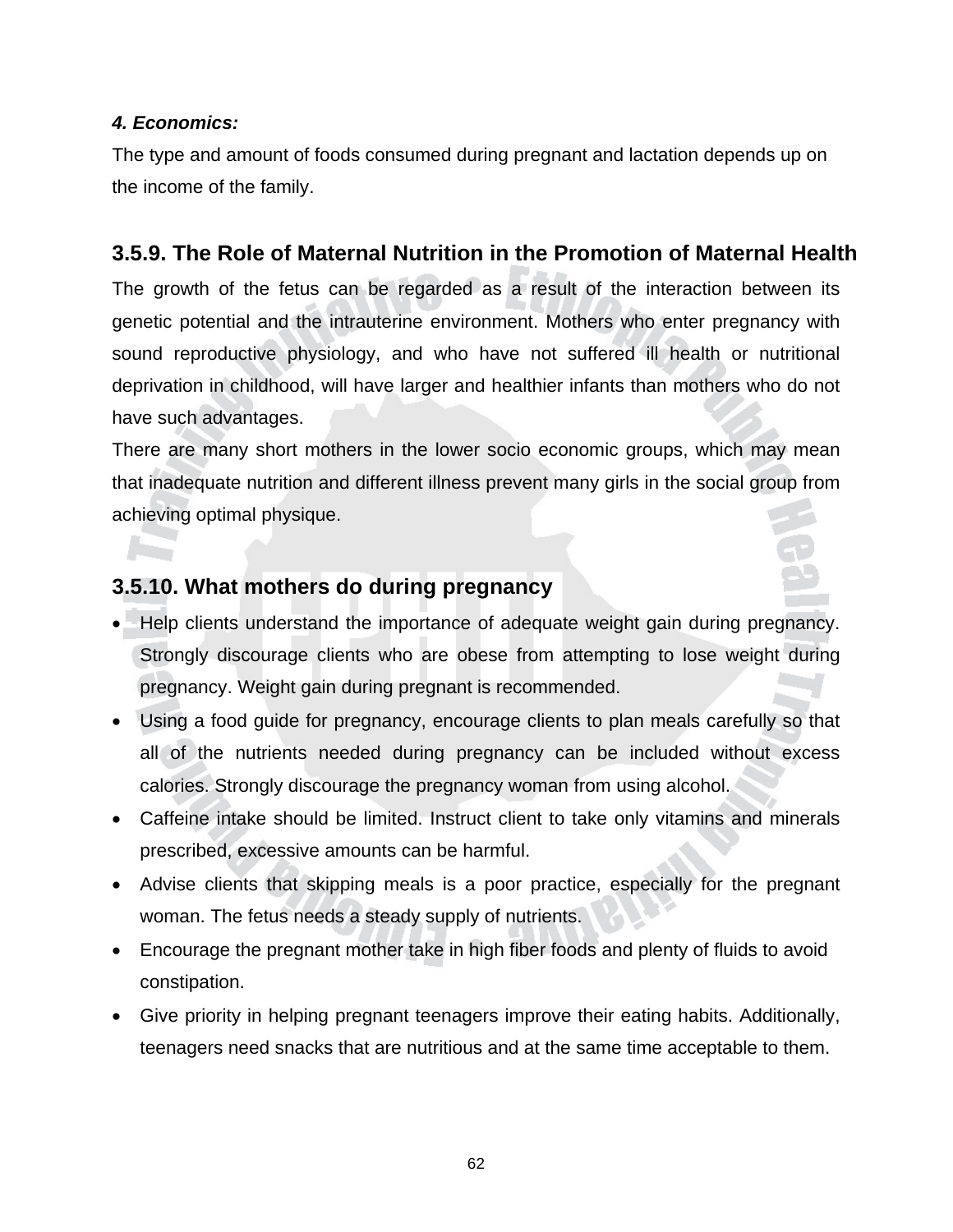***4. Economics:***

The type and amount of foods consumed during pregnant and lactation depends up on the income of the family.

## 3.5.9. The Role of Maternal Nutrition in the Promotion of Maternal Health

The growth of the fetus can be regarded as a result of the interaction between its genetic potential and the intrauterine environment. Mothers who enter pregnancy with sound reproductive physiology, and who have not suffered ill health or nutritional deprivation in childhood, will have larger and healthier infants than mothers who do not have such advantages.

There are many short mothers in the lower socio economic groups, which may mean that inadequate nutrition and different illness prevent many girls in the social group from achieving optimal physique.

## 3.5.10. What mothers do during pregnancy

- Help clients understand the importance of adequate weight gain during pregnancy. Strongly discourage clients who are obese from attempting to lose weight during pregnancy. Weight gain during pregnant is recommended.
- Using a food guide for pregnancy, encourage clients to plan meals carefully so that all of the nutrients needed during pregnancy can be included without excess calories. Strongly discourage the pregnancy woman from using alcohol.
- Caffeine intake should be limited. Instruct client to take only vitamins and minerals prescribed, excessive amounts can be harmful.
- Advise clients that skipping meals is a poor practice, especially for the pregnant woman. The fetus needs a steady supply of nutrients.
- Encourage the pregnant mother take in high fiber foods and plenty of fluids to avoid constipation.
- Give priority in helping pregnant teenagers improve their eating habits. Additionally, teenagers need snacks that are nutritious and at the same time acceptable to them.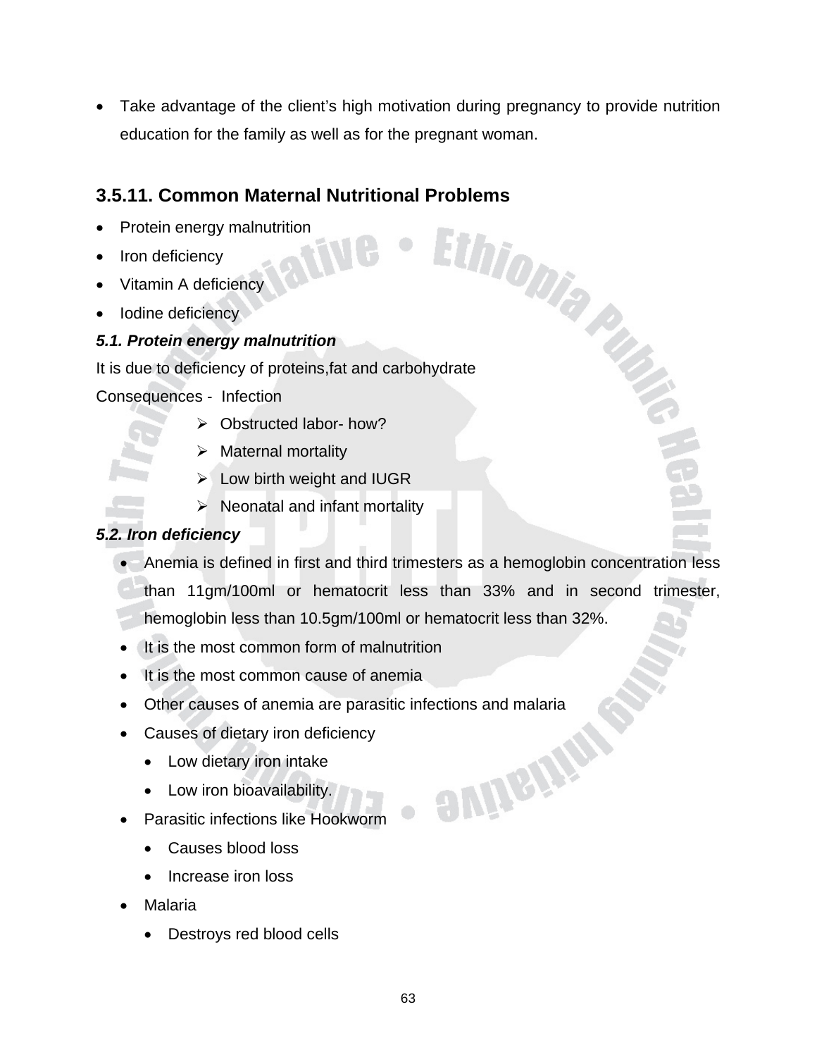- Take advantage of the client's high motivation during pregnancy to provide nutrition education for the family as well as for the pregnant woman.

## 3.5.11. Common Maternal Nutritional Problems

- Protein energy malnutrition
- Iron deficiency
- Vitamin A deficiency
- Iodine deficiency

***5.1. Protein energy malnutrition***

It is due to deficiency of proteins,fat and carbohydrate

Consequences - Infection

- Obstructed labor- how?
- Maternal mortality
- Low birth weight and IUGR
- Neonatal and infant mortality

***5.2. Iron deficiency***

- Anemia is defined in first and third trimesters as a hemoglobin concentration less than 11gm/100ml or hematocrit less than 33% and in second trimester, hemoglobin less than 10.5gm/100ml or hematocrit less than 32%.
- It is the most common form of malnutrition
- It is the most common cause of anemia
- Other causes of anemia are parasitic infections and malaria
- Causes of dietary iron deficiency
  - Low dietary iron intake
  - Low iron bioavailability.
- Parasitic infections like Hookworm
  - Causes blood loss
  - Increase iron loss
- Malaria
  - Destroys red blood cells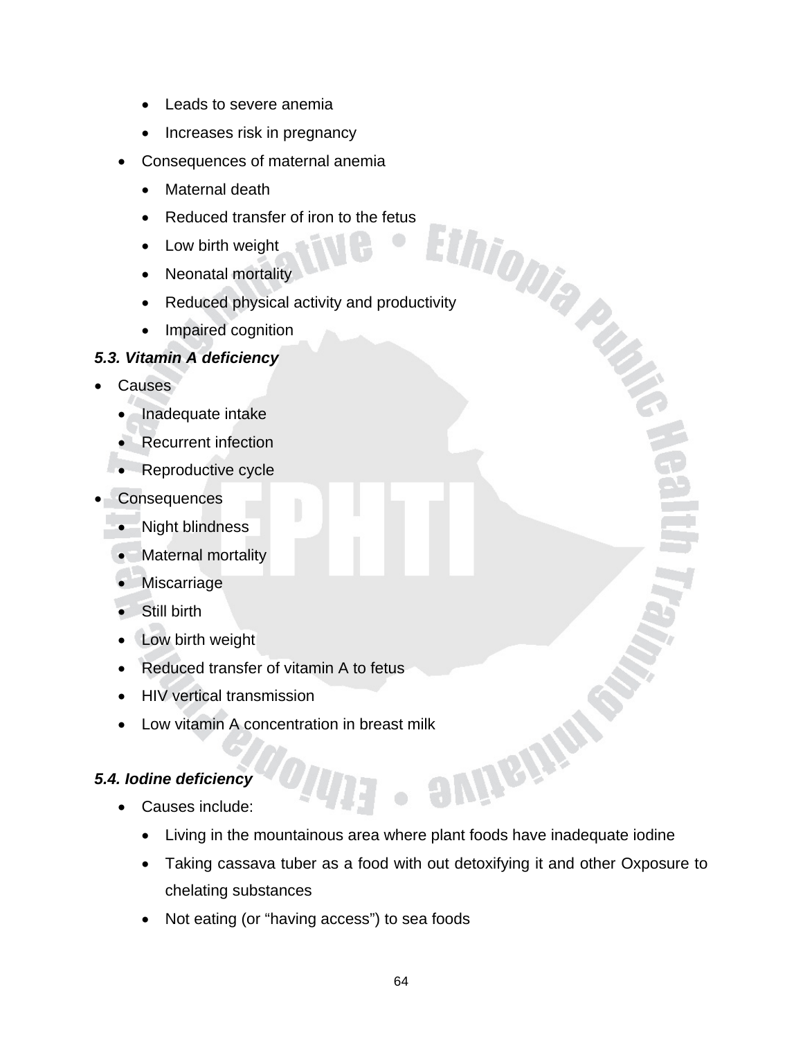- Leads to severe anemia
    - Increases risk in pregnancy
  - Consequences of maternal anemia
    - Maternal death
    - Reduced transfer of iron to the fetus
    - Low birth weight
    - Neonatal mortality
    - Reduced physical activity and productivity
    - Impaired cognition

***5.3. Vitamin A deficiency***

- Causes
  - Inadequate intake
  - Recurrent infection
  - Reproductive cycle
- Consequences
  - Night blindness
  - Maternal mortality
  - Miscarriage
  - Still birth
  - Low birth weight
  - Reduced transfer of vitamin A to fetus
  - HIV vertical transmission
  - Low vitamin A concentration in breast milk

***5.4. Iodine deficiency***

- Causes include:
  - Living in the mountainous area where plant foods have inadequate iodine
  - Taking cassava tuber as a food with out detoxifying it and other Oxposure to chelating substances
  - Not eating (or "having access") to sea foods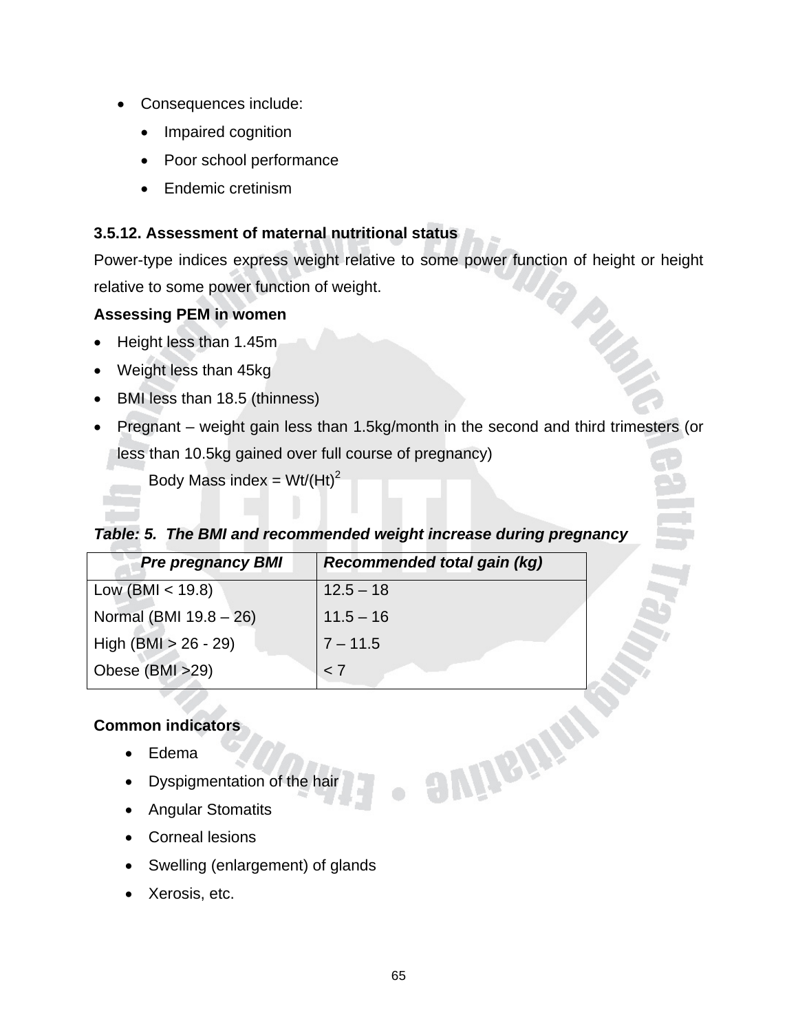- Consequences include:
    - Impaired cognition
    - Poor school performance
    - Endemic cretinism

### 3.5.12. Assessment of maternal nutritional status

Power-type indices express weight relative to some power function of height or height relative to some power function of weight.

**Assessing PEM in women**

- Height less than 1.45m
- Weight less than 45kg
- BMI less than 18.5 (thinness)
- Pregnant – weight gain less than 1.5kg/month in the second and third trimesters (or less than 10.5kg gained over full course of pregnancy)

    Body Mass index = $Wt/(Ht)^2$

***Table: 5. The BMI and recommended weight increase during pregnancy***

| *Pre pregnancy BMI* | *Recommended total gain (kg)* |
|---|---|
| Low (BMI < 19.8) | 12.5 – 18 |
| Normal (BMI 19.8 – 26) | 11.5 – 16 |
| High (BMI > 26 - 29) | 7 – 11.5 |
| Obese (BMI >29) | < 7 |

**Common indicators**

- Edema
- Dyspigmentation of the hair
- Angular Stomatits
- Corneal lesions
- Swelling (enlargement) of glands
- Xerosis, etc.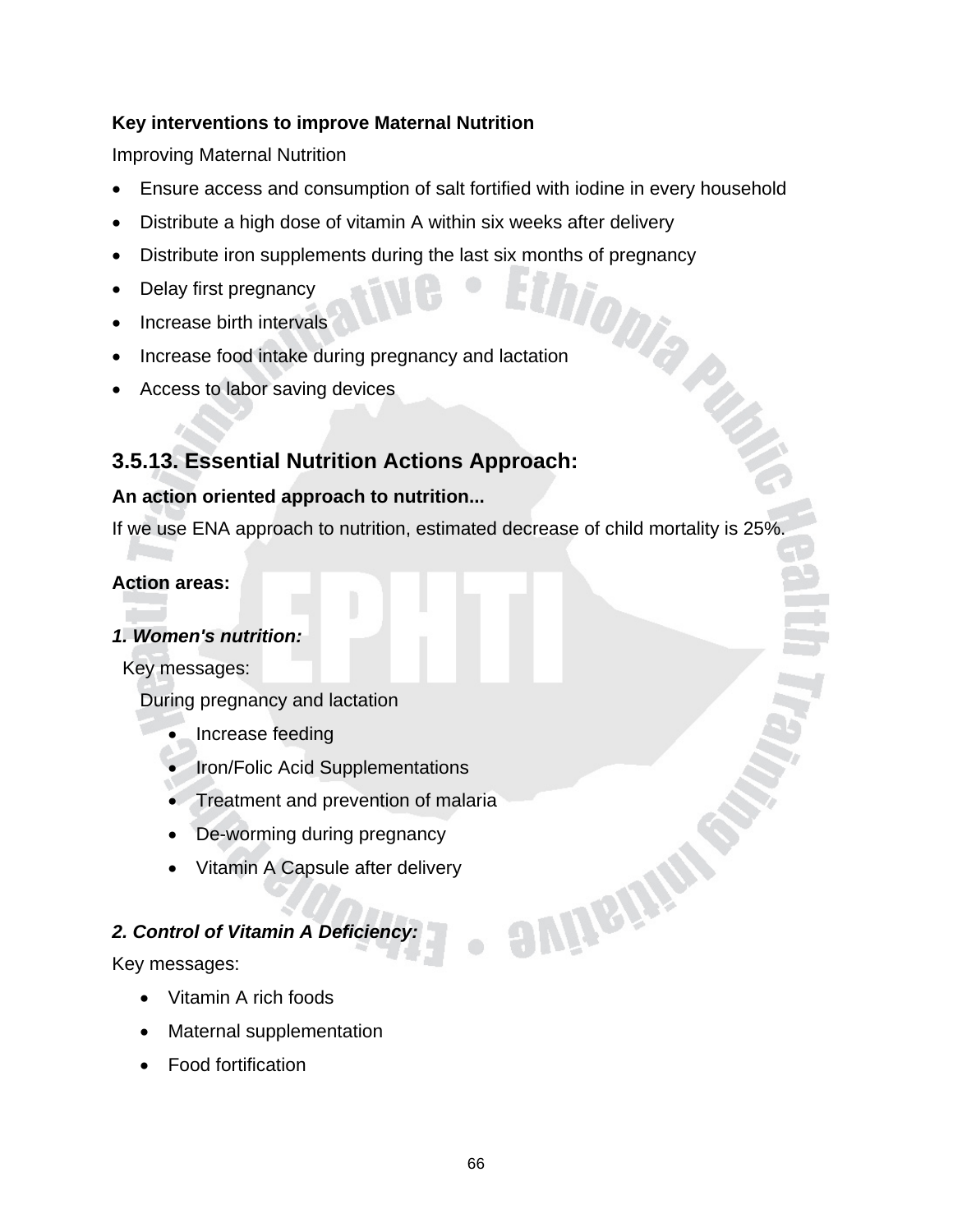**Key interventions to improve Maternal Nutrition**

Improving Maternal Nutrition

- Ensure access and consumption of salt fortified with iodine in every household
- Distribute a high dose of vitamin A within six weeks after delivery
- Distribute iron supplements during the last six months of pregnancy
- Delay first pregnancy
- Increase birth intervals
- Increase food intake during pregnancy and lactation
- Access to labor saving devices

## 3.5.13. Essential Nutrition Actions Approach:

**An action oriented approach to nutrition...**

If we use ENA approach to nutrition, estimated decrease of child mortality is 25%.

**Action areas:**

***1. Women's nutrition:***

Key messages:

During pregnancy and lactation

- Increase feeding
- Iron/Folic Acid Supplementations
- Treatment and prevention of malaria
- De-worming during pregnancy
- Vitamin A Capsule after delivery

***2. Control of Vitamin A Deficiency:***

Key messages:

- Vitamin A rich foods
- Maternal supplementation
- Food fortification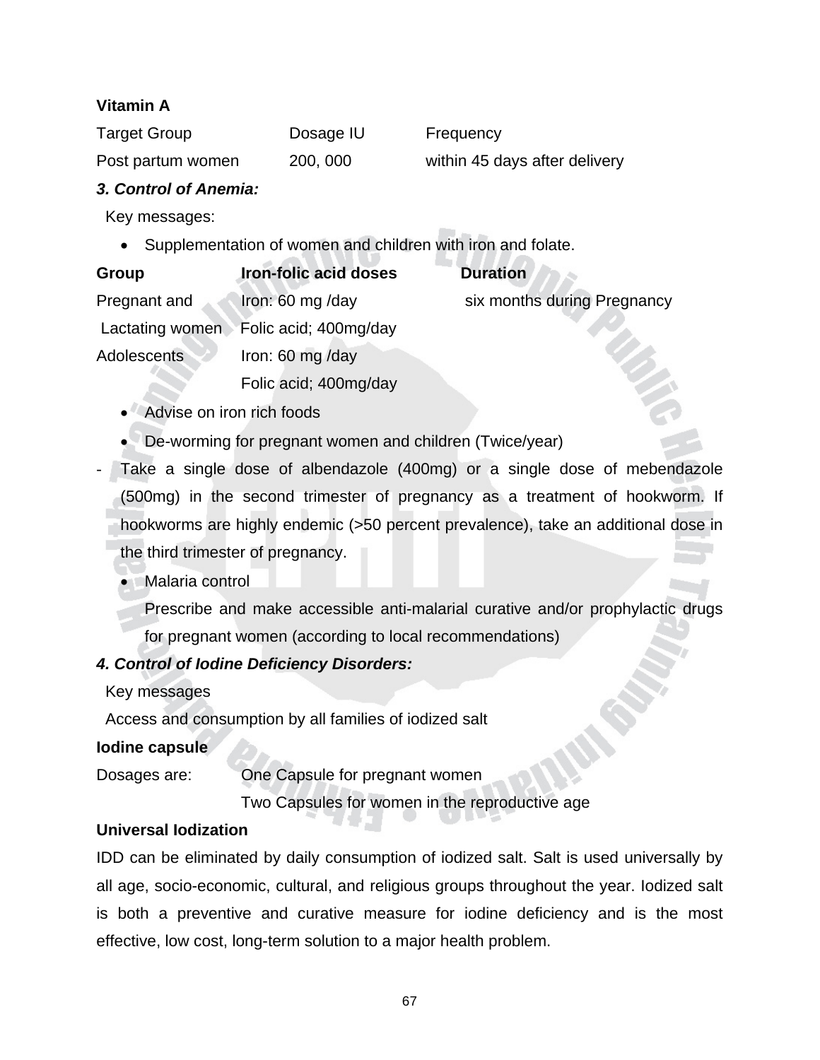**Vitamin A**

| Target Group | Dosage IU | Frequency |
| --- | --- | --- |
| Post partum women | 200, 000 | within 45 days after delivery |

***3. Control of Anemia:***

Key messages:

- Supplementation of women and children with iron and folate.

| Group | Iron-folic acid doses | Duration |
| --- | --- | --- |
| Pregnant and Lactating women | Iron: 60 mg /day<br>Folic acid; 400mg/day | six months during Pregnancy |
| Adolescents | Iron: 60 mg /day<br>Folic acid; 400mg/day | |

- Advise on iron rich foods
- De-worming for pregnant women and children (Twice/year)

- Take a single dose of albendazole (400mg) or a single dose of mebendazole (500mg) in the second trimester of pregnancy as a treatment of hookworm. If hookworms are highly endemic (>50 percent prevalence), take an additional dose in the third trimester of pregnancy.

- Malaria control

  Prescribe and make accessible anti-malarial curative and/or prophylactic drugs for pregnant women (according to local recommendations)

***4. Control of Iodine Deficiency Disorders:***

Key messages

Access and consumption by all families of iodized salt

**Iodine capsule**

Dosages are: One Capsule for pregnant women

Two Capsules for women in the reproductive age

**Universal Iodization**

IDD can be eliminated by daily consumption of iodized salt. Salt is used universally by all age, socio-economic, cultural, and religious groups throughout the year. Iodized salt is both a preventive and curative measure for iodine deficiency and is the most effective, low cost, long-term solution to a major health problem.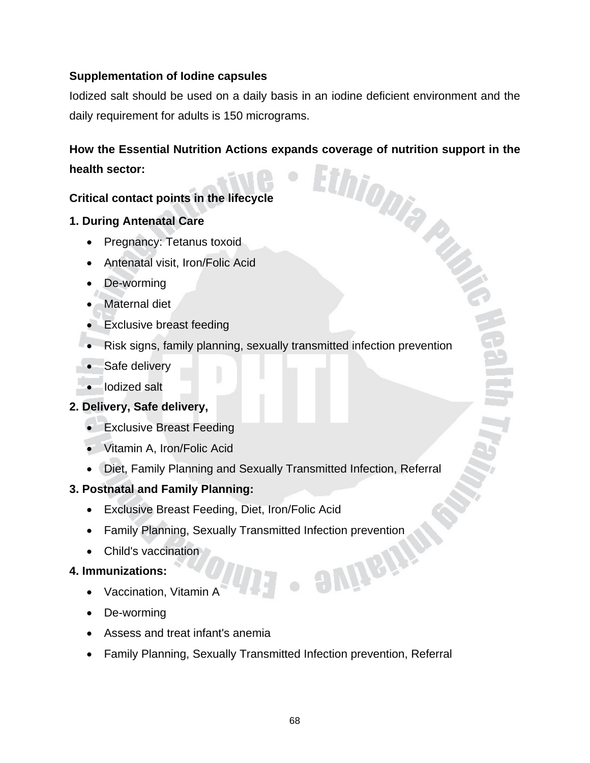**Supplementation of Iodine capsules**

Iodized salt should be used on a daily basis in an iodine deficient environment and the daily requirement for adults is 150 micrograms.

**How the Essential Nutrition Actions expands coverage of nutrition support in the health sector:**

**Critical contact points in the lifecycle**

**1. During Antenatal Care**

- Pregnancy: Tetanus toxoid
- Antenatal visit, Iron/Folic Acid
- De-worming
- Maternal diet
- Exclusive breast feeding
- Risk signs, family planning, sexually transmitted infection prevention
- Safe delivery
- Iodized salt

**2. Delivery, Safe delivery,**

- Exclusive Breast Feeding
- Vitamin A, Iron/Folic Acid
- Diet, Family Planning and Sexually Transmitted Infection, Referral

**3. Postnatal and Family Planning:**

- Exclusive Breast Feeding, Diet, Iron/Folic Acid
- Family Planning, Sexually Transmitted Infection prevention
- Child's vaccination

**4. Immunizations:**

- Vaccination, Vitamin A
- De-worming
- Assess and treat infant's anemia
- Family Planning, Sexually Transmitted Infection prevention, Referral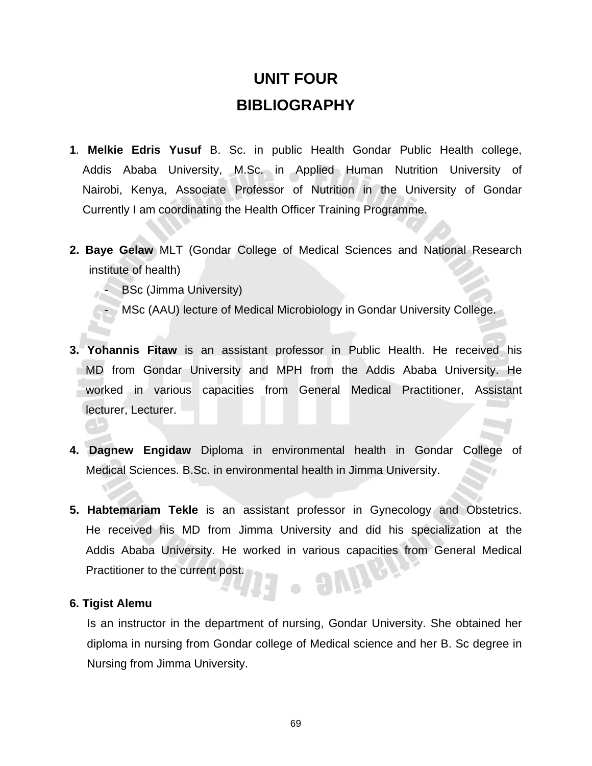# UNIT FOUR
# BIBLIOGRAPHY

1. **Melkie Edris Yusuf** B. Sc. in public Health Gondar Public Health college, Addis Ababa University, M.Sc. in Applied Human Nutrition University of Nairobi, Kenya, Associate Professor of Nutrition in the University of Gondar Currently I am coordinating the Health Officer Training Programme.

2. **Baye Gelaw** MLT (Gondar College of Medical Sciences and National Research institute of health)
   - BSc (Jimma University)
   - MSc (AAU) lecture of Medical Microbiology in Gondar University College.

3. **Yohannis Fitaw** is an assistant professor in Public Health. He received his MD from Gondar University and MPH from the Addis Ababa University. He worked in various capacities from General Medical Practitioner, Assistant lecturer, Lecturer.

4. **Dagnew Engidaw** Diploma in environmental health in Gondar College of Medical Sciences. B.Sc. in environmental health in Jimma University.

5. **Habtemariam Tekle** is an assistant professor in Gynecology and Obstetrics. He received his MD from Jimma University and did his specialization at the Addis Ababa University. He worked in various capacities from General Medical Practitioner to the current post.

6. **Tigist Alemu**

   Is an instructor in the department of nursing, Gondar University. She obtained her diploma in nursing from Gondar college of Medical science and her B. Sc degree in Nursing from Jimma University.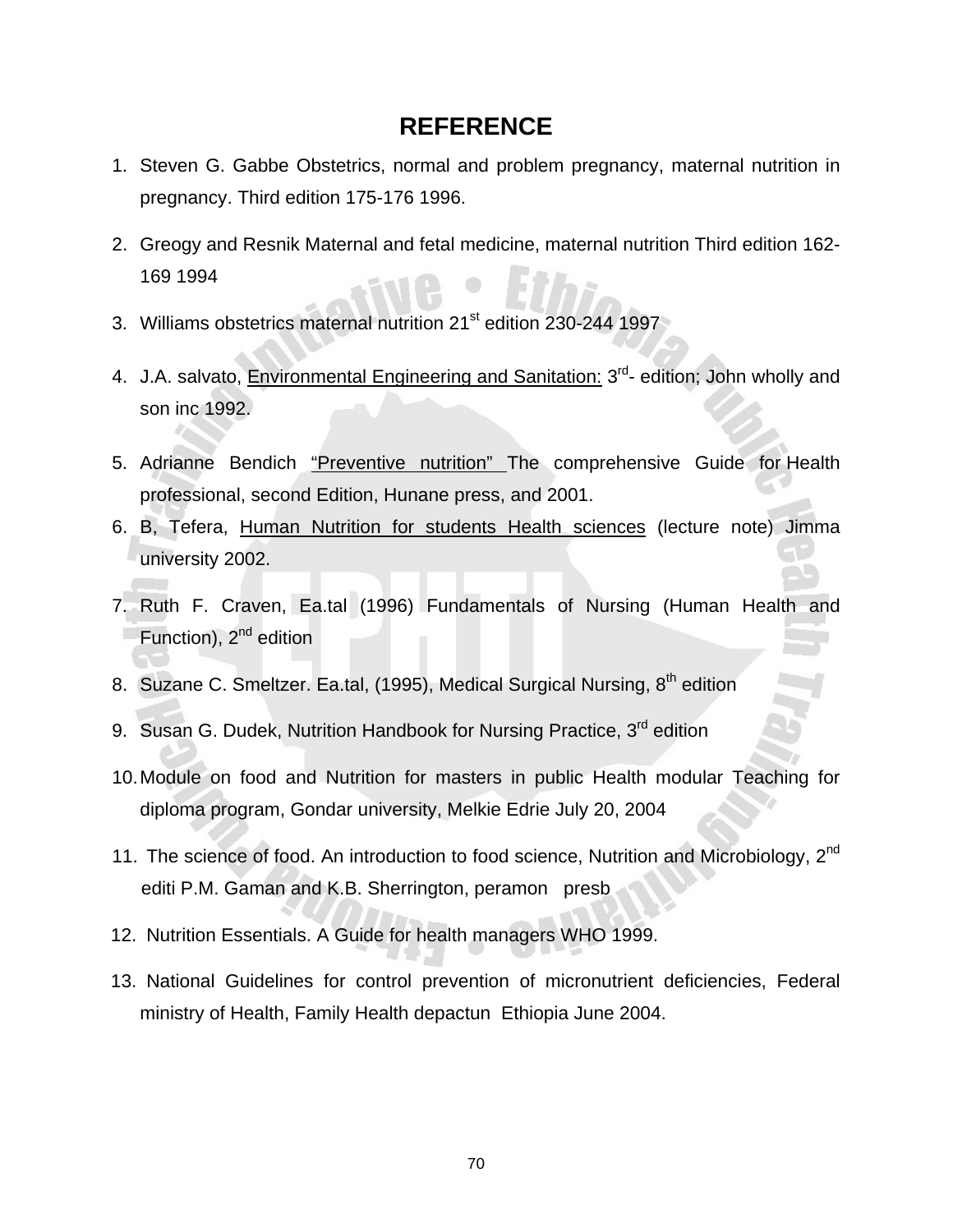# REFERENCE

1. Steven G. Gabbe Obstetrics, normal and problem pregnancy, maternal nutrition in pregnancy. Third edition 175-176 1996.
2. Greogy and Resnik Maternal and fetal medicine, maternal nutrition Third edition 162-169 1994
3. Williams obstetrics maternal nutrition 21st edition 230-244 1997
4. J.A. salvato, Environmental Engineering and Sanitation: 3rd- edition; John wholly and son inc 1992.
5. Adrianne Bendich "Preventive nutrition" The comprehensive Guide for Health professional, second Edition, Hunane press, and 2001.
6. B, Tefera, Human Nutrition for students Health sciences (lecture note) Jimma university 2002.
7. Ruth F. Craven, Ea.tal (1996) Fundamentals of Nursing (Human Health and Function), 2nd edition
8. Suzane C. Smeltzer. Ea.tal, (1995), Medical Surgical Nursing, 8th edition
9. Susan G. Dudek, Nutrition Handbook for Nursing Practice, 3rd edition
10. Module on food and Nutrition for masters in public Health modular Teaching for diploma program, Gondar university, Melkie Edrie July 20, 2004
11. The science of food. An introduction to food science, Nutrition and Microbiology, 2nd editi P.M. Gaman and K.B. Sherrington, peramon presb
12. Nutrition Essentials. A Guide for health managers WHO 1999.
13. National Guidelines for control prevention of micronutrient deficiencies, Federal ministry of Health, Family Health depactun Ethiopia June 2004.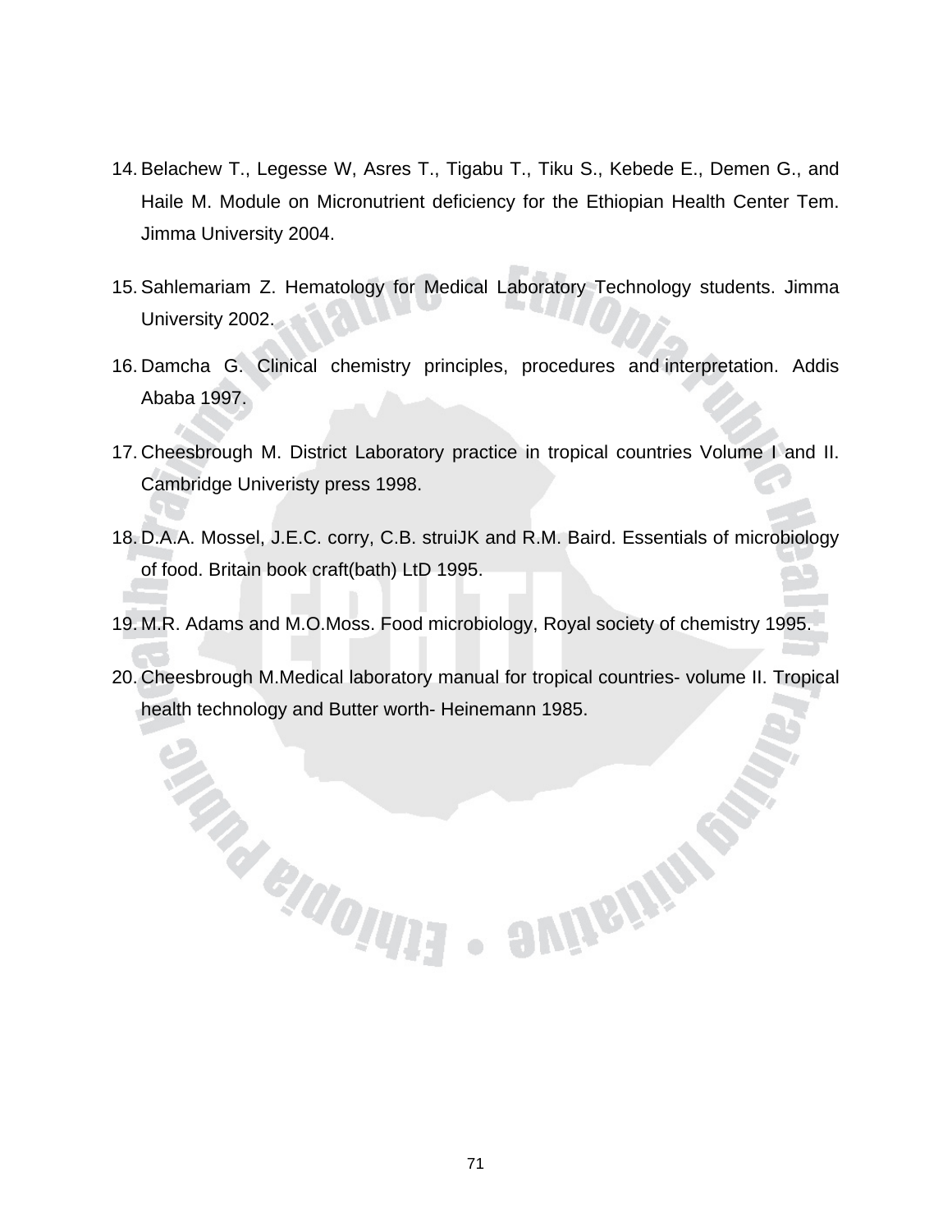14. Belachew T., Legesse W, Asres T., Tigabu T., Tiku S., Kebede E., Demen G., and Haile M. Module on Micronutrient deficiency for the Ethiopian Health Center Tem. Jimma University 2004.

15. Sahlemariam Z. Hematology for Medical Laboratory Technology students. Jimma University 2002.

16. Damcha G. Clinical chemistry principles, procedures and interpretation. Addis Ababa 1997.

17. Cheesbrough M. District Laboratory practice in tropical countries Volume I and II. Cambridge Univeristy press 1998.

18. D.A.A. Mossel, J.E.C. corry, C.B. struiJK and R.M. Baird. Essentials of microbiology of food. Britain book craft(bath) LtD 1995.

19. M.R. Adams and M.O.Moss. Food microbiology, Royal society of chemistry 1995.

20. Cheesbrough M.Medical laboratory manual for tropical countries- volume II. Tropical health technology and Butter worth- Heinemann 1985.